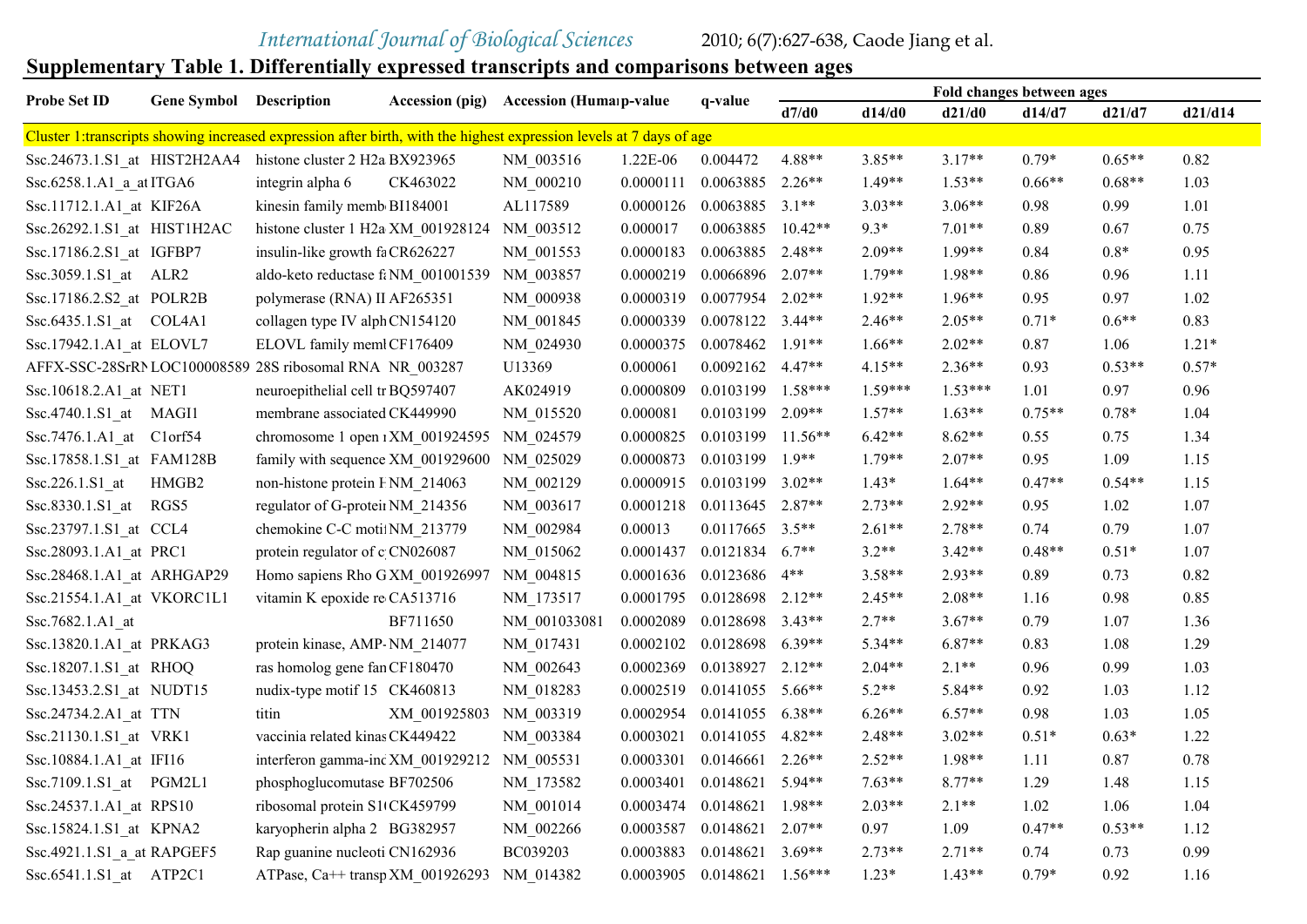## Supplementary Table 1. Differentially expressed transcripts and comparisons between ages

| Probe Set ID | Gene Symbol | Description | Accession (pig) | Accession (Huma | p-value | q-value | Fold changes between ages | | | | | |
|---|---|---|---|---|---|---|---|---|---|---|---|---|
| | | | | | | | d7/d0 | d14/d0 | d21/d0 | d14/d7 | d21/d7 | d21/d14 |
| Cluster 1:transcripts showing increased expression after birth, with the highest expression levels at 7 days of age | | | | | | | | | | | | |
| Ssc.24673.1.S1_at | HIST2H2AA4 | histone cluster 2 H2a | BX923965 | NM_003516 | 1.22E-06 | 0.004472 | 4.88** | 3.85** | 3.17** | 0.79* | 0.65** | 0.82 |
| Ssc.6258.1.A1_a_at | ITGA6 | integrin alpha 6 | CK463022 | NM_000210 | 0.0000111 | 0.0063885 | 2.26** | 1.49** | 1.53** | 0.66** | 0.68** | 1.03 |
| Ssc.11712.1.A1_at | KIF26A | kinesin family memb | BI184001 | AL117589 | 0.0000126 | 0.0063885 | 3.1** | 3.03** | 3.06** | 0.98 | 0.99 | 1.01 |
| Ssc.26292.1.S1_at | HIST1H2AC | histone cluster 1 H2a | XM_001928124 | NM_003512 | 0.000017 | 0.0063885 | 10.42** | 9.3* | 7.01** | 0.89 | 0.67 | 0.75 |
| Ssc.17186.2.S1_at | IGFBP7 | insulin-like growth fa | CR626227 | NM_001553 | 0.0000183 | 0.0063885 | 2.48** | 2.09** | 1.99** | 0.84 | 0.8* | 0.95 |
| Ssc.3059.1.S1_at | ALR2 | aldo-keto reductase fa | NM_001001539 | NM_003857 | 0.0000219 | 0.0066896 | 2.07** | 1.79** | 1.98** | 0.86 | 0.96 | 1.11 |
| Ssc.17186.2.S2_at | POLR2B | polymerase (RNA) II | AF265351 | NM_000938 | 0.0000319 | 0.0077954 | 2.02** | 1.92** | 1.96** | 0.95 | 0.97 | 1.02 |
| Ssc.6435.1.S1_at | COL4A1 | collagen type IV alph | CN154120 | NM_001845 | 0.0000339 | 0.0078122 | 3.44** | 2.46** | 2.05** | 0.71* | 0.6** | 0.83 |
| Ssc.17942.1.A1_at | ELOVL7 | ELOVL family meml | CF176409 | NM_024930 | 0.0000375 | 0.0078462 | 1.91** | 1.66** | 2.02** | 0.87 | 1.06 | 1.21* |
| AFFX-SSC-28SrRN | LOC100008589 | 28S ribosomal RNA | NR_003287 | U13369 | 0.000061 | 0.0092162 | 4.47** | 4.15** | 2.36** | 0.93 | 0.53** | 0.57* |
| Ssc.10618.2.A1_at | NET1 | neuroepithelial cell tr | BQ597407 | AK024919 | 0.0000809 | 0.0103199 | 1.58*** | 1.59*** | 1.53*** | 1.01 | 0.97 | 0.96 |
| Ssc.4740.1.S1_at | MAGI1 | membrane associated | CK449990 | NM_015520 | 0.000081 | 0.0103199 | 2.09** | 1.57** | 1.63** | 0.75** | 0.78* | 1.04 |
| Ssc.7476.1.A1_at | C1orf54 | chromosome 1 open r | XM_001924595 | NM_024579 | 0.0000825 | 0.0103199 | 11.56** | 6.42** | 8.62** | 0.55 | 0.75 | 1.34 |
| Ssc.17858.1.S1_at | FAM128B | family with sequence | XM_001929600 | NM_025029 | 0.0000873 | 0.0103199 | 1.9** | 1.79** | 2.07** | 0.95 | 1.09 | 1.15 |
| Ssc.226.1.S1_at | HMGB2 | non-histone protein H | NM_214063 | NM_002129 | 0.0000915 | 0.0103199 | 3.02** | 1.43* | 1.64** | 0.47** | 0.54** | 1.15 |
| Ssc.8330.1.S1_at | RGS5 | regulator of G-protein | NM_214356 | NM_003617 | 0.0001218 | 0.0113645 | 2.87** | 2.73** | 2.92** | 0.95 | 1.02 | 1.07 |
| Ssc.23797.1.S1_at | CCL4 | chemokine C-C motif | NM_213779 | NM_002984 | 0.00013 | 0.0117665 | 3.5** | 2.61** | 2.78** | 0.74 | 0.79 | 1.07 |
| Ssc.28093.1.A1_at | PRC1 | protein regulator of c | CN026087 | NM_015062 | 0.0001437 | 0.0121834 | 6.7** | 3.2** | 3.42** | 0.48** | 0.51* | 1.07 |
| Ssc.28468.1.A1_at | ARHGAP29 | Homo sapiens Rho G | XM_001926997 | NM_004815 | 0.0001636 | 0.0123686 | 4** | 3.58** | 2.93** | 0.89 | 0.73 | 0.82 |
| Ssc.21554.1.A1_at | VKORC1L1 | vitamin K epoxide re | CA513716 | NM_173517 | 0.0001795 | 0.0128698 | 2.12** | 2.45** | 2.08** | 1.16 | 0.98 | 0.85 |
| Ssc.7682.1.A1_at | | | BF711650 | NM_001033081 | 0.0002089 | 0.0128698 | 3.43** | 2.7** | 3.67** | 0.79 | 1.07 | 1.36 |
| Ssc.13820.1.A1_at | PRKAG3 | protein kinase, AMP- | NM_214077 | NM_017431 | 0.0002102 | 0.0128698 | 6.39** | 5.34** | 6.87** | 0.83 | 1.08 | 1.29 |
| Ssc.18207.1.S1_at | RHOQ | ras homolog gene fan | CF180470 | NM_002643 | 0.0002369 | 0.0138927 | 2.12** | 2.04** | 2.1** | 0.96 | 0.99 | 1.03 |
| Ssc.13453.2.S1_at | NUDT15 | nudix-type motif 15 | CK460813 | NM_018283 | 0.0002519 | 0.0141055 | 5.66** | 5.2** | 5.84** | 0.92 | 1.03 | 1.12 |
| Ssc.24734.2.A1_at | TTN | titin | XM_001925803 | NM_003319 | 0.0002954 | 0.0141055 | 6.38** | 6.26** | 6.57** | 0.98 | 1.03 | 1.05 |
| Ssc.21130.1.S1_at | VRK1 | vaccinia related kinas | CK449422 | NM_003384 | 0.0003021 | 0.0141055 | 4.82** | 2.48** | 3.02** | 0.51* | 0.63* | 1.22 |
| Ssc.10884.1.A1_at | IFI16 | interferon gamma-inc | XM_001929212 | NM_005531 | 0.0003301 | 0.0146661 | 2.26** | 2.52** | 1.98** | 1.11 | 0.87 | 0.78 |
| Ssc.7109.1.S1_at | PGM2L1 | phosphoglucomutase | BF702506 | NM_173582 | 0.0003401 | 0.0148621 | 5.94** | 7.63** | 8.77** | 1.29 | 1.48 | 1.15 |
| Ssc.24537.1.A1_at | RPS10 | ribosomal protein S10 | CK459799 | NM_001014 | 0.0003474 | 0.0148621 | 1.98** | 2.03** | 2.1** | 1.02 | 1.06 | 1.04 |
| Ssc.15824.1.S1_at | KPNA2 | karyopherin alpha 2 | BG382957 | NM_002266 | 0.0003587 | 0.0148621 | 2.07** | 0.97 | 1.09 | 0.47** | 0.53** | 1.12 |
| Ssc.4921.1.S1_a_at | RAPGEF5 | Rap guanine nucleoti | CN162936 | BC039203 | 0.0003883 | 0.0148621 | 3.69** | 2.73** | 2.71** | 0.74 | 0.73 | 0.99 |
| Ssc.6541.1.S1_at | ATP2C1 | ATPase, Ca++ transp | XM_001926293 | NM_014382 | 0.0003905 | 0.0148621 | 1.56*** | 1.23* | 1.43** | 0.79* | 0.92 | 1.16 |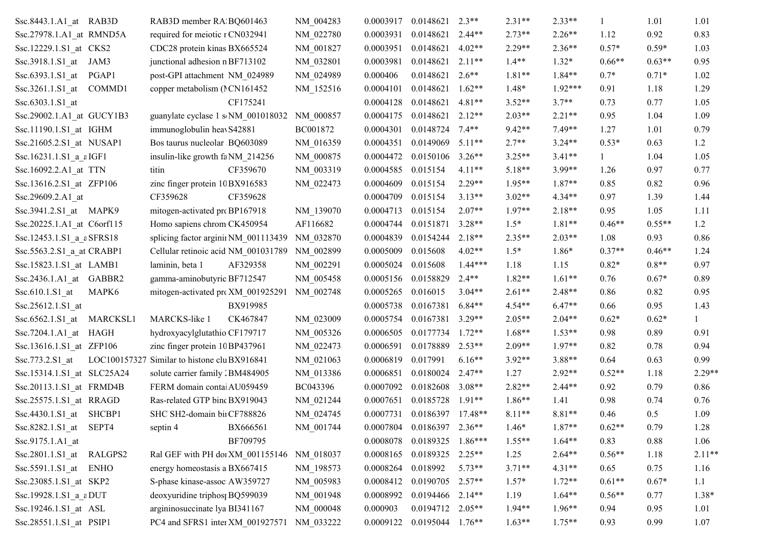| | | | | | | | | | | | | |
|---|---|---|---|---|---|---|---|---|---|---|---|---|
| Ssc.8443.1.A1_at | RAB3D | RAB3D member RA | BQ601463 | NM_004283 | 0.0003917 | 0.0148621 | 2.3** | 2.31** | 2.33** | 1 | 1.01 | 1.01 |
| Ssc.27978.1.A1_at | RMND5A | required for meiotic r | CN032941 | NM_022780 | 0.0003931 | 0.0148621 | 2.44** | 2.73** | 2.26** | 1.12 | 0.92 | 0.83 |
| Ssc.12229.1.S1_at | CKS2 | CDC28 protein kinas | BX665524 | NM_001827 | 0.0003951 | 0.0148621 | 4.02** | 2.29** | 2.36** | 0.57* | 0.59* | 1.03 |
| Ssc.3918.1.S1_at | JAM3 | junctional adhesion n | BF713102 | NM_032801 | 0.0003981 | 0.0148621 | 2.11** | 1.4** | 1.32* | 0.66** | 0.63** | 0.95 |
| Ssc.6393.1.S1_at | PGAP1 | post-GPI attachment | NM_024989 | NM_024989 | 0.000406 | 0.0148621 | 2.6** | 1.81** | 1.84** | 0.7* | 0.71* | 1.02 |
| Ssc.3261.1.S1_at | COMMD1 | copper metabolism (M | CN161452 | NM_152516 | 0.0004101 | 0.0148621 | 1.62** | 1.48* | 1.92*** | 0.91 | 1.18 | 1.29 |
| Ssc.6303.1.S1_at | | | CF175241 | | 0.0004128 | 0.0148621 | 4.81** | 3.52** | 3.7** | 0.73 | 0.77 | 1.05 |
| Ssc.29002.1.A1_at | GUCY1B3 | guanylate cyclase 1 s | NM_001018032 | NM_000857 | 0.0004175 | 0.0148621 | 2.12** | 2.03** | 2.21** | 0.95 | 1.04 | 1.09 |
| Ssc.11190.1.S1_at | IGHM | immunoglobulin heav | S42881 | BC001872 | 0.0004301 | 0.0148724 | 7.4** | 9.42** | 7.49** | 1.27 | 1.01 | 0.79 |
| Ssc.21605.2.S1_at | NUSAP1 | Bos taurus nucleolar | BQ603089 | NM_016359 | 0.0004351 | 0.0149069 | 5.11** | 2.7** | 3.24** | 0.53* | 0.63 | 1.2 |
| Ssc.16231.1.S1_a_at | IGF1 | insulin-like growth fa | NM_214256 | NM_000875 | 0.0004472 | 0.0150106 | 3.26** | 3.25** | 3.41** | 1 | 1.04 | 1.05 |
| Ssc.16092.2.A1_at | TTN | titin | CF359670 | NM_003319 | 0.0004585 | 0.015154 | 4.11** | 5.18** | 3.99** | 1.26 | 0.97 | 0.77 |
| Ssc.13616.2.S1_at | ZFP106 | zinc finger protein 10 | BX916583 | NM_022473 | 0.0004609 | 0.015154 | 2.29** | 1.95** | 1.87** | 0.85 | 0.82 | 0.96 |
| Ssc.29609.2.A1_at | | CF359628 | CF359628 | | 0.0004709 | 0.015154 | 3.13** | 3.02** | 4.34** | 0.97 | 1.39 | 1.44 |
| Ssc.3941.2.S1_at | MAPK9 | mitogen-activated pro | BP167918 | NM_139070 | 0.0004713 | 0.015154 | 2.07** | 1.97** | 2.18** | 0.95 | 1.05 | 1.11 |
| Ssc.20225.1.A1_at | C6orf115 | Homo sapiens chrom | CK450954 | AF116682 | 0.0004744 | 0.0151871 | 3.28** | 1.5* | 1.81** | 0.46** | 0.55** | 1.2 |
| Ssc.12453.1.S1_a_at | SFRS18 | splicing factor argini | NM_001113439 | NM_032870 | 0.0004839 | 0.0154244 | 2.18** | 2.35** | 2.03** | 1.08 | 0.93 | 0.86 |
| Ssc.5563.2.S1_a_at | CRABP1 | Cellular retinoic acid | NM_001031789 | NM_002899 | 0.0005009 | 0.015608 | 4.02** | 1.5* | 1.86* | 0.37** | 0.46** | 1.24 |
| Ssc.15823.1.S1_at | LAMB1 | laminin, beta 1 | AF329358 | NM_002291 | 0.0005024 | 0.015608 | 1.44*** | 1.18 | 1.15 | 0.82* | 0.8** | 0.97 |
| Ssc.2436.1.A1_at | GABBR2 | gamma-aminobutyric | BF712547 | NM_005458 | 0.0005156 | 0.0158829 | 2.4** | 1.82** | 1.61** | 0.76 | 0.67* | 0.89 |
| Ssc.610.1.S1_at | MAPK6 | mitogen-activated pro | XM_001925291 | NM_002748 | 0.0005265 | 0.016015 | 3.04** | 2.61** | 2.48** | 0.86 | 0.82 | 0.95 |
| Ssc.25612.1.S1_at | | | BX919985 | | 0.0005738 | 0.0167381 | 6.84** | 4.54** | 6.47** | 0.66 | 0.95 | 1.43 |
| Ssc.6562.1.S1_at | MARCKSL1 | MARCKS-like 1 | CK467847 | NM_023009 | 0.0005754 | 0.0167381 | 3.29** | 2.05** | 2.04** | 0.62* | 0.62* | 1 |
| Ssc.7204.1.A1_at | HAGH | hydroxyacylglutathio | CF179717 | NM_005326 | 0.0006505 | 0.0177734 | 1.72** | 1.68** | 1.53** | 0.98 | 0.89 | 0.91 |
| Ssc.13616.1.S1_at | ZFP106 | zinc finger protein 10 | BP437961 | NM_022473 | 0.0006591 | 0.0178889 | 2.53** | 2.09** | 1.97** | 0.82 | 0.78 | 0.94 |
| Ssc.773.2.S1_at | LOC100157327 | Similar to histone clu | BX916841 | NM_021063 | 0.0006819 | 0.017991 | 6.16** | 3.92** | 3.88** | 0.64 | 0.63 | 0.99 |
| Ssc.15314.1.S1_at | SLC25A24 | solute carrier family 2 | BM484905 | NM_013386 | 0.0006851 | 0.0180024 | 2.47** | 1.27 | 2.92** | 0.52** | 1.18 | 2.29** |
| Ssc.20113.1.S1_at | FRMD4B | FERM domain contai | AU059459 | BC043396 | 0.0007092 | 0.0182608 | 3.08** | 2.82** | 2.44** | 0.92 | 0.79 | 0.86 |
| Ssc.25575.1.S1_at | RRAGD | Ras-related GTP binc | BX919043 | NM_021244 | 0.0007651 | 0.0185728 | 1.91** | 1.86** | 1.41 | 0.98 | 0.74 | 0.76 |
| Ssc.4430.1.S1_at | SHCBP1 | SHC SH2-domain bin | CF788826 | NM_024745 | 0.0007731 | 0.0186397 | 17.48** | 8.11** | 8.81** | 0.46 | 0.5 | 1.09 |
| Ssc.8282.1.S1_at | SEPT4 | septin 4 | BX666561 | NM_001744 | 0.0007804 | 0.0186397 | 2.36** | 1.46* | 1.87** | 0.62** | 0.79 | 1.28 |
| Ssc.9175.1.A1_at | | | BF709795 | | 0.0008078 | 0.0189325 | 1.86*** | 1.55** | 1.64** | 0.83 | 0.88 | 1.06 |
| Ssc.2801.1.S1_at | RALGPS2 | Ral GEF with PH dor | XM_001155146 | NM_018037 | 0.0008165 | 0.0189325 | 2.25** | 1.25 | 2.64** | 0.56** | 1.18 | 2.11** |
| Ssc.5591.1.S1_at | ENHO | energy homeostasis a | BX667415 | NM_198573 | 0.0008264 | 0.018992 | 5.73** | 3.71** | 4.31** | 0.65 | 0.75 | 1.16 |
| Ssc.23085.1.S1_at | SKP2 | S-phase kinase-assoc | AW359727 | NM_005983 | 0.0008412 | 0.0190705 | 2.57** | 1.57* | 1.72** | 0.61** | 0.67* | 1.1 |
| Ssc.19928.1.S1_a_at | DUT | deoxyuridine triphosp | BQ599039 | NM_001948 | 0.0008992 | 0.0194466 | 2.14** | 1.19 | 1.64** | 0.56** | 0.77 | 1.38* |
| Ssc.19246.1.S1_at | ASL | argininosuccinate lya | BI341167 | NM_000048 | 0.000903 | 0.0194712 | 2.05** | 1.94** | 1.96** | 0.94 | 0.95 | 1.01 |
| Ssc.28551.1.S1_at | PSIP1 | PC4 and SFRS1 inter | XM_001927571 | NM_033222 | 0.0009122 | 0.0195044 | 1.76** | 1.63** | 1.75** | 0.93 | 0.99 | 1.07 |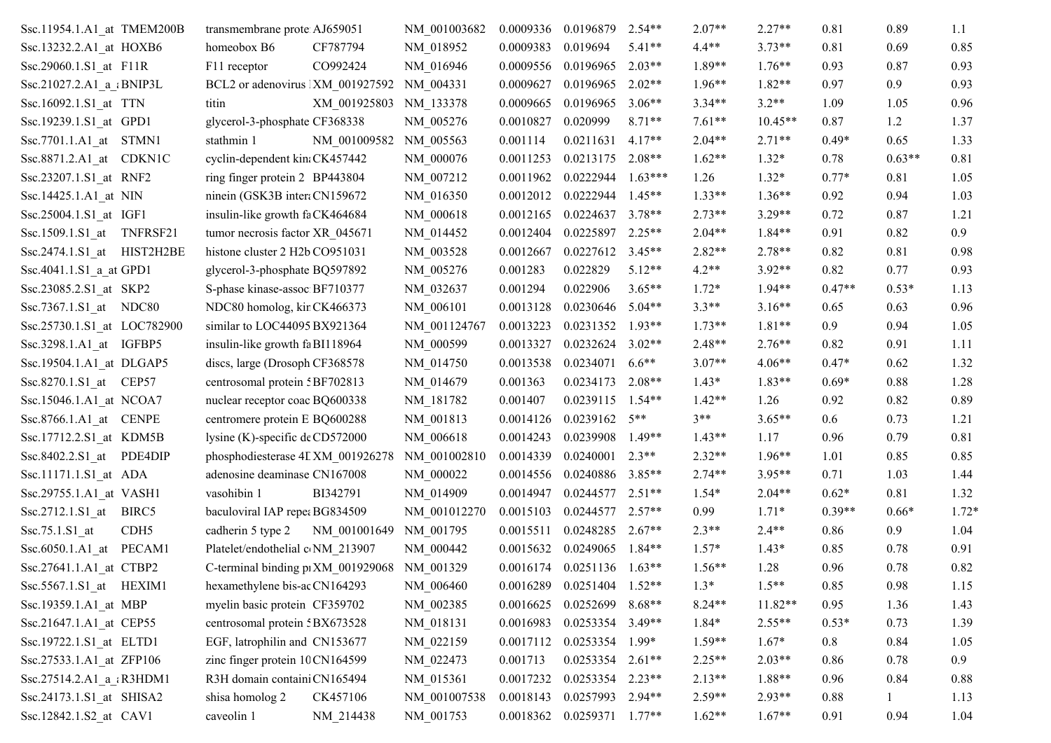| | | | | | | | | | | | | |
|---|---|---|---|---|---|---|---|---|---|---|---|---|
| Ssc.11954.1.A1_at | TMEM200B | transmembrane prote | AJ659051 | NM_001003682 | 0.0009336 | 0.0196879 | 2.54** | 2.07** | 2.27** | 0.81 | 0.89 | 1.1 |
| Ssc.13232.2.A1_at | HOXB6 | homeobox B6 | CF787794 | NM_018952 | 0.0009383 | 0.019694 | 5.41** | 4.4** | 3.73** | 0.81 | 0.69 | 0.85 |
| Ssc.29060.1.S1_at | F11R | F11 receptor | CO992424 | NM_016946 | 0.0009556 | 0.0196965 | 2.03** | 1.89** | 1.76** | 0.93 | 0.87 | 0.93 |
| Ssc.21027.2.A1_a_ | BNIP3L | BCL2 or adenovirus | XM_001927592 | NM_004331 | 0.0009627 | 0.0196965 | 2.02** | 1.96** | 1.82** | 0.97 | 0.9 | 0.93 |
| Ssc.16092.1.S1_at | TTN | titin | XM_001925803 | NM_133378 | 0.0009665 | 0.0196965 | 3.06** | 3.34** | 3.2** | 1.09 | 1.05 | 0.96 |
| Ssc.19239.1.S1_at | GPD1 | glycerol-3-phosphate | CF368338 | NM_005276 | 0.0010827 | 0.020999 | 8.71** | 7.61** | 10.45** | 0.87 | 1.2 | 1.37 |
| Ssc.7701.1.A1_at | STMN1 | stathmin 1 | NM_001009582 | NM_005563 | 0.001114 | 0.0211631 | 4.17** | 2.04** | 2.71** | 0.49* | 0.65 | 1.33 |
| Ssc.8871.2.A1_at | CDKN1C | cyclin-dependent kina | CK457442 | NM_000076 | 0.0011253 | 0.0213175 | 2.08** | 1.62** | 1.32* | 0.78 | 0.63** | 0.81 |
| Ssc.23207.1.S1_at | RNF2 | ring finger protein 2 | BP443804 | NM_007212 | 0.0011962 | 0.0222944 | 1.63*** | 1.26 | 1.32* | 0.77* | 0.81 | 1.05 |
| Ssc.14425.1.A1_at | NIN | ninein (GSK3B intera | CN159672 | NM_016350 | 0.0012012 | 0.0222944 | 1.45** | 1.33** | 1.36** | 0.92 | 0.94 | 1.03 |
| Ssc.25004.1.S1_at | IGF1 | insulin-like growth fa | CK464684 | NM_000618 | 0.0012165 | 0.0224637 | 3.78** | 2.73** | 3.29** | 0.72 | 0.87 | 1.21 |
| Ssc.1509.1.S1_at | TNFRSF21 | tumor necrosis factor | XR_045671 | NM_014452 | 0.0012404 | 0.0225897 | 2.25** | 2.04** | 1.84** | 0.91 | 0.82 | 0.9 |
| Ssc.2474.1.S1_at | HIST2H2BE | histone cluster 2 H2b | CO951031 | NM_003528 | 0.0012667 | 0.0227612 | 3.45** | 2.82** | 2.78** | 0.82 | 0.81 | 0.98 |
| Ssc.4041.1.S1_a_at | GPD1 | glycerol-3-phosphate | BQ597892 | NM_005276 | 0.001283 | 0.022829 | 5.12** | 4.2** | 3.92** | 0.82 | 0.77 | 0.93 |
| Ssc.23085.2.S1_at | SKP2 | S-phase kinase-assoc | BF710377 | NM_032637 | 0.001294 | 0.022906 | 3.65** | 1.72* | 1.94** | 0.47** | 0.53* | 1.13 |
| Ssc.7367.1.S1_at | NDC80 | NDC80 homolog, kin | CK466373 | NM_006101 | 0.0013128 | 0.0230646 | 5.04** | 3.3** | 3.16** | 0.65 | 0.63 | 0.96 |
| Ssc.25730.1.S1_at | LOC782900 | similar to LOC44095 | BX921364 | NM_001124767 | 0.0013223 | 0.0231352 | 1.93** | 1.73** | 1.81** | 0.9 | 0.94 | 1.05 |
| Ssc.3298.1.A1_at | IGFBP5 | insulin-like growth fa | BI118964 | NM_000599 | 0.0013327 | 0.0232624 | 3.02** | 2.48** | 2.76** | 0.82 | 0.91 | 1.11 |
| Ssc.19504.1.A1_at | DLGAP5 | discs, large (Drosoph | CF368578 | NM_014750 | 0.0013538 | 0.0234071 | 6.6** | 3.07** | 4.06** | 0.47* | 0.62 | 1.32 |
| Ssc.8270.1.S1_at | CEP57 | centrosomal protein 5 | BF702813 | NM_014679 | 0.001363 | 0.0234173 | 2.08** | 1.43* | 1.83** | 0.69* | 0.88 | 1.28 |
| Ssc.15046.1.A1_at | NCOA7 | nuclear receptor coac | BQ600338 | NM_181782 | 0.001407 | 0.0239115 | 1.54** | 1.42** | 1.26 | 0.92 | 0.82 | 0.89 |
| Ssc.8766.1.A1_at | CENPE | centromere protein E | BQ600288 | NM_001813 | 0.0014126 | 0.0239162 | 5** | 3** | 3.65** | 0.6 | 0.73 | 1.21 |
| Ssc.17712.2.S1_at | KDM5B | lysine (K)-specific de | CD572000 | NM_006618 | 0.0014243 | 0.0239908 | 1.49** | 1.43** | 1.17 | 0.96 | 0.79 | 0.81 |
| Ssc.8402.2.S1_at | PDE4DIP | phosphodiesterase 4D | XM_001926278 | NM_001002810 | 0.0014339 | 0.0240001 | 2.3** | 2.32** | 1.96** | 1.01 | 0.85 | 0.85 |
| Ssc.11171.1.S1_at | ADA | adenosine deaminase | CN167008 | NM_000022 | 0.0014556 | 0.0240886 | 3.85** | 2.74** | 3.95** | 0.71 | 1.03 | 1.44 |
| Ssc.29755.1.A1_at | VASH1 | vasohibin 1 | BI342791 | NM_014909 | 0.0014947 | 0.0244577 | 2.51** | 1.54* | 2.04** | 0.62* | 0.81 | 1.32 |
| Ssc.2712.1.S1_at | BIRC5 | baculoviral IAP repea | BG834509 | NM_001012270 | 0.0015103 | 0.0244577 | 2.57** | 0.99 | 1.71* | 0.39** | 0.66* | 1.72* |
| Ssc.75.1.S1_at | CDH5 | cadherin 5 type 2 | NM_001001649 | NM_001795 | 0.0015511 | 0.0248285 | 2.67** | 2.3** | 2.4** | 0.86 | 0.9 | 1.04 |
| Ssc.6050.1.A1_at | PECAM1 | Platelet/endothelial c | NM_213907 | NM_000442 | 0.0015632 | 0.0249065 | 1.84** | 1.57* | 1.43* | 0.85 | 0.78 | 0.91 |
| Ssc.27641.1.A1_at | CTBP2 | C-terminal binding pr | XM_001929068 | NM_001329 | 0.0016174 | 0.0251136 | 1.63** | 1.56** | 1.28 | 0.96 | 0.78 | 0.82 |
| Ssc.5567.1.S1_at | HEXIM1 | hexamethylene bis-ac | CN164293 | NM_006460 | 0.0016289 | 0.0251404 | 1.52** | 1.3* | 1.5** | 0.85 | 0.98 | 1.15 |
| Ssc.19359.1.A1_at | MBP | myelin basic protein | CF359702 | NM_002385 | 0.0016625 | 0.0252699 | 8.68** | 8.24** | 11.82** | 0.95 | 1.36 | 1.43 |
| Ssc.21647.1.A1_at | CEP55 | centrosomal protein 5 | BX673528 | NM_018131 | 0.0016983 | 0.0253354 | 3.49** | 1.84* | 2.55** | 0.53* | 0.73 | 1.39 |
| Ssc.19722.1.S1_at | ELTD1 | EGF, latrophilin and | CN153677 | NM_022159 | 0.0017112 | 0.0253354 | 1.99* | 1.59** | 1.67* | 0.8 | 0.84 | 1.05 |
| Ssc.27533.1.A1_at | ZFP106 | zinc finger protein 10 | CN164599 | NM_022473 | 0.001713 | 0.0253354 | 2.61** | 2.25** | 2.03** | 0.86 | 0.78 | 0.9 |
| Ssc.27514.2.A1_a_ | R3HDM1 | R3H domain containi | CN165494 | NM_015361 | 0.0017232 | 0.0253354 | 2.23** | 2.13** | 1.88** | 0.96 | 0.84 | 0.88 |
| Ssc.24173.1.S1_at | SHISA2 | shisa homolog 2 | CK457106 | NM_001007538 | 0.0018143 | 0.0257993 | 2.94** | 2.59** | 2.93** | 0.88 | 1 | 1.13 |
| Ssc.12842.1.S2_at | CAV1 | caveolin 1 | NM_214438 | NM_001753 | 0.0018362 | 0.0259371 | 1.77** | 1.62** | 1.67** | 0.91 | 0.94 | 1.04 |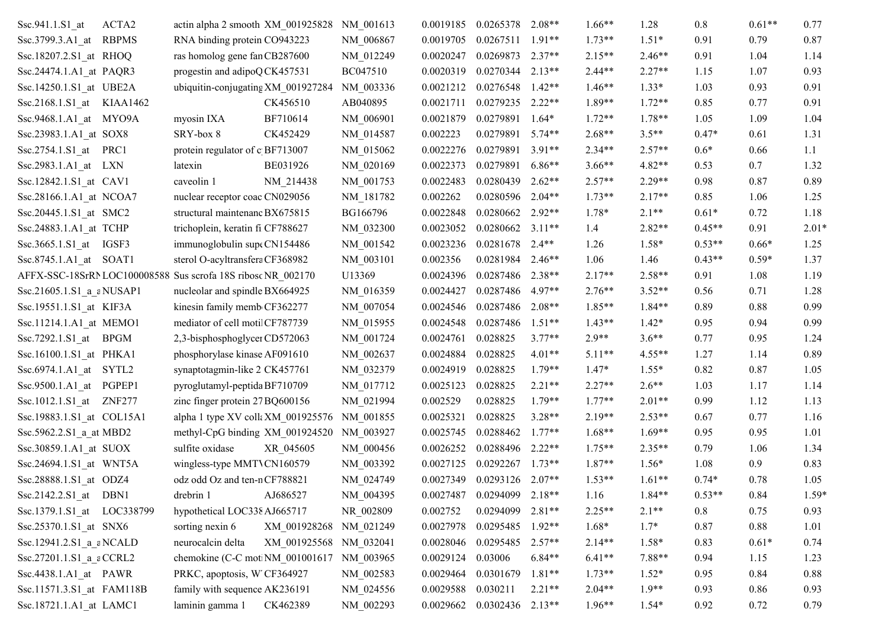| | | | | | | | | | | | | |
|---|---|---|---|---|---|---|---|---|---|---|---|---|
| Ssc.941.1.S1_at | ACTA2 | actin alpha 2 smooth | XM_001925828 | NM_001613 | 0.0019185 | 0.0265378 | 2.08** | 1.66** | 1.28 | 0.8 | 0.61** | 0.77 |
| Ssc.3799.3.A1_at | RBPMS | RNA binding protein | CO943223 | NM_006867 | 0.0019705 | 0.0267511 | 1.91** | 1.73** | 1.51* | 0.91 | 0.79 | 0.87 |
| Ssc.18207.2.S1_at | RHOQ | ras homolog gene fan | CB287600 | NM_012249 | 0.0020247 | 0.0269873 | 2.37** | 2.15** | 2.46** | 0.91 | 1.04 | 1.14 |
| Ssc.24474.1.A1_at | PAQR3 | progestin and adipoQ | CK457531 | BC047510 | 0.0020319 | 0.0270344 | 2.13** | 2.44** | 2.27** | 1.15 | 1.07 | 0.93 |
| Ssc.14250.1.S1_at | UBE2A | ubiquitin-conjugating | XM_001927284 | NM_003336 | 0.0021212 | 0.0276548 | 1.42** | 1.46** | 1.33* | 1.03 | 0.93 | 0.91 |
| Ssc.2168.1.S1_at | KIAA1462 | | CK456510 | AB040895 | 0.0021711 | 0.0279235 | 2.22** | 1.89** | 1.72** | 0.85 | 0.77 | 0.91 |
| Ssc.9468.1.A1_at | MYO9A | myosin IXA | BF710614 | NM_006901 | 0.0021879 | 0.0279891 | 1.64* | 1.72** | 1.78** | 1.05 | 1.09 | 1.04 |
| Ssc.23983.1.A1_at | SOX8 | SRY-box 8 | CK452429 | NM_014587 | 0.002223 | 0.0279891 | 5.74** | 2.68** | 3.5** | 0.47* | 0.61 | 1.31 |
| Ssc.2754.1.S1_at | PRC1 | protein regulator of c | BF713007 | NM_015062 | 0.0022276 | 0.0279891 | 3.91** | 2.34** | 2.57** | 0.6* | 0.66 | 1.1 |
| Ssc.2983.1.A1_at | LXN | latexin | BE031926 | NM_020169 | 0.0022373 | 0.0279891 | 6.86** | 3.66** | 4.82** | 0.53 | 0.7 | 1.32 |
| Ssc.12842.1.S1_at | CAV1 | caveolin 1 | NM_214438 | NM_001753 | 0.0022483 | 0.0280439 | 2.62** | 2.57** | 2.29** | 0.98 | 0.87 | 0.89 |
| Ssc.28166.1.A1_at | NCOA7 | nuclear receptor coac | CN029056 | NM_181782 | 0.002262 | 0.0280596 | 2.04** | 1.73** | 2.17** | 0.85 | 1.06 | 1.25 |
| Ssc.20445.1.S1_at | SMC2 | structural maintenanc | BX675815 | BG166796 | 0.0022848 | 0.0280662 | 2.92** | 1.78* | 2.1** | 0.61* | 0.72 | 1.18 |
| Ssc.24883.1.A1_at | TCHP | trichoplein, keratin fi | CF788627 | NM_032300 | 0.0023052 | 0.0280662 | 3.11** | 1.4 | 2.82** | 0.45** | 0.91 | 2.01* |
| Ssc.3665.1.S1_at | IGSF3 | immunoglobulin supe | CN154486 | NM_001542 | 0.0023236 | 0.0281678 | 2.4** | 1.26 | 1.58* | 0.53** | 0.66* | 1.25 |
| Ssc.8745.1.A1_at | SOAT1 | sterol O-acyltransfera | CF368982 | NM_003101 | 0.002356 | 0.0281984 | 2.46** | 1.06 | 1.46 | 0.43** | 0.59* | 1.37 |
| AFFX-SSC-18SrRN | LOC100008588 | Sus scrofa 18S riboso | NR_002170 | U13369 | 0.0024396 | 0.0287486 | 2.38** | 2.17** | 2.58** | 0.91 | 1.08 | 1.19 |
| Ssc.21605.1.S1_a_a | NUSAP1 | nucleolar and spindle | BX664925 | NM_016359 | 0.0024427 | 0.0287486 | 4.97** | 2.76** | 3.52** | 0.56 | 0.71 | 1.28 |
| Ssc.19551.1.S1_at | KIF3A | kinesin family memb | CF362277 | NM_007054 | 0.0024546 | 0.0287486 | 2.08** | 1.85** | 1.84** | 0.89 | 0.88 | 0.99 |
| Ssc.11214.1.A1_at | MEMO1 | mediator of cell motil | CF787739 | NM_015955 | 0.0024548 | 0.0287486 | 1.51** | 1.43** | 1.42* | 0.95 | 0.94 | 0.99 |
| Ssc.7292.1.S1_at | BPGM | 2,3-bisphosphoglycer | CD572063 | NM_001724 | 0.0024761 | 0.028825 | 3.77** | 2.9** | 3.6** | 0.77 | 0.95 | 1.24 |
| Ssc.16100.1.S1_at | PHKA1 | phosphorylase kinase | AF091610 | NM_002637 | 0.0024884 | 0.028825 | 4.01** | 5.11** | 4.55** | 1.27 | 1.14 | 0.89 |
| Ssc.6974.1.A1_at | SYTL2 | synaptotagmin-like 2 | CK457761 | NM_032379 | 0.0024919 | 0.028825 | 1.79** | 1.47* | 1.55* | 0.82 | 0.87 | 1.05 |
| Ssc.9500.1.A1_at | PGPEP1 | pyroglutamyl-peptida | BF710709 | NM_017712 | 0.0025123 | 0.028825 | 2.21** | 2.27** | 2.6** | 1.03 | 1.17 | 1.14 |
| Ssc.1012.1.S1_at | ZNF277 | zinc finger protein 27 | BQ600156 | NM_021994 | 0.002529 | 0.028825 | 1.79** | 1.77** | 2.01** | 0.99 | 1.12 | 1.13 |
| Ssc.19883.1.S1_at | COL15A1 | alpha 1 type XV coll | XM_001925576 | NM_001855 | 0.0025321 | 0.028825 | 3.28** | 2.19** | 2.53** | 0.67 | 0.77 | 1.16 |
| Ssc.5962.2.S1_a_at | MBD2 | methyl-CpG binding | XM_001924520 | NM_003927 | 0.0025745 | 0.0288462 | 1.77** | 1.68** | 1.69** | 0.95 | 0.95 | 1.01 |
| Ssc.30859.1.A1_at | SUOX | sulfite oxidase | XR_045605 | NM_000456 | 0.0026252 | 0.0288496 | 2.22** | 1.75** | 2.35** | 0.79 | 1.06 | 1.34 |
| Ssc.24694.1.S1_at | WNT5A | wingless-type MMTV | CN160579 | NM_003392 | 0.0027125 | 0.0292267 | 1.73** | 1.87** | 1.56* | 1.08 | 0.9 | 0.83 |
| Ssc.28888.1.S1_at | ODZ4 | odz odd Oz and ten-m | CF788821 | NM_024749 | 0.0027349 | 0.0293126 | 2.07** | 1.53** | 1.61** | 0.74* | 0.78 | 1.05 |
| Ssc.2142.2.S1_at | DBN1 | drebrin 1 | AJ686527 | NM_004395 | 0.0027487 | 0.0294099 | 2.18** | 1.16 | 1.84** | 0.53** | 0.84 | 1.59* |
| Ssc.1379.1.S1_at | LOC338799 | hypothetical LOC338 | AJ665717 | NR_002809 | 0.002752 | 0.0294099 | 2.81** | 2.25** | 2.1** | 0.8 | 0.75 | 0.93 |
| Ssc.25370.1.S1_at | SNX6 | sorting nexin 6 | XM_001928268 | NM_021249 | 0.0027978 | 0.0295485 | 1.92** | 1.68* | 1.7* | 0.87 | 0.88 | 1.01 |
| Ssc.12941.2.S1_a_a | NCALD | neurocalcin delta | XM_001925568 | NM_032041 | 0.0028046 | 0.0295485 | 2.57** | 2.14** | 1.58* | 0.83 | 0.61* | 0.74 |
| Ssc.27201.1.S1_a_a | CCRL2 | chemokine (C-C moti | NM_001001617 | NM_003965 | 0.0029124 | 0.03006 | 6.84** | 6.41** | 7.88** | 0.94 | 1.15 | 1.23 |
| Ssc.4438.1.A1_at | PAWR | PRKC, apoptosis, W | CF364927 | NM_002583 | 0.0029464 | 0.0301679 | 1.81** | 1.73** | 1.52* | 0.95 | 0.84 | 0.88 |
| Ssc.11571.3.S1_at | FAM118B | family with sequence | AK236191 | NM_024556 | 0.0029588 | 0.030211 | 2.21** | 2.04** | 1.9** | 0.93 | 0.86 | 0.93 |
| Ssc.18721.1.A1_at | LAMC1 | laminin gamma 1 | CK462389 | NM_002293 | 0.0029662 | 0.0302436 | 2.13** | 1.96** | 1.54* | 0.92 | 0.72 | 0.79 |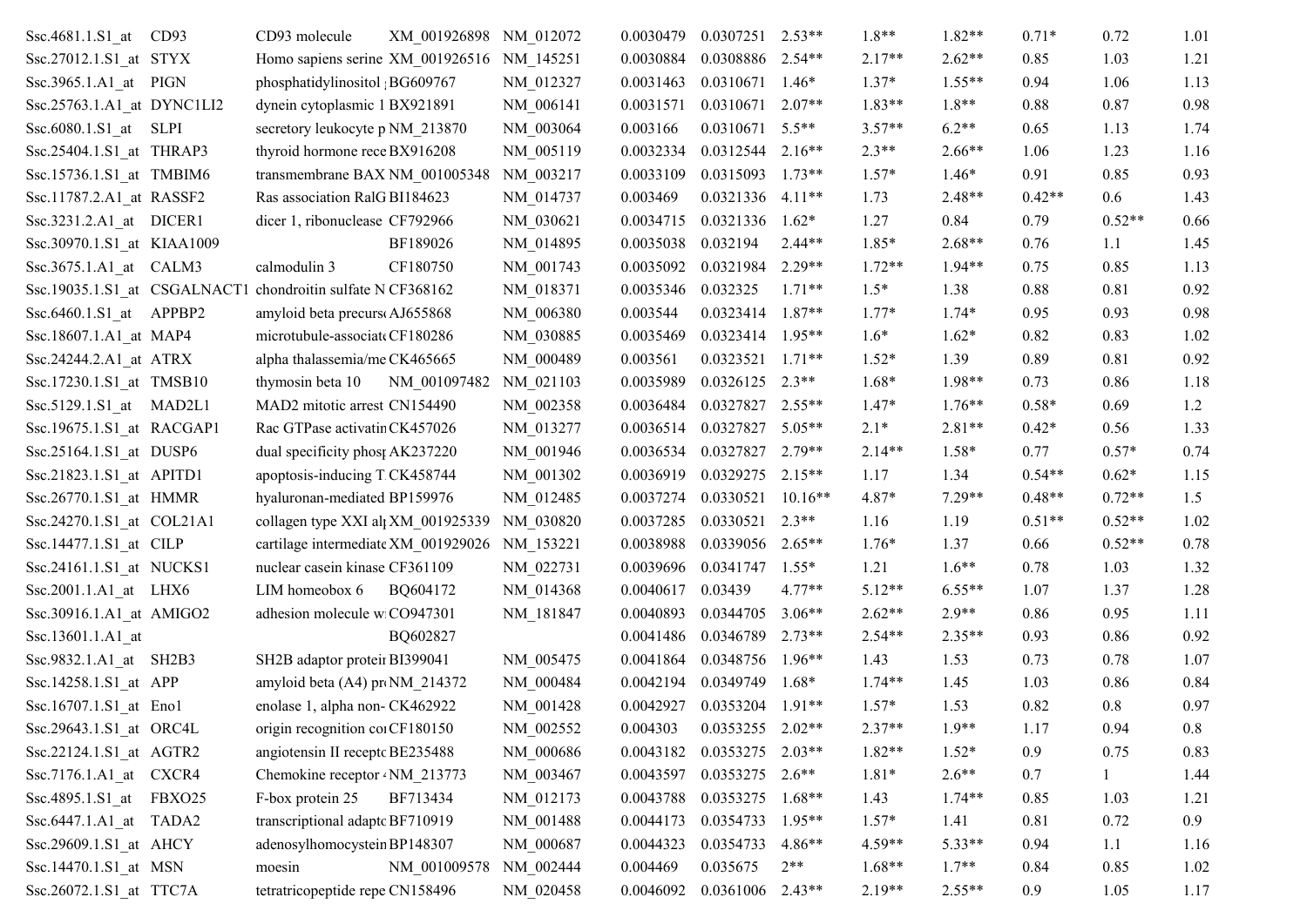| | | | | | | | | | | | | |
|---|---|---|---|---|---|---|---|---|---|---|---|---|
| Ssc.4681.1.S1_at | CD93 | CD93 molecule | XM_001926898 | NM_012072 | 0.0030479 | 0.0307251 | 2.53** | 1.8** | 1.82** | 0.71* | 0.72 | 1.01 |
| Ssc.27012.1.S1_at | STYX | Homo sapiens serine | XM_001926516 | NM_145251 | 0.0030884 | 0.0308886 | 2.54** | 2.17** | 2.62** | 0.85 | 1.03 | 1.21 |
| Ssc.3965.1.A1_at | PIGN | phosphatidylinositol | BG609767 | NM_012327 | 0.0031463 | 0.0310671 | 1.46* | 1.37* | 1.55** | 0.94 | 1.06 | 1.13 |
| Ssc.25763.1.A1_at | DYNC1LI2 | dynein cytoplasmic 1 | BX921891 | NM_006141 | 0.0031571 | 0.0310671 | 2.07** | 1.83** | 1.8** | 0.88 | 0.87 | 0.98 |
| Ssc.6080.1.S1_at | SLPI | secretory leukocyte p | NM_213870 | NM_003064 | 0.003166 | 0.0310671 | 5.5** | 3.57** | 6.2** | 0.65 | 1.13 | 1.74 |
| Ssc.25404.1.S1_at | THRAP3 | thyroid hormone rece | BX916208 | NM_005119 | 0.0032334 | 0.0312544 | 2.16** | 2.3** | 2.66** | 1.06 | 1.23 | 1.16 |
| Ssc.15736.1.S1_at | TMBIM6 | transmembrane BAX | NM_001005348 | NM_003217 | 0.0033109 | 0.0315093 | 1.73** | 1.57* | 1.46* | 0.91 | 0.85 | 0.93 |
| Ssc.11787.2.A1_at | RASSF2 | Ras association RalG | BI184623 | NM_014737 | 0.003469 | 0.0321336 | 4.11** | 1.73 | 2.48** | 0.42** | 0.6 | 1.43 |
| Ssc.3231.2.A1_at | DICER1 | dicer 1, ribonuclease | CF792966 | NM_030621 | 0.0034715 | 0.0321336 | 1.62* | 1.27 | 0.84 | 0.79 | 0.52** | 0.66 |
| Ssc.30970.1.S1_at | KIAA1009 | | BF189026 | NM_014895 | 0.0035038 | 0.032194 | 2.44** | 1.85* | 2.68** | 0.76 | 1.1 | 1.45 |
| Ssc.3675.1.A1_at | CALM3 | calmodulin 3 | CF180750 | NM_001743 | 0.0035092 | 0.0321984 | 2.29** | 1.72** | 1.94** | 0.75 | 0.85 | 1.13 |
| Ssc.19035.1.S1_at | CSGALNACT1 | chondroitin sulfate N | CF368162 | NM_018371 | 0.0035346 | 0.032325 | 1.71** | 1.5* | 1.38 | 0.88 | 0.81 | 0.92 |
| Ssc.6460.1.S1_at | APPBP2 | amyloid beta precurs | AJ655868 | NM_006380 | 0.003544 | 0.0323414 | 1.87** | 1.77* | 1.74* | 0.95 | 0.93 | 0.98 |
| Ssc.18607.1.A1_at | MAP4 | microtubule-associat | CF180286 | NM_030885 | 0.0035469 | 0.0323414 | 1.95** | 1.6* | 1.62* | 0.82 | 0.83 | 1.02 |
| Ssc.24244.2.A1_at | ATRX | alpha thalassemia/me | CK465665 | NM_000489 | 0.003561 | 0.0323521 | 1.71** | 1.52* | 1.39 | 0.89 | 0.81 | 0.92 |
| Ssc.17230.1.S1_at | TMSB10 | thymosin beta 10 | NM_001097482 | NM_021103 | 0.0035989 | 0.0326125 | 2.3** | 1.68* | 1.98** | 0.73 | 0.86 | 1.18 |
| Ssc.5129.1.S1_at | MAD2L1 | MAD2 mitotic arrest | CN154490 | NM_002358 | 0.0036484 | 0.0327827 | 2.55** | 1.47* | 1.76** | 0.58* | 0.69 | 1.2 |
| Ssc.19675.1.S1_at | RACGAP1 | Rac GTPase activatin | CK457026 | NM_013277 | 0.0036514 | 0.0327827 | 5.05** | 2.1* | 2.81** | 0.42* | 0.56 | 1.33 |
| Ssc.25164.1.S1_at | DUSP6 | dual specificity phos | AK237220 | NM_001946 | 0.0036534 | 0.0327827 | 2.79** | 2.14** | 1.58* | 0.77 | 0.57* | 0.74 |
| Ssc.21823.1.S1_at | APITD1 | apoptosis-inducing T | CK458744 | NM_001302 | 0.0036919 | 0.0329275 | 2.15** | 1.17 | 1.34 | 0.54** | 0.62* | 1.15 |
| Ssc.26770.1.S1_at | HMMR | hyaluronan-mediated | BP159976 | NM_012485 | 0.0037274 | 0.0330521 | 10.16** | 4.87* | 7.29** | 0.48** | 0.72** | 1.5 |
| Ssc.24270.1.S1_at | COL21A1 | collagen type XXI al | XM_001925339 | NM_030820 | 0.0037285 | 0.0330521 | 2.3** | 1.16 | 1.19 | 0.51** | 0.52** | 1.02 |
| Ssc.14477.1.S1_at | CILP | cartilage intermediate | XM_001929026 | NM_153221 | 0.0038988 | 0.0339056 | 2.65** | 1.76* | 1.37 | 0.66 | 0.52** | 0.78 |
| Ssc.24161.1.S1_at | NUCKS1 | nuclear casein kinase | CF361109 | NM_022731 | 0.0039696 | 0.0341747 | 1.55* | 1.21 | 1.6** | 0.78 | 1.03 | 1.32 |
| Ssc.2001.1.A1_at | LHX6 | LIM homeobox 6 | BQ604172 | NM_014368 | 0.0040617 | 0.03439 | 4.77** | 5.12** | 6.55** | 1.07 | 1.37 | 1.28 |
| Ssc.30916.1.A1_at | AMIGO2 | adhesion molecule w | CO947301 | NM_181847 | 0.0040893 | 0.0344705 | 3.06** | 2.62** | 2.9** | 0.86 | 0.95 | 1.11 |
| Ssc.13601.1.A1_at | | | BQ602827 | | 0.0041486 | 0.0346789 | 2.73** | 2.54** | 2.35** | 0.93 | 0.86 | 0.92 |
| Ssc.9832.1.A1_at | SH2B3 | SH2B adaptor protei | BI399041 | NM_005475 | 0.0041864 | 0.0348756 | 1.96** | 1.43 | 1.53 | 0.73 | 0.78 | 1.07 |
| Ssc.14258.1.S1_at | APP | amyloid beta (A4) pr | NM_214372 | NM_000484 | 0.0042194 | 0.0349749 | 1.68* | 1.74** | 1.45 | 1.03 | 0.86 | 0.84 |
| Ssc.16707.1.S1_at | Eno1 | enolase 1, alpha non- | CK462922 | NM_001428 | 0.0042927 | 0.0353204 | 1.91** | 1.57* | 1.53 | 0.82 | 0.8 | 0.97 |
| Ssc.29643.1.S1_at | ORC4L | origin recognition co | CF180150 | NM_002552 | 0.004303 | 0.0353255 | 2.02** | 2.37** | 1.9** | 1.17 | 0.94 | 0.8 |
| Ssc.22124.1.S1_at | AGTR2 | angiotensin II recept | BE235488 | NM_000686 | 0.0043182 | 0.0353275 | 2.03** | 1.82** | 1.52* | 0.9 | 0.75 | 0.83 |
| Ssc.7176.1.A1_at | CXCR4 | Chemokine receptor | NM_213773 | NM_003467 | 0.0043597 | 0.0353275 | 2.6** | 1.81* | 2.6** | 0.7 | 1 | 1.44 |
| Ssc.4895.1.S1_at | FBXO25 | F-box protein 25 | BF713434 | NM_012173 | 0.0043788 | 0.0353275 | 1.68** | 1.43 | 1.74** | 0.85 | 1.03 | 1.21 |
| Ssc.6447.1.A1_at | TADA2 | transcriptional adapt | BF710919 | NM_001488 | 0.0044173 | 0.0354733 | 1.95** | 1.57* | 1.41 | 0.81 | 0.72 | 0.9 |
| Ssc.29609.1.S1_at | AHCY | adenosylhomocystein | BP148307 | NM_000687 | 0.0044323 | 0.0354733 | 4.86** | 4.59** | 5.33** | 0.94 | 1.1 | 1.16 |
| Ssc.14470.1.S1_at | MSN | moesin | NM_001009578 | NM_002444 | 0.004469 | 0.035675 | 2** | 1.68** | 1.7** | 0.84 | 0.85 | 1.02 |
| Ssc.26072.1.S1_at | TTC7A | tetratricopeptide repe | CN158496 | NM_020458 | 0.0046092 | 0.0361006 | 2.43** | 2.19** | 2.55** | 0.9 | 1.05 | 1.17 |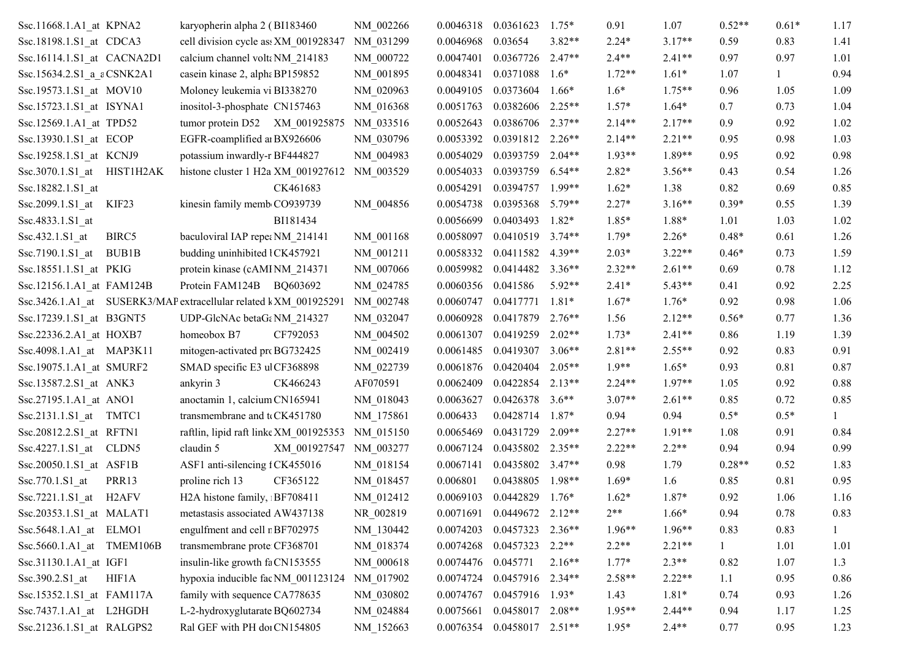| | | | | | | | | | | | | |
|---|---|---|---|---|---|---|---|---|---|---|---|---|
| Ssc.11668.1.A1_at | KPNA2 | karyopherin alpha 2 ( | BI183460 | NM_002266 | 0.0046318 | 0.0361623 | 1.75* | 0.91 | 1.07 | 0.52** | 0.61* | 1.17 |
| Ssc.18198.1.S1_at | CDCA3 | cell division cycle ass | XM_001928347 | NM_031299 | 0.0046968 | 0.03654 | 3.82** | 2.24* | 3.17** | 0.59 | 0.83 | 1.41 |
| Ssc.16114.1.S1_at | CACNA2D1 | calcium channel volta | NM_214183 | NM_000722 | 0.0047401 | 0.0367726 | 2.47** | 2.4** | 2.41** | 0.97 | 0.97 | 1.01 |
| Ssc.15634.2.S1_a_a | CSNK2A1 | casein kinase 2, alpha | BP159852 | NM_001895 | 0.0048341 | 0.0371088 | 1.6* | 1.72** | 1.61* | 1.07 | 1 | 0.94 |
| Ssc.19573.1.S1_at | MOV10 | Moloney leukemia vi | BI338270 | NM_020963 | 0.0049105 | 0.0373604 | 1.66* | 1.6* | 1.75** | 0.96 | 1.05 | 1.09 |
| Ssc.15723.1.S1_at | ISYNA1 | inositol-3-phosphate | CN157463 | NM_016368 | 0.0051763 | 0.0382606 | 2.25** | 1.57* | 1.64* | 0.7 | 0.73 | 1.04 |
| Ssc.12569.1.A1_at | TPD52 | tumor protein D52 | XM_001925875 | NM_033516 | 0.0052643 | 0.0386706 | 2.37** | 2.14** | 2.17** | 0.9 | 0.92 | 1.02 |
| Ssc.13930.1.S1_at | ECOP | EGFR-coamplified an | BX926606 | NM_030796 | 0.0053392 | 0.0391812 | 2.26** | 2.14** | 2.21** | 0.95 | 0.98 | 1.03 |
| Ssc.19258.1.S1_at | KCNJ9 | potassium inwardly-r | BF444827 | NM_004983 | 0.0054029 | 0.0393759 | 2.04** | 1.93** | 1.89** | 0.95 | 0.92 | 0.98 |
| Ssc.3070.1.S1_at | HIST1H2AK | histone cluster 1 H2a | XM_001927612 | NM_003529 | 0.0054033 | 0.0393759 | 6.54** | 2.82* | 3.56** | 0.43 | 0.54 | 1.26 |
| Ssc.18282.1.S1_at | | | CK461683 | | 0.0054291 | 0.0394757 | 1.99** | 1.62* | 1.38 | 0.82 | 0.69 | 0.85 |
| Ssc.2099.1.S1_at | KIF23 | kinesin family memb | CO939739 | NM_004856 | 0.0054738 | 0.0395368 | 5.79** | 2.27* | 3.16** | 0.39* | 0.55 | 1.39 |
| Ssc.4833.1.S1_at | | | BI181434 | | 0.0056699 | 0.0403493 | 1.82* | 1.85* | 1.88* | 1.01 | 1.03 | 1.02 |
| Ssc.432.1.S1_at | BIRC5 | baculoviral IAP repea | NM_214141 | NM_001168 | 0.0058097 | 0.0410519 | 3.74** | 1.79* | 2.26* | 0.48* | 0.61 | 1.26 |
| Ssc.7190.1.S1_at | BUB1B | budding uninhibited l | CK457921 | NM_001211 | 0.0058332 | 0.0411582 | 4.39** | 2.03* | 3.22** | 0.46* | 0.73 | 1.59 |
| Ssc.18551.1.S1_at | PKIG | protein kinase (cAMI | NM_214371 | NM_007066 | 0.0059982 | 0.0414482 | 3.36** | 2.32** | 2.61** | 0.69 | 0.78 | 1.12 |
| Ssc.12156.1.A1_at | FAM124B | Protein FAM124B | BQ603692 | NM_024785 | 0.0060356 | 0.041586 | 5.92** | 2.41* | 5.43** | 0.41 | 0.92 | 2.25 |
| Ssc.3426.1.A1_at | SUSERK3/MAP | extracellular related k | XM_001925291 | NM_002748 | 0.0060747 | 0.0417771 | 1.81* | 1.67* | 1.76* | 0.92 | 0.98 | 1.06 |
| Ssc.17239.1.S1_at | B3GNT5 | UDP-GlcNAc betaGa | NM_214327 | NM_032047 | 0.0060928 | 0.0417879 | 2.76** | 1.56 | 2.12** | 0.56* | 0.77 | 1.36 |
| Ssc.22336.2.A1_at | HOXB7 | homeobox B7 | CF792053 | NM_004502 | 0.0061307 | 0.0419259 | 2.02** | 1.73* | 2.41** | 0.86 | 1.19 | 1.39 |
| Ssc.4098.1.A1_at | MAP3K11 | mitogen-activated pro | BG732425 | NM_002419 | 0.0061485 | 0.0419307 | 3.06** | 2.81** | 2.55** | 0.92 | 0.83 | 0.91 |
| Ssc.19075.1.A1_at | SMURF2 | SMAD specific E3 ul | CF368898 | NM_022739 | 0.0061876 | 0.0420404 | 2.05** | 1.9** | 1.65* | 0.93 | 0.81 | 0.87 |
| Ssc.13587.2.S1_at | ANK3 | ankyrin 3 | CK466243 | AF070591 | 0.0062409 | 0.0422854 | 2.13** | 2.24** | 1.97** | 1.05 | 0.92 | 0.88 |
| Ssc.27195.1.A1_at | ANO1 | anoctamin 1, calcium | CN165941 | NM_018043 | 0.0063627 | 0.0426378 | 3.6** | 3.07** | 2.61** | 0.85 | 0.72 | 0.85 |
| Ssc.2131.1.S1_at | TMTC1 | transmembrane and te | CK451780 | NM_175861 | 0.006433 | 0.0428714 | 1.87* | 0.94 | 0.94 | 0.5* | 0.5* | 1 |
| Ssc.20812.2.S1_at | RFTN1 | raftlin, lipid raft linke | XM_001925353 | NM_015150 | 0.0065469 | 0.0431729 | 2.09** | 2.27** | 1.91** | 1.08 | 0.91 | 0.84 |
| Ssc.4227.1.S1_at | CLDN5 | claudin 5 | XM_001927547 | NM_003277 | 0.0067124 | 0.0435802 | 2.35** | 2.22** | 2.2** | 0.94 | 0.94 | 0.99 |
| Ssc.20050.1.S1_at | ASF1B | ASF1 anti-silencing f | CK455016 | NM_018154 | 0.0067141 | 0.0435802 | 3.47** | 0.98 | 1.79 | 0.28** | 0.52 | 1.83 |
| Ssc.770.1.S1_at | PRR13 | proline rich 13 | CF365122 | NM_018457 | 0.006801 | 0.0438805 | 1.98** | 1.69* | 1.6 | 0.85 | 0.81 | 0.95 |
| Ssc.7221.1.S1_at | H2AFV | H2A histone family, | BF708411 | NM_012412 | 0.0069103 | 0.0442829 | 1.76* | 1.62* | 1.87* | 0.92 | 1.06 | 1.16 |
| Ssc.20353.1.S1_at | MALAT1 | metastasis associated | AW437138 | NR_002819 | 0.0071691 | 0.0449672 | 2.12** | 2** | 1.66* | 0.94 | 0.78 | 0.83 |
| Ssc.5648.1.A1_at | ELMO1 | engulfment and cell n | BF702975 | NM_130442 | 0.0074203 | 0.0457323 | 2.36** | 1.96** | 1.96** | 0.83 | 0.83 | 1 |
| Ssc.5660.1.A1_at | TMEM106B | transmembrane prote | CF368701 | NM_018374 | 0.0074268 | 0.0457323 | 2.2** | 2.2** | 2.21** | 1 | 1.01 | 1.01 |
| Ssc.31130.1.A1_at | IGF1 | insulin-like growth fa | CN153555 | NM_000618 | 0.0074476 | 0.045771 | 2.16** | 1.77* | 2.3** | 0.82 | 1.07 | 1.3 |
| Ssc.390.2.S1_at | HIF1A | hypoxia inducible fac | NM_001123124 | NM_017902 | 0.0074724 | 0.0457916 | 2.34** | 2.58** | 2.22** | 1.1 | 0.95 | 0.86 |
| Ssc.15352.1.S1_at | FAM117A | family with sequence | CA778635 | NM_030802 | 0.0074767 | 0.0457916 | 1.93* | 1.43 | 1.81* | 0.74 | 0.93 | 1.26 |
| Ssc.7437.1.A1_at | L2HGDH | L-2-hydroxyglutarate | BQ602734 | NM_024884 | 0.0075661 | 0.0458017 | 2.08** | 1.95** | 2.44** | 0.94 | 1.17 | 1.25 |
| Ssc.21236.1.S1_at | RALGPS2 | Ral GEF with PH dor | CN154805 | NM_152663 | 0.0076354 | 0.0458017 | 2.51** | 1.95* | 2.4** | 0.77 | 0.95 | 1.23 |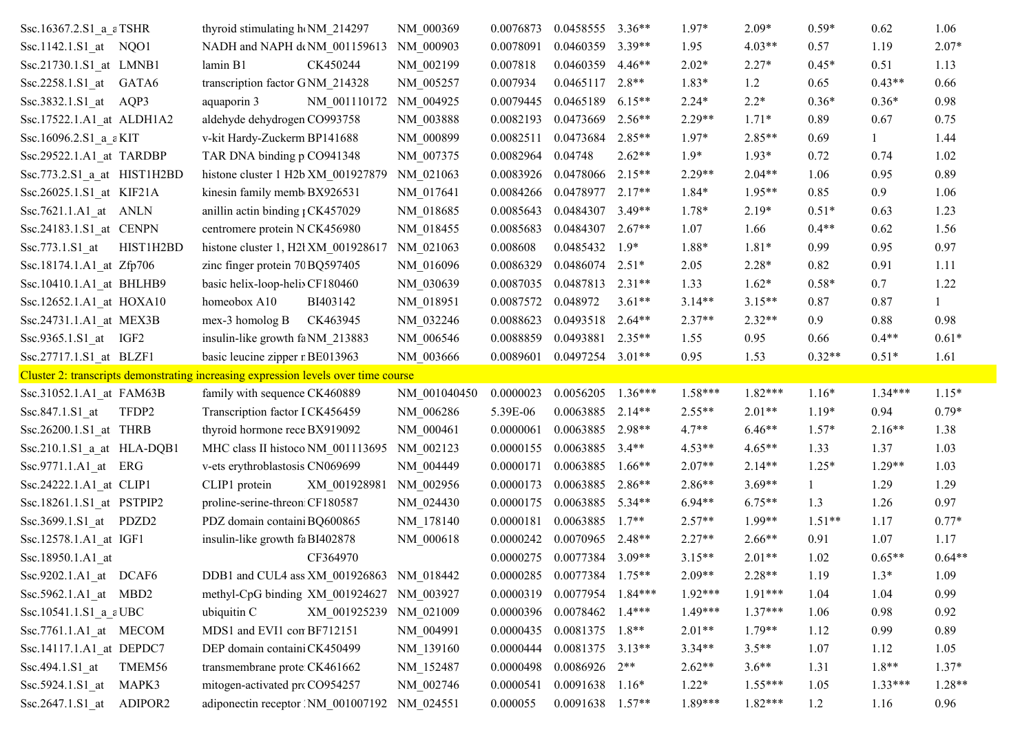| | | | | | | | | | | | | |
|---|---|---|---|---|---|---|---|---|---|---|---|---|
| Ssc.16367.2.S1_a_a | TSHR | thyroid stimulating h | NM_214297 | NM_000369 | 0.0076873 | 0.0458555 | 3.36** | 1.97* | 2.09* | 0.59* | 0.62 | 1.06 |
| Ssc.1142.1.S1_at | NQO1 | NADH and NAPH d | NM_001159613 | NM_000903 | 0.0078091 | 0.0460359 | 3.39** | 1.95 | 4.03** | 0.57 | 1.19 | 2.07* |
| Ssc.21730.1.S1_at | LMNB1 | lamin B1 | CK450244 | NM_002199 | 0.007818 | 0.0460359 | 4.46** | 2.02* | 2.27* | 0.45* | 0.51 | 1.13 |
| Ssc.2258.1.S1_at | GATA6 | transcription factor G | NM_214328 | NM_005257 | 0.007934 | 0.0465117 | 2.8** | 1.83* | 1.2 | 0.65 | 0.43** | 0.66 |
| Ssc.3832.1.S1_at | AQP3 | aquaporin 3 | NM_001110172 | NM_004925 | 0.0079445 | 0.0465189 | 6.15** | 2.24* | 2.2* | 0.36* | 0.36* | 0.98 |
| Ssc.17522.1.A1_at | ALDH1A2 | aldehyde dehydrogen | CO993758 | NM_003888 | 0.0082193 | 0.0473669 | 2.56** | 2.29** | 1.71* | 0.89 | 0.67 | 0.75 |
| Ssc.16096.2.S1_a_a | KIT | v-kit Hardy-Zuckerm | BP141688 | NM_000899 | 0.0082511 | 0.0473684 | 2.85** | 1.97* | 2.85** | 0.69 | 1 | 1.44 |
| Ssc.29522.1.A1_at | TARDBP | TAR DNA binding p | CO941348 | NM_007375 | 0.0082964 | 0.04748 | 2.62** | 1.9* | 1.93* | 0.72 | 0.74 | 1.02 |
| Ssc.773.2.S1_a_at | HIST1H2BD | histone cluster 1 H2b | XM_001927879 | NM_021063 | 0.0083926 | 0.0478066 | 2.15** | 2.29** | 2.04** | 1.06 | 0.95 | 0.89 |
| Ssc.26025.1.S1_at | KIF21A | kinesin family memb | BX926531 | NM_017641 | 0.0084266 | 0.0478977 | 2.17** | 1.84* | 1.95** | 0.85 | 0.9 | 1.06 |
| Ssc.7621.1.A1_at | ANLN | anillin actin binding | CK457029 | NM_018685 | 0.0085643 | 0.0484307 | 3.49** | 1.78* | 2.19* | 0.51* | 0.63 | 1.23 |
| Ssc.24183.1.S1_at | CENPN | centromere protein N | CK456980 | NM_018455 | 0.0085683 | 0.0484307 | 2.67** | 1.07 | 1.66 | 0.4** | 0.62 | 1.56 |
| Ssc.773.1.S1_at | HIST1H2BD | histone cluster 1, H2 | XM_001928617 | NM_021063 | 0.008608 | 0.0485432 | 1.9* | 1.88* | 1.81* | 0.99 | 0.95 | 0.97 |
| Ssc.18174.1.A1_at | Zfp706 | zinc finger protein 70 | BQ597405 | NM_016096 | 0.0086329 | 0.0486074 | 2.51* | 2.05 | 2.28* | 0.82 | 0.91 | 1.11 |
| Ssc.10410.1.A1_at | BHLHB9 | basic helix-loop-heli | CF180460 | NM_030639 | 0.0087035 | 0.0487813 | 2.31** | 1.33 | 1.62* | 0.58* | 0.7 | 1.22 |
| Ssc.12652.1.A1_at | HOXA10 | homeobox A10 | BI403142 | NM_018951 | 0.0087572 | 0.048972 | 3.61** | 3.14** | 3.15** | 0.87 | 0.87 | 1 |
| Ssc.24731.1.A1_at | MEX3B | mex-3 homolog B | CK463945 | NM_032246 | 0.0088623 | 0.0493518 | 2.64** | 2.37** | 2.32** | 0.9 | 0.88 | 0.98 |
| Ssc.9365.1.S1_at | IGF2 | insulin-like growth fa | NM_213883 | NM_006546 | 0.0088859 | 0.0493881 | 2.35** | 1.55 | 0.95 | 0.66 | 0.4** | 0.61* |
| Ssc.27717.1.S1_at | BLZF1 | basic leucine zipper n | BE013963 | NM_003666 | 0.0089601 | 0.0497254 | 3.01** | 0.95 | 1.53 | 0.32** | 0.51* | 1.61 |
| Cluster 2: transcripts demonstrating increasing expression levels over time course | | | | | | | | | | | | |
| Ssc.31052.1.A1_at | FAM63B | family with sequence | CK460889 | NM_001040450 | 0.0000023 | 0.0056205 | 1.36*** | 1.58*** | 1.82*** | 1.16* | 1.34*** | 1.15* |
| Ssc.847.1.S1_at | TFDP2 | Transcription factor I | CK456459 | NM_006286 | 5.39E-06 | 0.0063885 | 2.14** | 2.55** | 2.01** | 1.19* | 0.94 | 0.79* |
| Ssc.26200.1.S1_at | THRB | thyroid hormone rece | BX919092 | NM_000461 | 0.0000061 | 0.0063885 | 2.98** | 4.7** | 6.46** | 1.57* | 2.16** | 1.38 |
| Ssc.210.1.S1_a_at | HLA-DQB1 | MHC class II histoco | NM_001113695 | NM_002123 | 0.0000155 | 0.0063885 | 3.4** | 4.53** | 4.65** | 1.33 | 1.37 | 1.03 |
| Ssc.9771.1.A1_at | ERG | v-ets erythroblastosis | CN069699 | NM_004449 | 0.0000171 | 0.0063885 | 1.66** | 2.07** | 2.14** | 1.25* | 1.29** | 1.03 |
| Ssc.24222.1.A1_at | CLIP1 | CLIP1 protein | XM_001928981 | NM_002956 | 0.0000173 | 0.0063885 | 2.86** | 2.86** | 3.69** | 1 | 1.29 | 1.29 |
| Ssc.18261.1.S1_at | PSTPIP2 | proline-serine-threon | CF180587 | NM_024430 | 0.0000175 | 0.0063885 | 5.34** | 6.94** | 6.75** | 1.3 | 1.26 | 0.97 |
| Ssc.3699.1.S1_at | PDZD2 | PDZ domain contain | BQ600865 | NM_178140 | 0.0000181 | 0.0063885 | 1.7** | 2.57** | 1.99** | 1.51** | 1.17 | 0.77* |
| Ssc.12578.1.A1_at | IGF1 | insulin-like growth fa | BI402878 | NM_000618 | 0.0000242 | 0.0070965 | 2.48** | 2.27** | 2.66** | 0.91 | 1.07 | 1.17 |
| Ssc.18950.1.A1_at | | | CF364970 | | 0.0000275 | 0.0077384 | 3.09** | 3.15** | 2.01** | 1.02 | 0.65** | 0.64** |
| Ssc.9202.1.A1_at | DCAF6 | DDB1 and CUL4 ass | XM_001926863 | NM_018442 | 0.0000285 | 0.0077384 | 1.75** | 2.09** | 2.28** | 1.19 | 1.3* | 1.09 |
| Ssc.5962.1.A1_at | MBD2 | methyl-CpG binding | XM_001924627 | NM_003927 | 0.0000319 | 0.0077954 | 1.84*** | 1.92*** | 1.91*** | 1.04 | 1.04 | 0.99 |
| Ssc.10541.1.S1_a_a | UBC | ubiquitin C | XM_001925239 | NM_021009 | 0.0000396 | 0.0078462 | 1.4*** | 1.49*** | 1.37*** | 1.06 | 0.98 | 0.92 |
| Ssc.7761.1.A1_at | MECOM | MDS1 and EVI1 com | BF712151 | NM_004991 | 0.0000435 | 0.0081375 | 1.8** | 2.01** | 1.79** | 1.12 | 0.99 | 0.89 |
| Ssc.14117.1.A1_at | DEPDC7 | DEP domain contain | CK450499 | NM_139160 | 0.0000444 | 0.0081375 | 3.13** | 3.34** | 3.5** | 1.07 | 1.12 | 1.05 |
| Ssc.494.1.S1_at | TMEM56 | transmembrane prote | CK461662 | NM_152487 | 0.0000498 | 0.0086926 | 2** | 2.62** | 3.6** | 1.31 | 1.8** | 1.37* |
| Ssc.5924.1.S1_at | MAPK3 | mitogen-activated pro | CO954257 | NM_002746 | 0.0000541 | 0.0091638 | 1.16* | 1.22* | 1.55*** | 1.05 | 1.33*** | 1.28** |
| Ssc.2647.1.S1_at | ADIPOR2 | adiponectin receptor | NM_001007192 | NM_024551 | 0.000055 | 0.0091638 | 1.57** | 1.89*** | 1.82*** | 1.2 | 1.16 | 0.96 |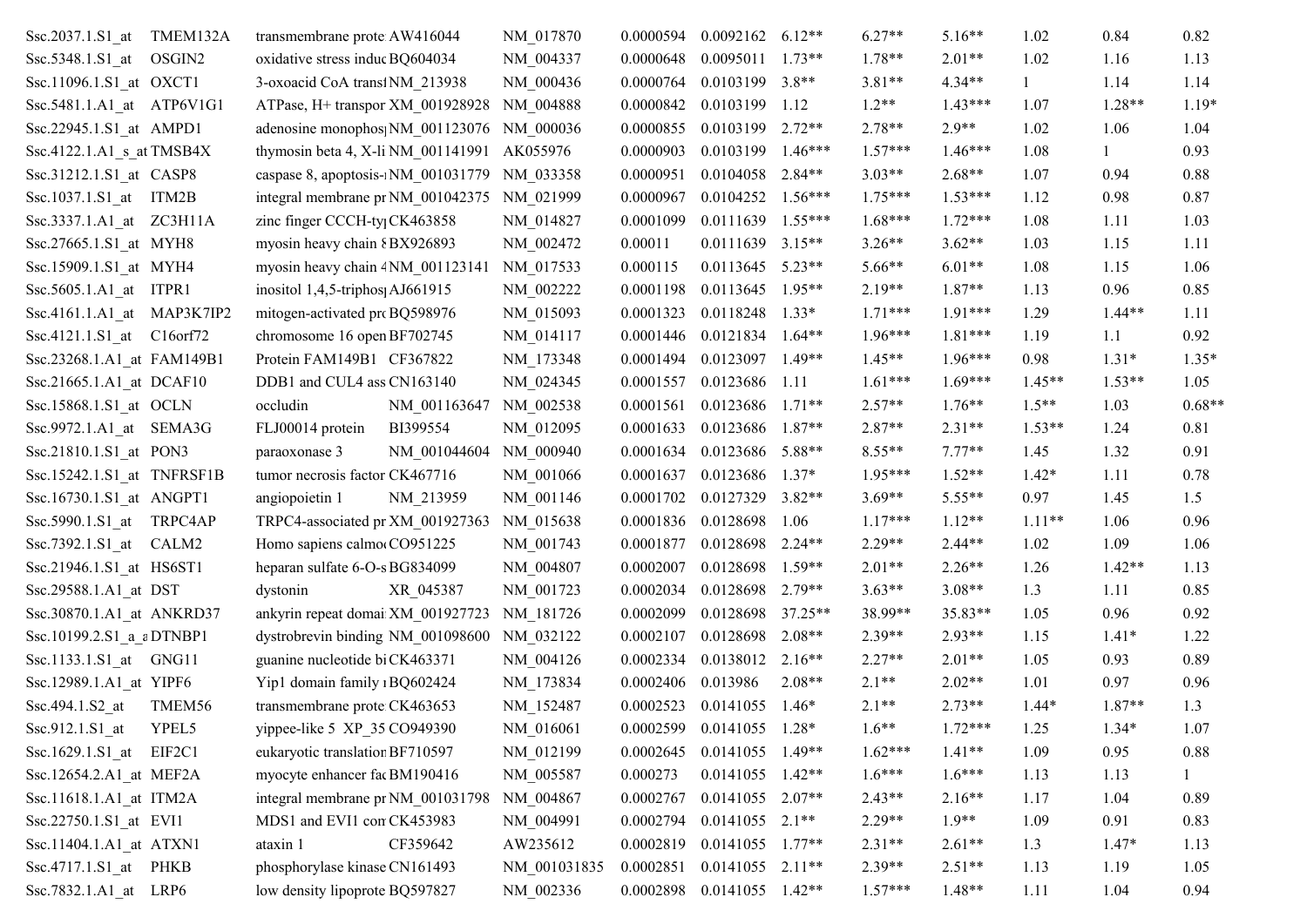| | | | | | | | | | | | | |
|---|---|---|---|---|---|---|---|---|---|---|---|---|
| Ssc.2037.1.S1_at | TMEM132A | transmembrane prote | AW416044 | NM_017870 | 0.0000594 | 0.0092162 | 6.12** | 6.27** | 5.16** | 1.02 | 0.84 | 0.82 |
| Ssc.5348.1.S1_at | OSGIN2 | oxidative stress induc | BQ604034 | NM_004337 | 0.0000648 | 0.0095011 | 1.73** | 1.78** | 2.01** | 1.02 | 1.16 | 1.13 |
| Ssc.11096.1.S1_at | OXCT1 | 3-oxoacid CoA trans | NM_213938 | NM_000436 | 0.0000764 | 0.0103199 | 3.8** | 3.81** | 4.34** | 1 | 1.14 | 1.14 |
| Ssc.5481.1.A1_at | ATP6V1G1 | ATPase, H+ transpor | XM_001928928 | NM_004888 | 0.0000842 | 0.0103199 | 1.12 | 1.2** | 1.43*** | 1.07 | 1.28** | 1.19* |
| Ssc.22945.1.S1_at | AMPD1 | adenosine monophos | NM_001123076 | NM_000036 | 0.0000855 | 0.0103199 | 2.72** | 2.78** | 2.9** | 1.02 | 1.06 | 1.04 |
| Ssc.4122.1.A1_s_at | TMSB4X | thymosin beta 4, X-li | NM_001141991 | AK055976 | 0.0000903 | 0.0103199 | 1.46*** | 1.57*** | 1.46*** | 1.08 | 1 | 0.93 |
| Ssc.31212.1.S1_at | CASP8 | caspase 8, apoptosis- | NM_001031779 | NM_033358 | 0.0000951 | 0.0104058 | 2.84** | 3.03** | 2.68** | 1.07 | 0.94 | 0.88 |
| Ssc.1037.1.S1_at | ITM2B | integral membrane pr | NM_001042375 | NM_021999 | 0.0000967 | 0.0104252 | 1.56*** | 1.75*** | 1.53*** | 1.12 | 0.98 | 0.87 |
| Ssc.3337.1.A1_at | ZC3H11A | zinc finger CCCH-ty | CK463858 | NM_014827 | 0.0001099 | 0.0111639 | 1.55*** | 1.68*** | 1.72*** | 1.08 | 1.11 | 1.03 |
| Ssc.27665.1.S1_at | MYH8 | myosin heavy chain 8 | BX926893 | NM_002472 | 0.00011 | 0.0111639 | 3.15** | 3.26** | 3.62** | 1.03 | 1.15 | 1.11 |
| Ssc.15909.1.S1_at | MYH4 | myosin heavy chain 4 | NM_001123141 | NM_017533 | 0.000115 | 0.0113645 | 5.23** | 5.66** | 6.01** | 1.08 | 1.15 | 1.06 |
| Ssc.5605.1.A1_at | ITPR1 | inositol 1,4,5-triphos | AJ661915 | NM_002222 | 0.0001198 | 0.0113645 | 1.95** | 2.19** | 1.87** | 1.13 | 0.96 | 0.85 |
| Ssc.4161.1.A1_at | MAP3K7IP2 | mitogen-activated pro | BQ598976 | NM_015093 | 0.0001323 | 0.0118248 | 1.33* | 1.71*** | 1.91*** | 1.29 | 1.44** | 1.11 |
| Ssc.4121.1.S1_at | C16orf72 | chromosome 16 open | BF702745 | NM_014117 | 0.0001446 | 0.0121834 | 1.64** | 1.96*** | 1.81*** | 1.19 | 1.1 | 0.92 |
| Ssc.23268.1.A1_at | FAM149B1 | Protein FAM149B1 | CF367822 | NM_173348 | 0.0001494 | 0.0123097 | 1.49** | 1.45** | 1.96*** | 0.98 | 1.31* | 1.35* |
| Ssc.21665.1.A1_at | DCAF10 | DDB1 and CUL4 ass | CN163140 | NM_024345 | 0.0001557 | 0.0123686 | 1.11 | 1.61*** | 1.69*** | 1.45** | 1.53** | 1.05 |
| Ssc.15868.1.S1_at | OCLN | occludin | NM_001163647 | NM_002538 | 0.0001561 | 0.0123686 | 1.71** | 2.57** | 1.76** | 1.5** | 1.03 | 0.68** |
| Ssc.9972.1.A1_at | SEMA3G | FLJ00014 protein | BI399554 | NM_012095 | 0.0001633 | 0.0123686 | 1.87** | 2.87** | 2.31** | 1.53** | 1.24 | 0.81 |
| Ssc.21810.1.S1_at | PON3 | paraoxonase 3 | NM_001044604 | NM_000940 | 0.0001634 | 0.0123686 | 5.88** | 8.55** | 7.77** | 1.45 | 1.32 | 0.91 |
| Ssc.15242.1.S1_at | TNFRSF1B | tumor necrosis factor | CK467716 | NM_001066 | 0.0001637 | 0.0123686 | 1.37* | 1.95*** | 1.52** | 1.42* | 1.11 | 0.78 |
| Ssc.16730.1.S1_at | ANGPT1 | angiopoietin 1 | NM_213959 | NM_001146 | 0.0001702 | 0.0127329 | 3.82** | 3.69** | 5.55** | 0.97 | 1.45 | 1.5 |
| Ssc.5990.1.S1_at | TRPC4AP | TRPC4-associated pr | XM_001927363 | NM_015638 | 0.0001836 | 0.0128698 | 1.06 | 1.17*** | 1.12** | 1.11** | 1.06 | 0.96 |
| Ssc.7392.1.S1_at | CALM2 | Homo sapiens calmo | CO951225 | NM_001743 | 0.0001877 | 0.0128698 | 2.24** | 2.29** | 2.44** | 1.02 | 1.09 | 1.06 |
| Ssc.21946.1.S1_at | HS6ST1 | heparan sulfate 6-O-s | BG834099 | NM_004807 | 0.0002007 | 0.0128698 | 1.59** | 2.01** | 2.26** | 1.26 | 1.42** | 1.13 |
| Ssc.29588.1.A1_at | DST | dystonin | XR_045387 | NM_001723 | 0.0002034 | 0.0128698 | 2.79** | 3.63** | 3.08** | 1.3 | 1.11 | 0.85 |
| Ssc.30870.1.A1_at | ANKRD37 | ankyrin repeat domai | XM_001927723 | NM_181726 | 0.0002099 | 0.0128698 | 37.25** | 38.99** | 35.83** | 1.05 | 0.96 | 0.92 |
| Ssc.10199.2.S1_a_a | DTNBP1 | dystrobrevin binding | NM_001098600 | NM_032122 | 0.0002107 | 0.0128698 | 2.08** | 2.39** | 2.93** | 1.15 | 1.41* | 1.22 |
| Ssc.1133.1.S1_at | GNG11 | guanine nucleotide bi | CK463371 | NM_004126 | 0.0002334 | 0.0138012 | 2.16** | 2.27** | 2.01** | 1.05 | 0.93 | 0.89 |
| Ssc.12989.1.A1_at | YIPF6 | Yip1 domain family | BQ602424 | NM_173834 | 0.0002406 | 0.013986 | 2.08** | 2.1** | 2.02** | 1.01 | 0.97 | 0.96 |
| Ssc.494.1.S2_at | TMEM56 | transmembrane prote | CK463653 | NM_152487 | 0.0002523 | 0.0141055 | 1.46* | 2.1** | 2.73** | 1.44* | 1.87** | 1.3 |
| Ssc.912.1.S1_at | YPEL5 | yippee-like 5 XP_35 | CO949390 | NM_016061 | 0.0002599 | 0.0141055 | 1.28* | 1.6** | 1.72*** | 1.25 | 1.34* | 1.07 |
| Ssc.1629.1.S1_at | EIF2C1 | eukaryotic translation | BF710597 | NM_012199 | 0.0002645 | 0.0141055 | 1.49** | 1.62*** | 1.41** | 1.09 | 0.95 | 0.88 |
| Ssc.12654.2.A1_at | MEF2A | myocyte enhancer fac | BM190416 | NM_005587 | 0.000273 | 0.0141055 | 1.42** | 1.6*** | 1.6*** | 1.13 | 1.13 | 1 |
| Ssc.11618.1.A1_at | ITM2A | integral membrane pr | NM_001031798 | NM_004867 | 0.0002767 | 0.0141055 | 2.07** | 2.43** | 2.16** | 1.17 | 1.04 | 0.89 |
| Ssc.22750.1.S1_at | EVI1 | MDS1 and EVI1 com | CK453983 | NM_004991 | 0.0002794 | 0.0141055 | 2.1** | 2.29** | 1.9** | 1.09 | 0.91 | 0.83 |
| Ssc.11404.1.A1_at | ATXN1 | ataxin 1 | CF359642 | AW235612 | 0.0002819 | 0.0141055 | 1.77** | 2.31** | 2.61** | 1.3 | 1.47* | 1.13 |
| Ssc.4717.1.S1_at | PHKB | phosphorylase kinase | CN161493 | NM_001031835 | 0.0002851 | 0.0141055 | 2.11** | 2.39** | 2.51** | 1.13 | 1.19 | 1.05 |
| Ssc.7832.1.A1_at | LRP6 | low density lipoprote | BQ597827 | NM_002336 | 0.0002898 | 0.0141055 | 1.42** | 1.57*** | 1.48** | 1.11 | 1.04 | 0.94 |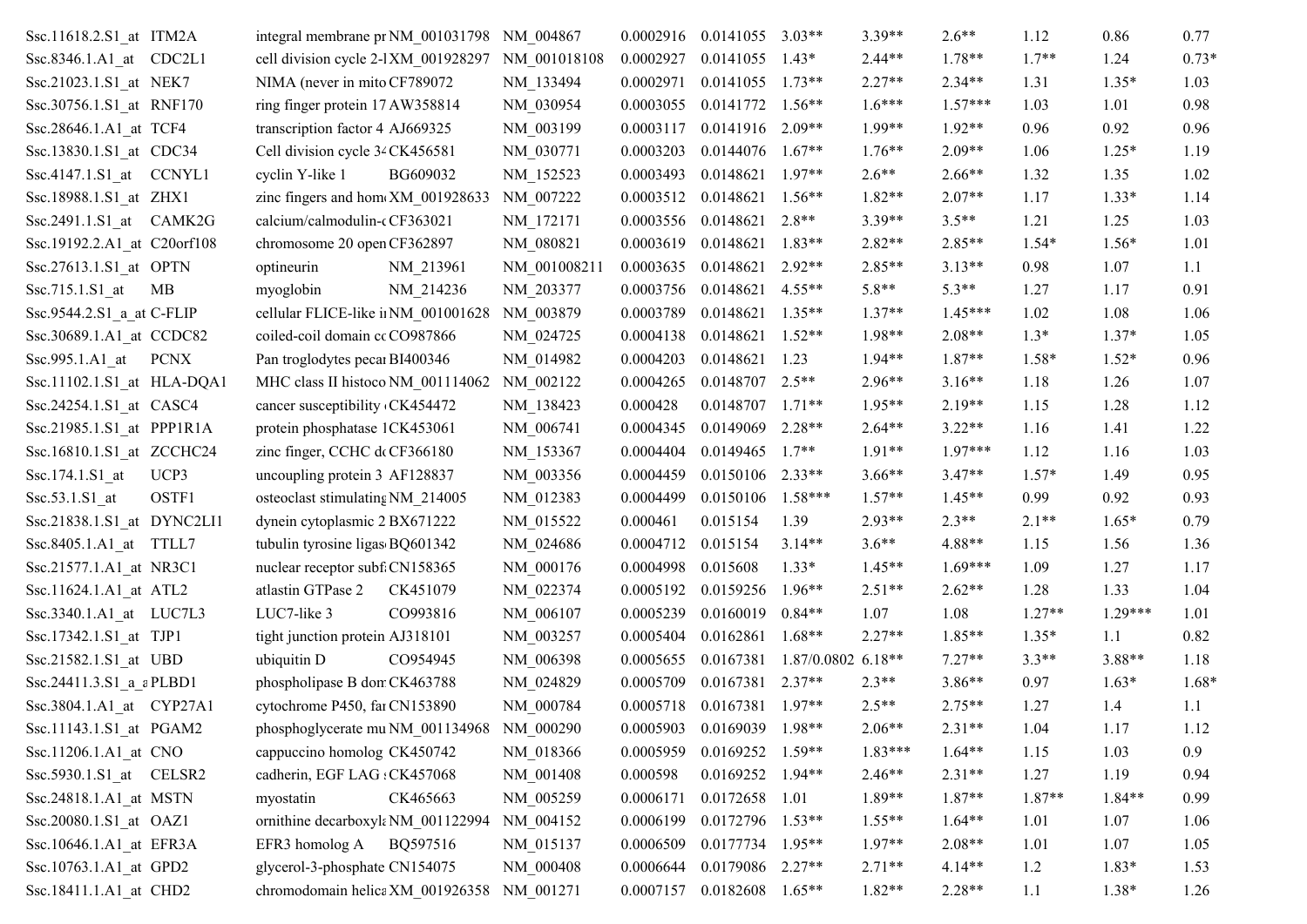| | | | | | | | | | | | | |
|---|---|---|---|---|---|---|---|---|---|---|---|---|
| Ssc.11618.2.S1_at | ITM2A | integral membrane pr | NM_001031798 | NM_004867 | 0.0002916 | 0.0141055 | 3.03** | 3.39** | 2.6** | 1.12 | 0.86 | 0.77 |
| Ssc.8346.1.A1_at | CDC2L1 | cell division cycle 2-l | XM_001928297 | NM_001018108 | 0.0002927 | 0.0141055 | 1.43* | 2.44** | 1.78** | 1.7** | 1.24 | 0.73* |
| Ssc.21023.1.S1_at | NEK7 | NIMA (never in mito | CF789072 | NM_133494 | 0.0002971 | 0.0141055 | 1.73** | 2.27** | 2.34** | 1.31 | 1.35* | 1.03 |
| Ssc.30756.1.S1_at | RNF170 | ring finger protein 17 | AW358814 | NM_030954 | 0.0003055 | 0.0141772 | 1.56** | 1.6*** | 1.57*** | 1.03 | 1.01 | 0.98 |
| Ssc.28646.1.A1_at | TCF4 | transcription factor 4 | AJ669325 | NM_003199 | 0.0003117 | 0.0141916 | 2.09** | 1.99** | 1.92** | 0.96 | 0.92 | 0.96 |
| Ssc.13830.1.S1_at | CDC34 | Cell division cycle 34 | CK456581 | NM_030771 | 0.0003203 | 0.0144076 | 1.67** | 1.76** | 2.09** | 1.06 | 1.25* | 1.19 |
| Ssc.4147.1.S1_at | CCNYL1 | cyclin Y-like 1 | BG609032 | NM_152523 | 0.0003493 | 0.0148621 | 1.97** | 2.6** | 2.66** | 1.32 | 1.35 | 1.02 |
| Ssc.18988.1.S1_at | ZHX1 | zinc fingers and hom | XM_001928633 | NM_007222 | 0.0003512 | 0.0148621 | 1.56** | 1.82** | 2.07** | 1.17 | 1.33* | 1.14 |
| Ssc.2491.1.S1_at | CAMK2G | calcium/calmodulin-c | CF363021 | NM_172171 | 0.0003556 | 0.0148621 | 2.8** | 3.39** | 3.5** | 1.21 | 1.25 | 1.03 |
| Ssc.19192.2.A1_at | C20orf108 | chromosome 20 open | CF362897 | NM_080821 | 0.0003619 | 0.0148621 | 1.83** | 2.82** | 2.85** | 1.54* | 1.56* | 1.01 |
| Ssc.27613.1.S1_at | OPTN | optineurin | NM_213961 | NM_001008211 | 0.0003635 | 0.0148621 | 2.92** | 2.85** | 3.13** | 0.98 | 1.07 | 1.1 |
| Ssc.715.1.S1_at | MB | myoglobin | NM_214236 | NM_203377 | 0.0003756 | 0.0148621 | 4.55** | 5.8** | 5.3** | 1.27 | 1.17 | 0.91 |
| Ssc.9544.2.S1_a_at | C-FLIP | cellular FLICE-like i | NM_001001628 | NM_003879 | 0.0003789 | 0.0148621 | 1.35** | 1.37** | 1.45*** | 1.02 | 1.08 | 1.06 |
| Ssc.30689.1.A1_at | CCDC82 | coiled-coil domain cc | CO987866 | NM_024725 | 0.0004138 | 0.0148621 | 1.52** | 1.98** | 2.08** | 1.3* | 1.37* | 1.05 |
| Ssc.995.1.A1_at | PCNX | Pan troglodytes pecar | BI400346 | NM_014982 | 0.0004203 | 0.0148621 | 1.23 | 1.94** | 1.87** | 1.58* | 1.52* | 0.96 |
| Ssc.11102.1.S1_at | HLA-DQA1 | MHC class II histoco | NM_001114062 | NM_002122 | 0.0004265 | 0.0148707 | 2.5** | 2.96** | 3.16** | 1.18 | 1.26 | 1.07 |
| Ssc.24254.1.S1_at | CASC4 | cancer susceptibility | CK454472 | NM_138423 | 0.000428 | 0.0148707 | 1.71** | 1.95** | 2.19** | 1.15 | 1.28 | 1.12 |
| Ssc.21985.1.S1_at | PPP1R1A | protein phosphatase 1 | CK453061 | NM_006741 | 0.0004345 | 0.0149069 | 2.28** | 2.64** | 3.22** | 1.16 | 1.41 | 1.22 |
| Ssc.16810.1.S1_at | ZCCHC24 | zinc finger, CCHC do | CF366180 | NM_153367 | 0.0004404 | 0.0149465 | 1.7** | 1.91** | 1.97*** | 1.12 | 1.16 | 1.03 |
| Ssc.174.1.S1_at | UCP3 | uncoupling protein 3 | AF128837 | NM_003356 | 0.0004459 | 0.0150106 | 2.33** | 3.66** | 3.47** | 1.57* | 1.49 | 0.95 |
| Ssc.53.1.S1_at | OSTF1 | osteoclast stimulating | NM_214005 | NM_012383 | 0.0004499 | 0.0150106 | 1.58*** | 1.57** | 1.45** | 0.99 | 0.92 | 0.93 |
| Ssc.21838.1.S1_at | DYNC2LI1 | dynein cytoplasmic 2 | BX671222 | NM_015522 | 0.000461 | 0.015154 | 1.39 | 2.93** | 2.3** | 2.1** | 1.65* | 0.79 |
| Ssc.8405.1.A1_at | TTLL7 | tubulin tyrosine ligas | BQ601342 | NM_024686 | 0.0004712 | 0.015154 | 3.14** | 3.6** | 4.88** | 1.15 | 1.56 | 1.36 |
| Ssc.21577.1.A1_at | NR3C1 | nuclear receptor subf | CN158365 | NM_000176 | 0.0004998 | 0.015608 | 1.33* | 1.45** | 1.69*** | 1.09 | 1.27 | 1.17 |
| Ssc.11624.1.A1_at | ATL2 | atlastin GTPase 2 | CK451079 | NM_022374 | 0.0005192 | 0.0159256 | 1.96** | 2.51** | 2.62** | 1.28 | 1.33 | 1.04 |
| Ssc.3340.1.S1_at | LUC7L3 | LUC7-like 3 | CO993816 | NM_006107 | 0.0005239 | 0.0160019 | 0.84** | 1.07 | 1.08 | 1.27** | 1.29*** | 1.01 |
| Ssc.17342.1.S1_at | TJP1 | tight junction protein | AJ318101 | NM_003257 | 0.0005404 | 0.0162861 | 1.68** | 2.27** | 1.85** | 1.35* | 1.1 | 0.82 |
| Ssc.21582.1.S1_at | UBD | ubiquitin D | CO954945 | NM_006398 | 0.0005655 | 0.0167381 | 1.87/0.0802 | 6.18** | 7.27** | 3.3** | 3.88** | 1.18 |
| Ssc.24411.3.S1_a_a | PLBD1 | phospholipase B dom | CK463788 | NM_024829 | 0.0005709 | 0.0167381 | 2.37** | 2.3** | 3.86** | 0.97 | 1.63* | 1.68* |
| Ssc.3804.1.A1_at | CYP27A1 | cytochrome P450, fa | CN153890 | NM_000784 | 0.0005718 | 0.0167381 | 1.97** | 2.5** | 2.75** | 1.27 | 1.4 | 1.1 |
| Ssc.11143.1.S1_at | PGAM2 | phosphoglycerate mu | NM_001134968 | NM_000290 | 0.0005903 | 0.0169039 | 1.98** | 2.06** | 2.31** | 1.04 | 1.17 | 1.12 |
| Ssc.11206.1.A1_at | CNO | cappuccino homolog | CK450742 | NM_018366 | 0.0005959 | 0.0169252 | 1.59** | 1.83*** | 1.64** | 1.15 | 1.03 | 0.9 |
| Ssc.5930.1.S1_at | CELSR2 | cadherin, EGF LAG | CK457068 | NM_001408 | 0.000598 | 0.0169252 | 1.94** | 2.46** | 2.31** | 1.27 | 1.19 | 0.94 |
| Ssc.24818.1.A1_at | MSTN | myostatin | CK465663 | NM_005259 | 0.0006171 | 0.0172658 | 1.01 | 1.89** | 1.87** | 1.87** | 1.84** | 0.99 |
| Ssc.20080.1.S1_at | OAZ1 | ornithine decarboxyla | NM_001122994 | NM_004152 | 0.0006199 | 0.0172796 | 1.53** | 1.55** | 1.64** | 1.01 | 1.07 | 1.06 |
| Ssc.10646.1.A1_at | EFR3A | EFR3 homolog A | BQ597516 | NM_015137 | 0.0006509 | 0.0177734 | 1.95** | 1.97** | 2.08** | 1.01 | 1.07 | 1.05 |
| Ssc.10763.1.A1_at | GPD2 | glycerol-3-phosphate | CN154075 | NM_000408 | 0.0006644 | 0.0179086 | 2.27** | 2.71** | 4.14** | 1.2 | 1.83* | 1.53 |
| Ssc.18411.1.A1_at | CHD2 | chromodomain helica | XM_001926358 | NM_001271 | 0.0007157 | 0.0182608 | 1.65** | 1.82** | 2.28** | 1.1 | 1.38* | 1.26 |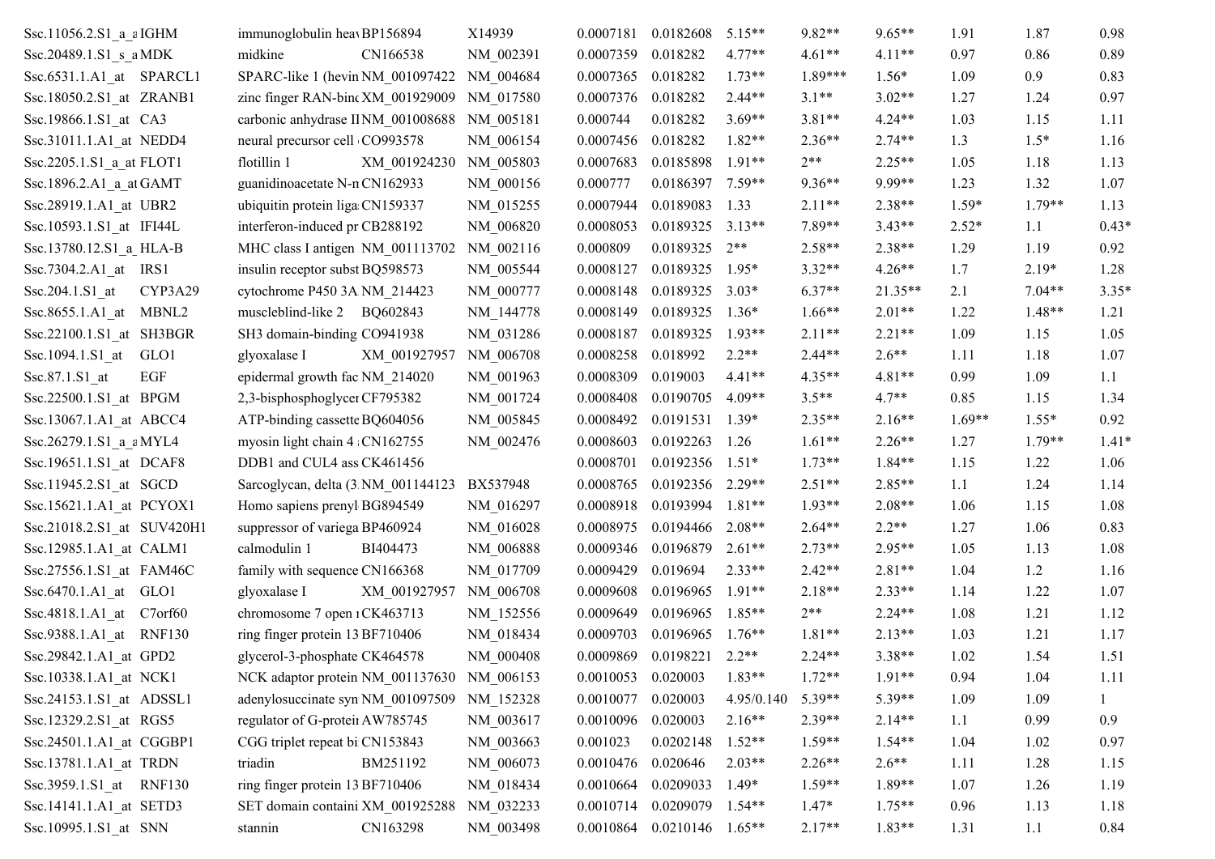| | | | | | | | | | | | | |
|---|---|---|---|---|---|---|---|---|---|---|---|---|
| Ssc.11056.2.S1_a_a | IGHM | immunoglobulin heav | BP156894 | X14939 | 0.0007181 | 0.0182608 | 5.15** | 9.82** | 9.65** | 1.91 | 1.87 | 0.98 |
| Ssc.20489.1.S1_s_a | MDK | midkine | CN166538 | NM_002391 | 0.0007359 | 0.018282 | 4.77** | 4.61** | 4.11** | 0.97 | 0.86 | 0.89 |
| Ssc.6531.1.A1_at | SPARCL1 | SPARC-like 1 (hevin | NM_001097422 | NM_004684 | 0.0007365 | 0.018282 | 1.73** | 1.89*** | 1.56* | 1.09 | 0.9 | 0.83 |
| Ssc.18050.2.S1_at | ZRANB1 | zinc finger RAN-binc | XM_001929009 | NM_017580 | 0.0007376 | 0.018282 | 2.44** | 3.1** | 3.02** | 1.27 | 1.24 | 0.97 |
| Ssc.19866.1.S1_at | CA3 | carbonic anhydrase II | NM_001008688 | NM_005181 | 0.000744 | 0.018282 | 3.69** | 3.81** | 4.24** | 1.03 | 1.15 | 1.11 |
| Ssc.31011.1.A1_at | NEDD4 | neural precursor cell | CO993578 | NM_006154 | 0.0007456 | 0.018282 | 1.82** | 2.36** | 2.74** | 1.3 | 1.5* | 1.16 |
| Ssc.2205.1.S1_a_at | FLOT1 | flotillin 1 | XM_001924230 | NM_005803 | 0.0007683 | 0.0185898 | 1.91** | 2** | 2.25** | 1.05 | 1.18 | 1.13 |
| Ssc.1896.2.A1_a_at | GAMT | guanidinoacetate N-m | CN162933 | NM_000156 | 0.000777 | 0.0186397 | 7.59** | 9.36** | 9.99** | 1.23 | 1.32 | 1.07 |
| Ssc.28919.1.A1_at | UBR2 | ubiquitin protein liga | CN159337 | NM_015255 | 0.0007944 | 0.0189083 | 1.33 | 2.11** | 2.38** | 1.59* | 1.79** | 1.13 |
| Ssc.10593.1.S1_at | IFI44L | interferon-induced pr | CB288192 | NM_006820 | 0.0008053 | 0.0189325 | 3.13** | 7.89** | 3.43** | 2.52* | 1.1 | 0.43* |
| Ssc.13780.12.S1_a_ | HLA-B | MHC class I antigen | NM_001113702 | NM_002116 | 0.000809 | 0.0189325 | 2** | 2.58** | 2.38** | 1.29 | 1.19 | 0.92 |
| Ssc.7304.2.A1_at | IRS1 | insulin receptor subst | BQ598573 | NM_005544 | 0.0008127 | 0.0189325 | 1.95* | 3.32** | 4.26** | 1.7 | 2.19* | 1.28 |
| Ssc.204.1.S1_at | CYP3A29 | cytochrome P450 3A | NM_214423 | NM_000777 | 0.0008148 | 0.0189325 | 3.03* | 6.37** | 21.35** | 2.1 | 7.04** | 3.35* |
| Ssc.8655.1.A1_at | MBNL2 | muscleblind-like 2 | BQ602843 | NM_144778 | 0.0008149 | 0.0189325 | 1.36* | 1.66** | 2.01** | 1.22 | 1.48** | 1.21 |
| Ssc.22100.1.S1_at | SH3BGR | SH3 domain-binding | CO941938 | NM_031286 | 0.0008187 | 0.0189325 | 1.93** | 2.11** | 2.21** | 1.09 | 1.15 | 1.05 |
| Ssc.1094.1.S1_at | GLO1 | glyoxalase I | XM_001927957 | NM_006708 | 0.0008258 | 0.018992 | 2.2** | 2.44** | 2.6** | 1.11 | 1.18 | 1.07 |
| Ssc.87.1.S1_at | EGF | epidermal growth fac | NM_214020 | NM_001963 | 0.0008309 | 0.019003 | 4.41** | 4.35** | 4.81** | 0.99 | 1.09 | 1.1 |
| Ssc.22500.1.S1_at | BPGM | 2,3-bisphosphoglycer | CF795382 | NM_001724 | 0.0008408 | 0.0190705 | 4.09** | 3.5** | 4.7** | 0.85 | 1.15 | 1.34 |
| Ssc.13067.1.A1_at | ABCC4 | ATP-binding cassette | BQ604056 | NM_005845 | 0.0008492 | 0.0191531 | 1.39* | 2.35** | 2.16** | 1.69** | 1.55* | 0.92 |
| Ssc.26279.1.S1_a_a | MYL4 | myosin light chain 4 | CN162755 | NM_002476 | 0.0008603 | 0.0192263 | 1.26 | 1.61** | 2.26** | 1.27 | 1.79** | 1.41* |
| Ssc.19651.1.S1_at | DCAF8 | DDB1 and CUL4 ass | CK461456 | | 0.0008701 | 0.0192356 | 1.51* | 1.73** | 1.84** | 1.15 | 1.22 | 1.06 |
| Ssc.11945.2.S1_at | SGCD | Sarcoglycan, delta (3. | NM_001144123 | BX537948 | 0.0008765 | 0.0192356 | 2.29** | 2.51** | 2.85** | 1.1 | 1.24 | 1.14 |
| Ssc.15621.1.A1_at | PCYOX1 | Homo sapiens prenyl | BG894549 | NM_016297 | 0.0008918 | 0.0193994 | 1.81** | 1.93** | 2.08** | 1.06 | 1.15 | 1.08 |
| Ssc.21018.2.S1_at | SUV420H1 | suppressor of variega | BP460924 | NM_016028 | 0.0008975 | 0.0194466 | 2.08** | 2.64** | 2.2** | 1.27 | 1.06 | 0.83 |
| Ssc.12985.1.A1_at | CALM1 | calmodulin 1 | BI404473 | NM_006888 | 0.0009346 | 0.0196879 | 2.61** | 2.73** | 2.95** | 1.05 | 1.13 | 1.08 |
| Ssc.27556.1.S1_at | FAM46C | family with sequence | CN166368 | NM_017709 | 0.0009429 | 0.019694 | 2.33** | 2.42** | 2.81** | 1.04 | 1.2 | 1.16 |
| Ssc.6470.1.A1_at | GLO1 | glyoxalase I | XM_001927957 | NM_006708 | 0.0009608 | 0.0196965 | 1.91** | 2.18** | 2.33** | 1.14 | 1.22 | 1.07 |
| Ssc.4818.1.A1_at | C7orf60 | chromosome 7 open r | CK463713 | NM_152556 | 0.0009649 | 0.0196965 | 1.85** | 2** | 2.24** | 1.08 | 1.21 | 1.12 |
| Ssc.9388.1.A1_at | RNF130 | ring finger protein 13 | BF710406 | NM_018434 | 0.0009703 | 0.0196965 | 1.76** | 1.81** | 2.13** | 1.03 | 1.21 | 1.17 |
| Ssc.29842.1.A1_at | GPD2 | glycerol-3-phosphate | CK464578 | NM_000408 | 0.0009869 | 0.0198221 | 2.2** | 2.24** | 3.38** | 1.02 | 1.54 | 1.51 |
| Ssc.10338.1.A1_at | NCK1 | NCK adaptor protein | NM_001137630 | NM_006153 | 0.0010053 | 0.020003 | 1.83** | 1.72** | 1.91** | 0.94 | 1.04 | 1.11 |
| Ssc.24153.1.S1_at | ADSSL1 | adenylosuccinate syn | NM_001097509 | NM_152328 | 0.0010077 | 0.020003 | 4.95/0.140 | 5.39** | 5.39** | 1.09 | 1.09 | 1 |
| Ssc.12329.2.S1_at | RGS5 | regulator of G-protei | AW785745 | NM_003617 | 0.0010096 | 0.020003 | 2.16** | 2.39** | 2.14** | 1.1 | 0.99 | 0.9 |
| Ssc.24501.1.A1_at | CGGBP1 | CGG triplet repeat bi | CN153843 | NM_003663 | 0.001023 | 0.0202148 | 1.52** | 1.59** | 1.54** | 1.04 | 1.02 | 0.97 |
| Ssc.13781.1.A1_at | TRDN | triadin | BM251192 | NM_006073 | 0.0010476 | 0.020646 | 2.03** | 2.26** | 2.6** | 1.11 | 1.28 | 1.15 |
| Ssc.3959.1.S1_at | RNF130 | ring finger protein 13 | BF710406 | NM_018434 | 0.0010664 | 0.0209033 | 1.49* | 1.59** | 1.89** | 1.07 | 1.26 | 1.19 |
| Ssc.14141.1.A1_at | SETD3 | SET domain containi | XM_001925288 | NM_032233 | 0.0010714 | 0.0209079 | 1.54** | 1.47* | 1.75** | 0.96 | 1.13 | 1.18 |
| Ssc.10995.1.S1_at | SNN | stannin | CN163298 | NM_003498 | 0.0010864 | 0.0210146 | 1.65** | 2.17** | 1.83** | 1.31 | 1.1 | 0.84 |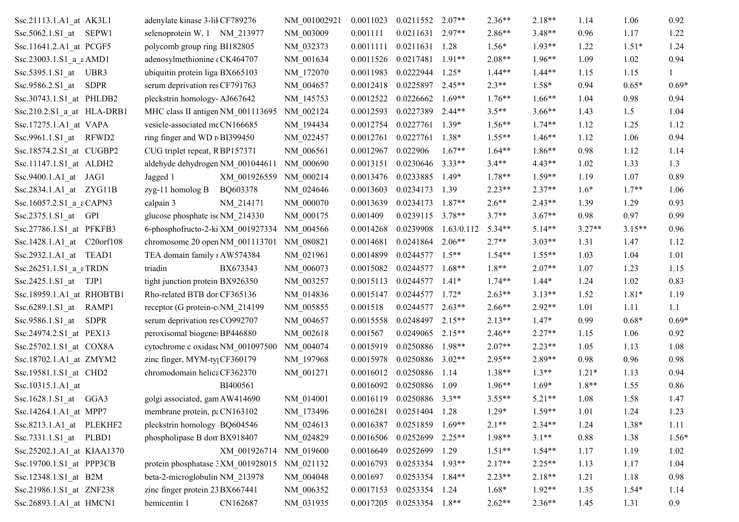| | | | | | | | | | | | | |
|---|---|---|---|---|---|---|---|---|---|---|---|---|
| Ssc.21113.1.A1_at | AK3L1 | adenylate kinase 3-lik | CF789276 | NM_001002921 | 0.0011023 | 0.0211552 | 2.07** | 2.36** | 2.18** | 1.14 | 1.06 | 0.92 |
| Ssc.5062.1.S1_at | SEPW1 | selenoprotein W, 1 | NM_213977 | NM_003009 | 0.001111 | 0.0211631 | 2.97** | 2.86** | 3.48** | 0.96 | 1.17 | 1.22 |
| Ssc.11641.2.A1_at | PCGF5 | polycomb group ring | BI182805 | NM_032373 | 0.0011111 | 0.0211631 | 1.28 | 1.56* | 1.93** | 1.22 | 1.51* | 1.24 |
| Ssc.23003.1.S1_a_a | AMD1 | adenosylmethionine c | CK464707 | NM_001634 | 0.0011526 | 0.0217481 | 1.91** | 2.08** | 1.96** | 1.09 | 1.02 | 0.94 |
| Ssc.5395.1.S1_at | UBR3 | ubiquitin protein liga | BX665103 | NM_172070 | 0.0011983 | 0.0222944 | 1.25* | 1.44** | 1.44** | 1.15 | 1.15 | 1 |
| Ssc.9586.2.S1_at | SDPR | serum deprivation res | CF791763 | NM_004657 | 0.0012418 | 0.0225897 | 2.45** | 2.3** | 1.58* | 0.94 | 0.65* | 0.69* |
| Ssc.30743.1.S1_at | PHLDB2 | pleckstrin homology- | AJ667642 | NM_145753 | 0.0012522 | 0.0226662 | 1.69** | 1.76** | 1.66** | 1.04 | 0.98 | 0.94 |
| Ssc.210.2.S1_a_at | HLA-DRB1 | MHC class II antigen | NM_001113695 | NM_002124 | 0.0012593 | 0.0227389 | 2.44** | 3.5** | 3.66** | 1.43 | 1.5 | 1.04 |
| Ssc.17275.1.A1_at | VAPA | vesicle-associated me | CN166685 | NM_194434 | 0.0012754 | 0.0227761 | 1.39* | 1.56** | 1.74** | 1.12 | 1.25 | 1.12 |
| Ssc.9961.1.S1_at | RFWD2 | ring finger and WD r | BI399450 | NM_022457 | 0.0012761 | 0.0227761 | 1.38* | 1.55** | 1.46** | 1.12 | 1.06 | 0.94 |
| Ssc.18574.2.S1_at | CUGBP2 | CUG triplet repeat, R | BP157371 | NM_006561 | 0.0012967 | 0.022906 | 1.67** | 1.64** | 1.86** | 0.98 | 1.12 | 1.14 |
| Ssc.11147.1.S1_at | ALDH2 | aldehyde dehydrogen | NM_001044611 | NM_000690 | 0.0013151 | 0.0230646 | 3.33** | 3.4** | 4.43** | 1.02 | 1.33 | 1.3 |
| Ssc.9400.1.A1_at | JAG1 | Jagged 1 | XM_001926559 | NM_000214 | 0.0013476 | 0.0233885 | 1.49* | 1.78** | 1.59** | 1.19 | 1.07 | 0.89 |
| Ssc.2834.1.A1_at | ZYG11B | zyg-11 homolog B | BQ603378 | NM_024646 | 0.0013603 | 0.0234173 | 1.39 | 2.23** | 2.37** | 1.6* | 1.7** | 1.06 |
| Ssc.16057.2.S1_a_a | CAPN3 | calpain 3 | NM_214171 | NM_000070 | 0.0013639 | 0.0234173 | 1.87** | 2.6** | 2.43** | 1.39 | 1.29 | 0.93 |
| Ssc.2375.1.S1_at | GPI | glucose phosphate iso | NM_214330 | NM_000175 | 0.001409 | 0.0239115 | 3.78** | 3.7** | 3.67** | 0.98 | 0.97 | 0.99 |
| Ssc.27786.1.S1_at | PFKFB3 | 6-phosphofructo-2-ki | XM_001927334 | NM_004566 | 0.0014268 | 0.0239908 | 1.63/0.112 | 5.34** | 5.14** | 3.27** | 3.15** | 0.96 |
| Ssc.1428.1.A1_at | C20orf108 | chromosome 20 open | NM_001113701 | NM_080821 | 0.0014681 | 0.0241864 | 2.06** | 2.7** | 3.03** | 1.31 | 1.47 | 1.12 |
| Ssc.2932.1.A1_at | TEAD1 | TEA domain family r | AW574384 | NM_021961 | 0.0014899 | 0.0244577 | 1.5** | 1.54** | 1.55** | 1.03 | 1.04 | 1.01 |
| Ssc.26251.1.S1_a_a | TRDN | triadin | BX673343 | NM_006073 | 0.0015082 | 0.0244577 | 1.68** | 1.8** | 2.07** | 1.07 | 1.23 | 1.15 |
| Ssc.2425.1.S1_at | TJP1 | tight junction protein | BX926350 | NM_003257 | 0.0015113 | 0.0244577 | 1.41* | 1.74** | 1.44* | 1.24 | 1.02 | 0.83 |
| Ssc.18959.1.A1_at | RHOBTB1 | Rho-related BTB dom | CF365136 | NM_014836 | 0.0015147 | 0.0244577 | 1.72* | 2.63** | 3.13** | 1.52 | 1.81* | 1.19 |
| Ssc.6289.1.S1_at | RAMP1 | receptor (G protein-c | NM_214199 | NM_005855 | 0.001518 | 0.0244577 | 2.63** | 2.66** | 2.92** | 1.01 | 1.11 | 1.1 |
| Ssc.9586.1.S1_at | SDPR | serum deprivation res | CO992707 | NM_004657 | 0.0015558 | 0.0248497 | 2.15** | 2.13** | 1.47* | 0.99 | 0.68* | 0.69* |
| Ssc.24974.2.S1_at | PEX13 | peroxisomal biogenes | BP446880 | NM_002618 | 0.001567 | 0.0249065 | 2.15** | 2.46** | 2.27** | 1.15 | 1.06 | 0.92 |
| Ssc.25702.1.S1_at | COX8A | cytochrome c oxidase | NM_001097500 | NM_004074 | 0.0015919 | 0.0250886 | 1.98** | 2.07** | 2.23** | 1.05 | 1.13 | 1.08 |
| Ssc.18702.1.A1_at | ZMYM2 | zinc finger, MYM-typ | CF360179 | NM_197968 | 0.0015978 | 0.0250886 | 3.02** | 2.95** | 2.89** | 0.98 | 0.96 | 0.98 |
| Ssc.19581.1.S1_at | CHD2 | chromodomain helica | CF362370 | NM_001271 | 0.0016012 | 0.0250886 | 1.14 | 1.38** | 1.3** | 1.21* | 1.13 | 0.94 |
| Ssc.10315.1.A1_at | | | BI400561 | | 0.0016092 | 0.0250886 | 1.09 | 1.96** | 1.69* | 1.8** | 1.55 | 0.86 |
| Ssc.1628.1.S1_at | GGA3 | golgi associated, gam | AW414690 | NM_014001 | 0.0016119 | 0.0250886 | 3.3** | 3.55** | 5.21** | 1.08 | 1.58 | 1.47 |
| Ssc.14264.1.A1_at | MPP7 | membrane protein, pa | CN163102 | NM_173496 | 0.0016281 | 0.0251404 | 1.28 | 1.29* | 1.59** | 1.01 | 1.24 | 1.23 |
| Ssc.8213.1.A1_at | PLEKHF2 | pleckstrin homology | BQ604546 | NM_024613 | 0.0016387 | 0.0251859 | 1.69** | 2.1** | 2.34** | 1.24 | 1.38* | 1.11 |
| Ssc.7331.1.S1_at | PLBD1 | phospholipase B dom | BX918407 | NM_024829 | 0.0016506 | 0.0252699 | 2.25** | 1.98** | 3.1** | 0.88 | 1.38 | 1.56* |
| Ssc.25202.1.A1_at | KIAA1370 | | XM_001926714 | NM_019600 | 0.0016649 | 0.0252699 | 1.29 | 1.51** | 1.54** | 1.17 | 1.19 | 1.02 |
| Ssc.19700.1.S1_at | PPP3CB | protein phosphatase 3 | XM_001928015 | NM_021132 | 0.0016793 | 0.0253354 | 1.93** | 2.17** | 2.25** | 1.13 | 1.17 | 1.04 |
| Ssc.12348.1.S1_at | B2M | beta-2-microglobulin | NM_213978 | NM_004048 | 0.001697 | 0.0253354 | 1.84** | 2.23** | 2.18** | 1.21 | 1.18 | 0.98 |
| Ssc.21986.1.S1_at | ZNF238 | zinc finger protein 23 | BX667441 | NM_006352 | 0.0017153 | 0.0253354 | 1.24 | 1.68* | 1.92** | 1.35 | 1.54* | 1.14 |
| Ssc.26893.1.A1_at | HMCN1 | hemicentin 1 | CN162687 | NM_031935 | 0.0017205 | 0.0253354 | 1.8** | 2.62** | 2.36** | 1.45 | 1.31 | 0.9 |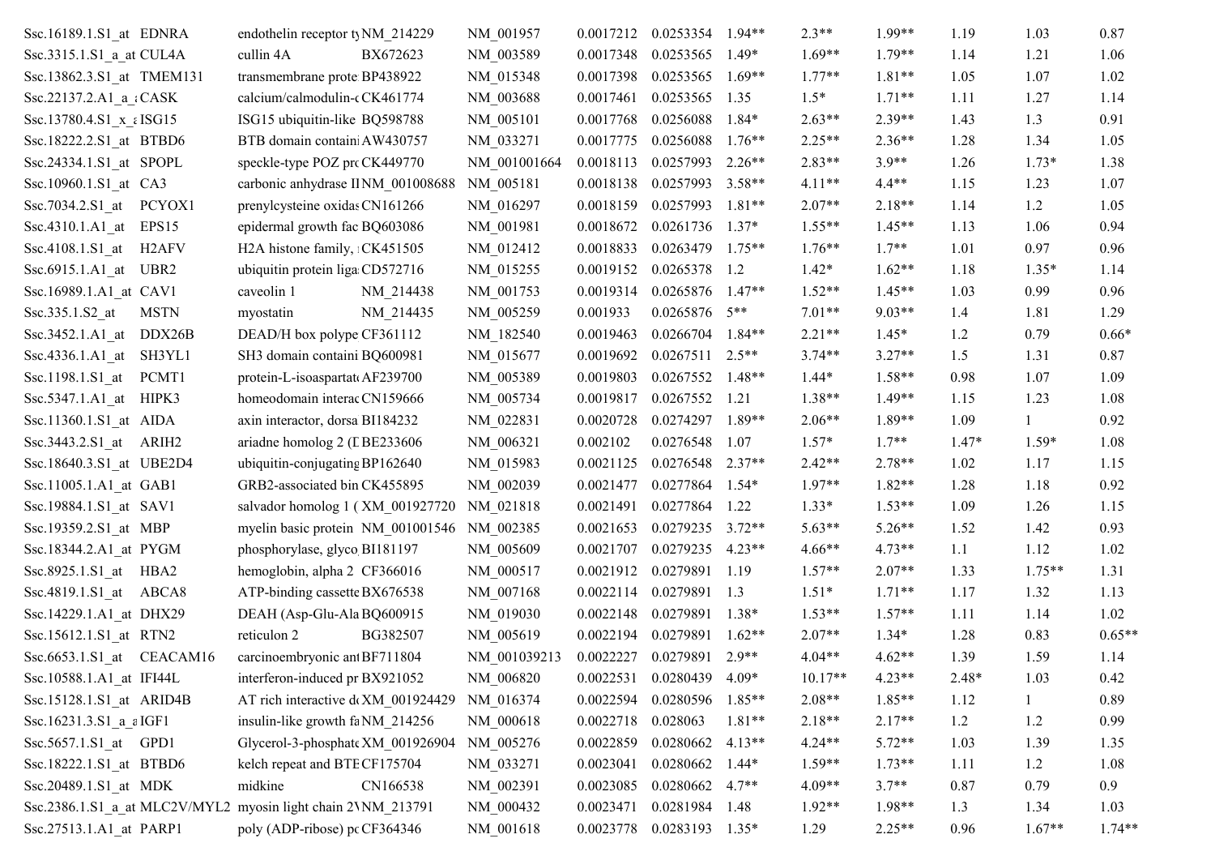| | | | | | | | | | | | | |
|---|---|---|---|---|---|---|---|---|---|---|---|---|
| Ssc.16189.1.S1_at | EDNRA | endothelin receptor ty | NM_214229 | NM_001957 | 0.0017212 | 0.0253354 | 1.94** | 2.3** | 1.99** | 1.19 | 1.03 | 0.87 |
| Ssc.3315.1.S1_a_at | CUL4A | cullin 4A | BX672623 | NM_003589 | 0.0017348 | 0.0253565 | 1.49* | 1.69** | 1.79** | 1.14 | 1.21 | 1.06 |
| Ssc.13862.3.S1_at | TMEM131 | transmembrane prote | BP438922 | NM_015348 | 0.0017398 | 0.0253565 | 1.69** | 1.77** | 1.81** | 1.05 | 1.07 | 1.02 |
| Ssc.22137.2.A1_a_a | CASK | calcium/calmodulin-c | CK461774 | NM_003688 | 0.0017461 | 0.0253565 | 1.35 | 1.5* | 1.71** | 1.11 | 1.27 | 1.14 |
| Ssc.13780.4.S1_x_a | ISG15 | ISG15 ubiquitin-like | BQ598788 | NM_005101 | 0.0017768 | 0.0256088 | 1.84* | 2.63** | 2.39** | 1.43 | 1.3 | 0.91 |
| Ssc.18222.2.S1_at | BTBD6 | BTB domain contain | AW430757 | NM_033271 | 0.0017775 | 0.0256088 | 1.76** | 2.25** | 2.36** | 1.28 | 1.34 | 1.05 |
| Ssc.24334.1.S1_at | SPOPL | speckle-type POZ pro | CK449770 | NM_001001664 | 0.0018113 | 0.0257993 | 2.26** | 2.83** | 3.9** | 1.26 | 1.73* | 1.38 |
| Ssc.10960.1.S1_at | CA3 | carbonic anhydrase II | NM_001008688 | NM_005181 | 0.0018138 | 0.0257993 | 3.58** | 4.11** | 4.4** | 1.15 | 1.23 | 1.07 |
| Ssc.7034.2.S1_at | PCYOX1 | prenylcysteine oxidas | CN161266 | NM_016297 | 0.0018159 | 0.0257993 | 1.81** | 2.07** | 2.18** | 1.14 | 1.2 | 1.05 |
| Ssc.4310.1.A1_at | EPS15 | epidermal growth fac | BQ603086 | NM_001981 | 0.0018672 | 0.0261736 | 1.37* | 1.55** | 1.45** | 1.13 | 1.06 | 0.94 |
| Ssc.4108.1.S1_at | H2AFV | H2A histone family, | CK451505 | NM_012412 | 0.0018833 | 0.0263479 | 1.75** | 1.76** | 1.7** | 1.01 | 0.97 | 0.96 |
| Ssc.6915.1.A1_at | UBR2 | ubiquitin protein liga | CD572716 | NM_015255 | 0.0019152 | 0.0265378 | 1.2 | 1.42* | 1.62** | 1.18 | 1.35* | 1.14 |
| Ssc.16989.1.A1_at | CAV1 | caveolin 1 | NM_214438 | NM_001753 | 0.0019314 | 0.0265876 | 1.47** | 1.52** | 1.45** | 1.03 | 0.99 | 0.96 |
| Ssc.335.1.S2_at | MSTN | myostatin | NM_214435 | NM_005259 | 0.001933 | 0.0265876 | 5** | 7.01** | 9.03** | 1.4 | 1.81 | 1.29 |
| Ssc.3452.1.A1_at | DDX26B | DEAD/H box polype | CF361112 | NM_182540 | 0.0019463 | 0.0266704 | 1.84** | 2.21** | 1.45* | 1.2 | 0.79 | 0.66* |
| Ssc.4336.1.A1_at | SH3YL1 | SH3 domain contain | BQ600981 | NM_015677 | 0.0019692 | 0.0267511 | 2.5** | 3.74** | 3.27** | 1.5 | 1.31 | 0.87 |
| Ssc.1198.1.S1_at | PCMT1 | protein-L-isoaspartat | AF239700 | NM_005389 | 0.0019803 | 0.0267552 | 1.48** | 1.44* | 1.58** | 0.98 | 1.07 | 1.09 |
| Ssc.5347.1.A1_at | HIPK3 | homeodomain interac | CN159666 | NM_005734 | 0.0019817 | 0.0267552 | 1.21 | 1.38** | 1.49** | 1.15 | 1.23 | 1.08 |
| Ssc.11360.1.S1_at | AIDA | axin interactor, dorsa | BI184232 | NM_022831 | 0.0020728 | 0.0274297 | 1.89** | 2.06** | 1.89** | 1.09 | 1 | 0.92 |
| Ssc.3443.2.S1_at | ARIH2 | ariadne homolog 2 (D | BE233606 | NM_006321 | 0.002102 | 0.0276548 | 1.07 | 1.57* | 1.7** | 1.47* | 1.59* | 1.08 |
| Ssc.18640.3.S1_at | UBE2D4 | ubiquitin-conjugating | BP162640 | NM_015983 | 0.0021125 | 0.0276548 | 2.37** | 2.42** | 2.78** | 1.02 | 1.17 | 1.15 |
| Ssc.11005.1.A1_at | GAB1 | GRB2-associated bin | CK455895 | NM_002039 | 0.0021477 | 0.0277864 | 1.54* | 1.97** | 1.82** | 1.28 | 1.18 | 0.92 |
| Ssc.19884.1.S1_at | SAV1 | salvador homolog 1 ( | XM_001927720 | NM_021818 | 0.0021491 | 0.0277864 | 1.22 | 1.33* | 1.53** | 1.09 | 1.26 | 1.15 |
| Ssc.19359.2.S1_at | MBP | myelin basic protein | NM_001001546 | NM_002385 | 0.0021653 | 0.0279235 | 3.72** | 5.63** | 5.26** | 1.52 | 1.42 | 0.93 |
| Ssc.18344.2.A1_at | PYGM | phosphorylase, glyco | BI181197 | NM_005609 | 0.0021707 | 0.0279235 | 4.23** | 4.66** | 4.73** | 1.1 | 1.12 | 1.02 |
| Ssc.8925.1.S1_at | HBA2 | hemoglobin, alpha 2 | CF366016 | NM_000517 | 0.0021912 | 0.0279891 | 1.19 | 1.57** | 2.07** | 1.33 | 1.75** | 1.31 |
| Ssc.4819.1.S1_at | ABCA8 | ATP-binding cassette | BX676538 | NM_007168 | 0.0022114 | 0.0279891 | 1.3 | 1.51* | 1.71** | 1.17 | 1.32 | 1.13 |
| Ssc.14229.1.A1_at | DHX29 | DEAH (Asp-Glu-Ala | BQ600915 | NM_019030 | 0.0022148 | 0.0279891 | 1.38* | 1.53** | 1.57** | 1.11 | 1.14 | 1.02 |
| Ssc.15612.1.S1_at | RTN2 | reticulon 2 | BG382507 | NM_005619 | 0.0022194 | 0.0279891 | 1.62** | 2.07** | 1.34* | 1.28 | 0.83 | 0.65** |
| Ssc.6653.1.S1_at | CEACAM16 | carcinoembryonic ant | BF711804 | NM_001039213 | 0.0022227 | 0.0279891 | 2.9** | 4.04** | 4.62** | 1.39 | 1.59 | 1.14 |
| Ssc.10588.1.A1_at | IFI44L | interferon-induced pr | BX921052 | NM_006820 | 0.0022531 | 0.0280439 | 4.09* | 10.17** | 4.23** | 2.48* | 1.03 | 0.42 |
| Ssc.15128.1.S1_at | ARID4B | AT rich interactive do | XM_001924429 | NM_016374 | 0.0022594 | 0.0280596 | 1.85** | 2.08** | 1.85** | 1.12 | 1 | 0.89 |
| Ssc.16231.3.S1_a_a | IGF1 | insulin-like growth fa | NM_214256 | NM_000618 | 0.0022718 | 0.028063 | 1.81** | 2.18** | 2.17** | 1.2 | 1.2 | 0.99 |
| Ssc.5657.1.S1_at | GPD1 | Glycerol-3-phosphate | XM_001926904 | NM_005276 | 0.0022859 | 0.0280662 | 4.13** | 4.24** | 5.72** | 1.03 | 1.39 | 1.35 |
| Ssc.18222.1.S1_at | BTBD6 | kelch repeat and BTE | CF175704 | NM_033271 | 0.0023041 | 0.0280662 | 1.44* | 1.59** | 1.73** | 1.11 | 1.2 | 1.08 |
| Ssc.20489.1.S1_at | MDK | midkine | CN166538 | NM_002391 | 0.0023085 | 0.0280662 | 4.7** | 4.09** | 3.7** | 0.87 | 0.79 | 0.9 |
| Ssc.2386.1.S1_a_at | MLC2V/MYL2 | myosin light chain 2V | NM_213791 | NM_000432 | 0.0023471 | 0.0281984 | 1.48 | 1.92** | 1.98** | 1.3 | 1.34 | 1.03 |
| Ssc.27513.1.A1_at | PARP1 | poly (ADP-ribose) pc | CF364346 | NM_001618 | 0.0023778 | 0.0283193 | 1.35* | 1.29 | 2.25** | 0.96 | 1.67** | 1.74** |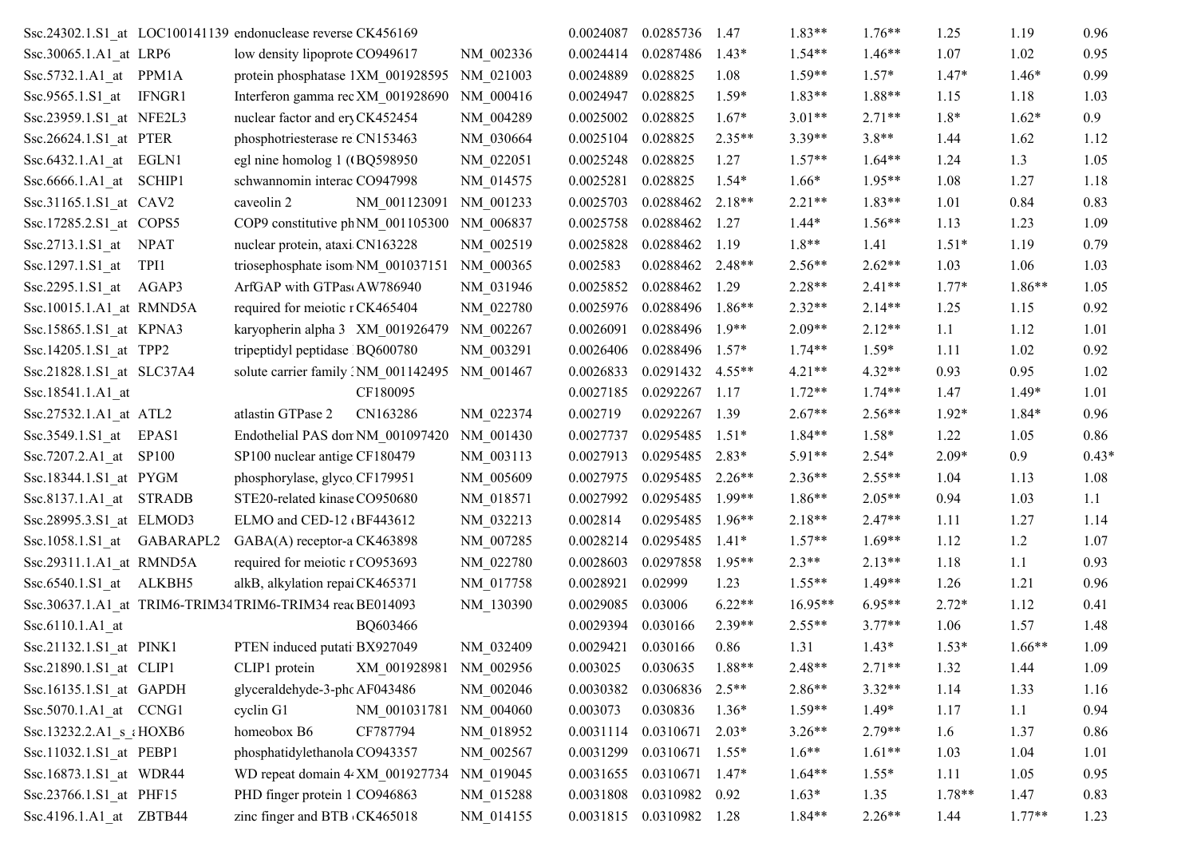| | | | | | | | | | | | | |
|---|---|---|---|---|---|---|---|---|---|---|---|---|
| Ssc.24302.1.S1_at | LOC100141139 | endonuclease reverse | CK456169 | | 0.0024087 | 0.0285736 | 1.47 | 1.83** | 1.76** | 1.25 | 1.19 | 0.96 |
| Ssc.30065.1.A1_at | LRP6 | low density lipoprote | CO949617 | NM_002336 | 0.0024414 | 0.0287486 | 1.43* | 1.54** | 1.46** | 1.07 | 1.02 | 0.95 |
| Ssc.5732.1.A1_at | PPM1A | protein phosphatase 1 | XM_001928595 | NM_021003 | 0.0024889 | 0.028825 | 1.08 | 1.59** | 1.57* | 1.47* | 1.46* | 0.99 |
| Ssc.9565.1.S1_at | IFNGR1 | Interferon gamma rec | XM_001928690 | NM_000416 | 0.0024947 | 0.028825 | 1.59* | 1.83** | 1.88** | 1.15 | 1.18 | 1.03 |
| Ssc.23959.1.S1_at | NFE2L3 | nuclear factor and ery | CK452454 | NM_004289 | 0.0025002 | 0.028825 | 1.67* | 3.01** | 2.71** | 1.8* | 1.62* | 0.9 |
| Ssc.26624.1.S1_at | PTER | phosphotriesterase re | CN153463 | NM_030664 | 0.0025104 | 0.028825 | 2.35** | 3.39** | 3.8** | 1.44 | 1.62 | 1.12 |
| Ssc.6432.1.A1_at | EGLN1 | egl nine homolog 1 ( | BQ598950 | NM_022051 | 0.0025248 | 0.028825 | 1.27 | 1.57** | 1.64** | 1.24 | 1.3 | 1.05 |
| Ssc.6666.1.A1_at | SCHIP1 | schwannomin interac | CO947998 | NM_014575 | 0.0025281 | 0.028825 | 1.54* | 1.66* | 1.95** | 1.08 | 1.27 | 1.18 |
| Ssc.31165.1.S1_at | CAV2 | caveolin 2 | NM_001123091 | NM_001233 | 0.0025703 | 0.0288462 | 2.18** | 2.21** | 1.83** | 1.01 | 0.84 | 0.83 |
| Ssc.17285.2.S1_at | COPS5 | COP9 constitutive ph | NM_001105300 | NM_006837 | 0.0025758 | 0.0288462 | 1.27 | 1.44* | 1.56** | 1.13 | 1.23 | 1.09 |
| Ssc.2713.1.S1_at | NPAT | nuclear protein, ataxi | CN163228 | NM_002519 | 0.0025828 | 0.0288462 | 1.19 | 1.8** | 1.41 | 1.51* | 1.19 | 0.79 |
| Ssc.1297.1.S1_at | TPI1 | triosephosphate isom | NM_001037151 | NM_000365 | 0.002583 | 0.0288462 | 2.48** | 2.56** | 2.62** | 1.03 | 1.06 | 1.03 |
| Ssc.2295.1.S1_at | AGAP3 | ArfGAP with GTPas | AW786940 | NM_031946 | 0.0025852 | 0.0288462 | 1.29 | 2.28** | 2.41** | 1.77* | 1.86** | 1.05 |
| Ssc.10015.1.A1_at | RMND5A | required for meiotic r | CK465404 | NM_022780 | 0.0025976 | 0.0288496 | 1.86** | 2.32** | 2.14** | 1.25 | 1.15 | 0.92 |
| Ssc.15865.1.S1_at | KPNA3 | karyopherin alpha 3 | XM_001926479 | NM_002267 | 0.0026091 | 0.0288496 | 1.9** | 2.09** | 2.12** | 1.1 | 1.12 | 1.01 |
| Ssc.14205.1.S1_at | TPP2 | tripeptidyl peptidase | BQ600780 | NM_003291 | 0.0026406 | 0.0288496 | 1.57* | 1.74** | 1.59* | 1.11 | 1.02 | 0.92 |
| Ssc.21828.1.S1_at | SLC37A4 | solute carrier family | NM_001142495 | NM_001467 | 0.0026833 | 0.0291432 | 4.55** | 4.21** | 4.32** | 0.93 | 0.95 | 1.02 |
| Ssc.18541.1.A1_at | | | CF180095 | | 0.0027185 | 0.0292267 | 1.17 | 1.72** | 1.74** | 1.47 | 1.49* | 1.01 |
| Ssc.27532.1.A1_at | ATL2 | atlastin GTPase 2 | CN163286 | NM_022374 | 0.002719 | 0.0292267 | 1.39 | 2.67** | 2.56** | 1.92* | 1.84* | 0.96 |
| Ssc.3549.1.S1_at | EPAS1 | Endothelial PAS don | NM_001097420 | NM_001430 | 0.0027737 | 0.0295485 | 1.51* | 1.84** | 1.58* | 1.22 | 1.05 | 0.86 |
| Ssc.7207.2.A1_at | SP100 | SP100 nuclear antige | CF180479 | NM_003113 | 0.0027913 | 0.0295485 | 2.83* | 5.91** | 2.54* | 2.09* | 0.9 | 0.43* |
| Ssc.18344.1.S1_at | PYGM | phosphorylase, glyco | CF179951 | NM_005609 | 0.0027975 | 0.0295485 | 2.26** | 2.36** | 2.55** | 1.04 | 1.13 | 1.08 |
| Ssc.8137.1.A1_at | STRADB | STE20-related kinase | CO950680 | NM_018571 | 0.0027992 | 0.0295485 | 1.99** | 1.86** | 2.05** | 0.94 | 1.03 | 1.1 |
| Ssc.28995.3.S1_at | ELMOD3 | ELMO and CED-12 | BF443612 | NM_032213 | 0.002814 | 0.0295485 | 1.96** | 2.18** | 2.47** | 1.11 | 1.27 | 1.14 |
| Ssc.1058.1.S1_at | GABARAPL2 | GABA(A) receptor-a | CK463898 | NM_007285 | 0.0028214 | 0.0295485 | 1.41* | 1.57** | 1.69** | 1.12 | 1.2 | 1.07 |
| Ssc.29311.1.A1_at | RMND5A | required for meiotic r | CO953693 | NM_022780 | 0.0028603 | 0.0297858 | 1.95** | 2.3** | 2.13** | 1.18 | 1.1 | 0.93 |
| Ssc.6540.1.S1_at | ALKBH5 | alkB, alkylation repai | CK465371 | NM_017758 | 0.0028921 | 0.02999 | 1.23 | 1.55** | 1.49** | 1.26 | 1.21 | 0.96 |
| Ssc.30637.1.A1_at | TRIM6-TRIM34 | TRIM6-TRIM34 read | BE014093 | NM_130390 | 0.0029085 | 0.03006 | 6.22** | 16.95** | 6.95** | 2.72* | 1.12 | 0.41 |
| Ssc.6110.1.A1_at | | | BQ603466 | | 0.0029394 | 0.030166 | 2.39** | 2.55** | 3.77** | 1.06 | 1.57 | 1.48 |
| Ssc.21132.1.S1_at | PINK1 | PTEN induced putati | BX927049 | NM_032409 | 0.0029421 | 0.030166 | 0.86 | 1.31 | 1.43* | 1.53* | 1.66** | 1.09 |
| Ssc.21890.1.S1_at | CLIP1 | CLIP1 protein | XM_001928981 | NM_002956 | 0.003025 | 0.030635 | 1.88** | 2.48** | 2.71** | 1.32 | 1.44 | 1.09 |
| Ssc.16135.1.S1_at | GAPDH | glyceraldehyde-3-pho | AF043486 | NM_002046 | 0.0030382 | 0.0306836 | 2.5** | 2.86** | 3.32** | 1.14 | 1.33 | 1.16 |
| Ssc.5070.1.A1_at | CCNG1 | cyclin G1 | NM_001031781 | NM_004060 | 0.003073 | 0.030836 | 1.36* | 1.59** | 1.49* | 1.17 | 1.1 | 0.94 |
| Ssc.13232.2.A1_s_a | HOXB6 | homeobox B6 | CF787794 | NM_018952 | 0.0031114 | 0.0310671 | 2.03* | 3.26** | 2.79** | 1.6 | 1.37 | 0.86 |
| Ssc.11032.1.S1_at | PEBP1 | phosphatidylethanola | CO943357 | NM_002567 | 0.0031299 | 0.0310671 | 1.55* | 1.6** | 1.61** | 1.03 | 1.04 | 1.01 |
| Ssc.16873.1.S1_at | WDR44 | WD repeat domain 4 | XM_001927734 | NM_019045 | 0.0031655 | 0.0310671 | 1.47* | 1.64** | 1.55* | 1.11 | 1.05 | 0.95 |
| Ssc.23766.1.S1_at | PHF15 | PHD finger protein 1 | CO946863 | NM_015288 | 0.0031808 | 0.0310982 | 0.92 | 1.63* | 1.35 | 1.78** | 1.47 | 0.83 |
| Ssc.4196.1.A1_at | ZBTB44 | zinc finger and BTB | CK465018 | NM_014155 | 0.0031815 | 0.0310982 | 1.28 | 1.84** | 2.26** | 1.44 | 1.77** | 1.23 |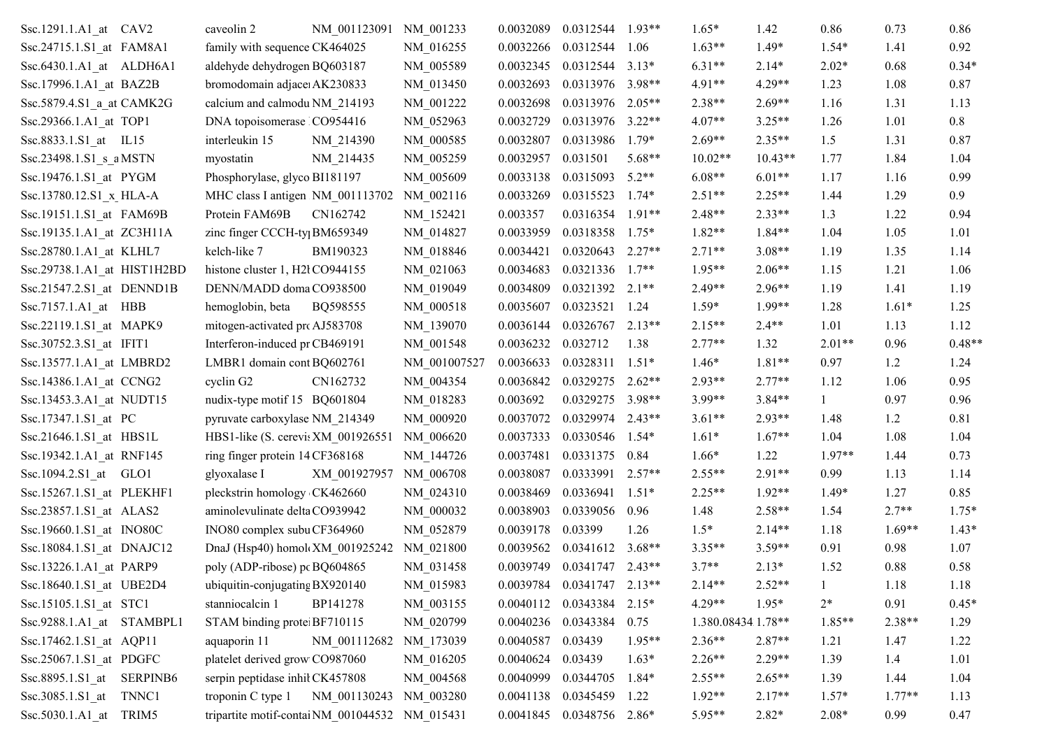| | | | | | | | | | | | | |
|---|---|---|---|---|---|---|---|---|---|---|---|---|
| Ssc.1291.1.A1_at | CAV2 | caveolin 2 | NM_001123091 | NM_001233 | 0.0032089 | 0.0312544 | 1.93** | 1.65* | 1.42 | 0.86 | 0.73 | 0.86 |
| Ssc.24715.1.S1_at | FAM8A1 | family with sequence | CK464025 | NM_016255 | 0.0032266 | 0.0312544 | 1.06 | 1.63** | 1.49* | 1.54* | 1.41 | 0.92 |
| Ssc.6430.1.A1_at | ALDH6A1 | aldehyde dehydrogen | BQ603187 | NM_005589 | 0.0032345 | 0.0312544 | 3.13* | 6.31** | 2.14* | 2.02* | 0.68 | 0.34* |
| Ssc.17996.1.S1_at | BAZ2B | bromodomain adjace | AK230833 | NM_013450 | 0.0032693 | 0.0313976 | 3.98** | 4.91** | 4.29** | 1.23 | 1.08 | 0.87 |
| Ssc.5879.4.S1_a_at | CAMK2G | calcium and calmodu | NM_214193 | NM_001222 | 0.0032698 | 0.0313976 | 2.05** | 2.38** | 2.69** | 1.16 | 1.31 | 1.13 |
| Ssc.29366.1.A1_at | TOP1 | DNA topoisomerase | CO954416 | NM_052963 | 0.0032729 | 0.0313976 | 3.22** | 4.07** | 3.25** | 1.26 | 1.01 | 0.8 |
| Ssc.8833.1.S1_at | IL15 | interleukin 15 | NM_214390 | NM_000585 | 0.0032807 | 0.0313986 | 1.79* | 2.69** | 2.35** | 1.5 | 1.31 | 0.87 |
| Ssc.23498.1.S1_s_a | MSTN | myostatin | NM_214435 | NM_005259 | 0.0032957 | 0.031501 | 5.68** | 10.02** | 10.43** | 1.77 | 1.84 | 1.04 |
| Ssc.19476.1.S1_at | PYGM | Phosphorylase, glyco | BI181197 | NM_005609 | 0.0033138 | 0.0315093 | 5.2** | 6.08** | 6.01** | 1.17 | 1.16 | 0.99 |
| Ssc.13780.12.S1_x | HLA-A | MHC class I antigen | NM_001113702 | NM_002116 | 0.0033269 | 0.0315523 | 1.74* | 2.51** | 2.25** | 1.44 | 1.29 | 0.9 |
| Ssc.19151.1.S1_at | FAM69B | Protein FAM69B | CN162742 | NM_152421 | 0.003357 | 0.0316354 | 1.91** | 2.48** | 2.33** | 1.3 | 1.22 | 0.94 |
| Ssc.19135.1.A1_at | ZC3H11A | zinc finger CCCH-ty | BM659349 | NM_014827 | 0.0033959 | 0.0318358 | 1.75* | 1.82** | 1.84** | 1.04 | 1.05 | 1.01 |
| Ssc.28780.1.A1_at | KLHL7 | kelch-like 7 | BM190323 | NM_018846 | 0.0034421 | 0.0320643 | 2.27** | 2.71** | 3.08** | 1.19 | 1.35 | 1.14 |
| Ssc.29738.1.A1_at | HIST1H2BD | histone cluster 1, H2 | CO944155 | NM_021063 | 0.0034683 | 0.0321336 | 1.7** | 1.95** | 2.06** | 1.15 | 1.21 | 1.06 |
| Ssc.21547.2.S1_at | DENND1B | DENN/MADD doma | CO938500 | NM_019049 | 0.0034809 | 0.0321392 | 2.1** | 2.49** | 2.96** | 1.19 | 1.41 | 1.19 |
| Ssc.7157.1.A1_at | HBB | hemoglobin, beta | BQ598555 | NM_000518 | 0.0035607 | 0.0323521 | 1.24 | 1.59* | 1.99** | 1.28 | 1.61* | 1.25 |
| Ssc.22119.1.S1_at | MAPK9 | mitogen-activated pr | AJ583708 | NM_139070 | 0.0036144 | 0.0326767 | 2.13** | 2.15** | 2.4** | 1.01 | 1.13 | 1.12 |
| Ssc.30752.3.S1_at | IFIT1 | Interferon-induced pr | CB469191 | NM_001548 | 0.0036232 | 0.032712 | 1.38 | 2.77** | 1.32 | 2.01** | 0.96 | 0.48** |
| Ssc.13577.1.A1_at | LMBRD2 | LMBR1 domain cont | BQ602761 | NM_001007527 | 0.0036633 | 0.0328311 | 1.51* | 1.46* | 1.81** | 0.97 | 1.2 | 1.24 |
| Ssc.14386.1.A1_at | CCNG2 | cyclin G2 | CN162732 | NM_004354 | 0.0036842 | 0.0329275 | 2.62** | 2.93** | 2.77** | 1.12 | 1.06 | 0.95 |
| Ssc.13453.3.A1_at | NUDT15 | nudix-type motif 15 | BQ601804 | NM_018283 | 0.003692 | 0.0329275 | 3.98** | 3.99** | 3.84** | 1 | 0.97 | 0.96 |
| Ssc.17347.1.S1_at | PC | pyruvate carboxylase | NM_214349 | NM_000920 | 0.0037072 | 0.0329974 | 2.43** | 3.61** | 2.93** | 1.48 | 1.2 | 0.81 |
| Ssc.21646.1.S1_at | HBS1L | HBS1-like (S. cerevis | XM_001926551 | NM_006620 | 0.0037333 | 0.0330546 | 1.54* | 1.61* | 1.67** | 1.04 | 1.08 | 1.04 |
| Ssc.19342.1.A1_at | RNF145 | ring finger protein 14 | CF368168 | NM_144726 | 0.0037481 | 0.0331375 | 0.84 | 1.66* | 1.22 | 1.97** | 1.44 | 0.73 |
| Ssc.1094.2.S1_at | GLO1 | glyoxalase I | XM_001927957 | NM_006708 | 0.0038087 | 0.0333991 | 2.57** | 2.55** | 2.91** | 0.99 | 1.13 | 1.14 |
| Ssc.15267.1.S1_at | PLEKHF1 | pleckstrin homology | CK462660 | NM_024310 | 0.0038469 | 0.0336941 | 1.51* | 2.25** | 1.92** | 1.49* | 1.27 | 0.85 |
| Ssc.23857.1.S1_at | ALAS2 | aminolevulinate delta | CO939942 | NM_000032 | 0.0038903 | 0.0339056 | 0.96 | 1.48 | 2.58** | 1.54 | 2.7** | 1.75* |
| Ssc.19660.1.S1_at | INO80C | INO80 complex subu | CF364960 | NM_052879 | 0.0039178 | 0.03399 | 1.26 | 1.5* | 2.14** | 1.18 | 1.69** | 1.43* |
| Ssc.18084.1.S1_at | DNAJC12 | DnaJ (Hsp40) homol | XM_001925242 | NM_021800 | 0.0039562 | 0.0341612 | 3.68** | 3.35** | 3.59** | 0.91 | 0.98 | 1.07 |
| Ssc.13226.1.A1_at | PARP9 | poly (ADP-ribose) pc | BQ604865 | NM_031458 | 0.0039749 | 0.0341747 | 2.43** | 3.7** | 2.13* | 1.52 | 0.88 | 0.58 |
| Ssc.18640.1.S1_at | UBE2D4 | ubiquitin-conjugating | BX920140 | NM_015983 | 0.0039784 | 0.0341747 | 2.13** | 2.14** | 2.52** | 1 | 1.18 | 1.18 |
| Ssc.15105.1.S1_at | STC1 | stanniocalcin 1 | BP141278 | NM_003155 | 0.0040112 | 0.0343384 | 2.15* | 4.29** | 1.95* | 2* | 0.91 | 0.45* |
| Ssc.9288.1.A1_at | STAMBPL1 | STAM binding protei | BF710115 | NM_020799 | 0.0040236 | 0.0343384 | 0.75 | 1.380.08434 | 1.78** | 1.85** | 2.38** | 1.29 |
| Ssc.17462.1.S1_at | AQP11 | aquaporin 11 | NM_001112682 | NM_173039 | 0.0040587 | 0.03439 | 1.95** | 2.36** | 2.87** | 1.21 | 1.47 | 1.22 |
| Ssc.25067.1.S1_at | PDGFC | platelet derived grow | CO987060 | NM_016205 | 0.0040624 | 0.03439 | 1.63* | 2.26** | 2.29** | 1.39 | 1.4 | 1.01 |
| Ssc.8895.1.S1_at | SERPINB6 | serpin peptidase inhil | CK457808 | NM_004568 | 0.0040999 | 0.0344705 | 1.84* | 2.55** | 2.65** | 1.39 | 1.44 | 1.04 |
| Ssc.3085.1.S1_at | TNNC1 | troponin C type 1 | NM_001130243 | NM_003280 | 0.0041138 | 0.0345459 | 1.22 | 1.92** | 2.17** | 1.57* | 1.77** | 1.13 |
| Ssc.5030.1.A1_at | TRIM5 | tripartite motif-contai | NM_001044532 | NM_015431 | 0.0041845 | 0.0348756 | 2.86* | 5.95** | 2.82* | 2.08* | 0.99 | 0.47 |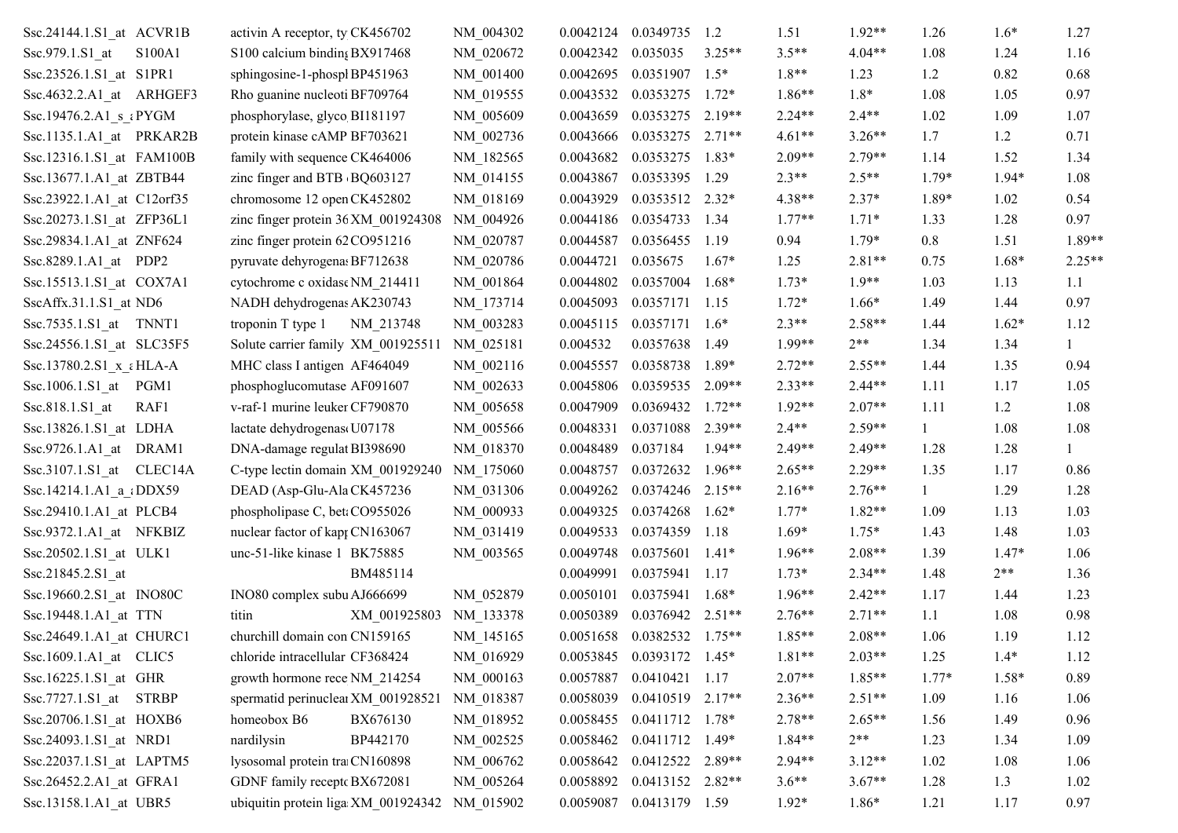| | | | | | | | | | | | | |
|---|---|---|---|---|---|---|---|---|---|---|---|---|
| Ssc.24144.1.S1_at | ACVR1B | activin A receptor, ty | CK456702 | NM_004302 | 0.0042124 | 0.0349735 | 1.2 | 1.51 | 1.92** | 1.26 | 1.6* | 1.27 |
| Ssc.979.1.S1_at | S100A1 | S100 calcium binding | BX917468 | NM_020672 | 0.0042342 | 0.035035 | 3.25** | 3.5** | 4.04** | 1.08 | 1.24 | 1.16 |
| Ssc.23526.1.S1_at | S1PR1 | sphingosine-1-phospl | BP451963 | NM_001400 | 0.0042695 | 0.0351907 | 1.5* | 1.8** | 1.23 | 1.2 | 0.82 | 0.68 |
| Ssc.4632.2.A1_at | ARHGEF3 | Rho guanine nucleoti | BF709764 | NM_019555 | 0.0043532 | 0.0353275 | 1.72* | 1.86** | 1.8* | 1.08 | 1.05 | 0.97 |
| Ssc.19476.2.A1_s_a | PYGM | phosphorylase, glyco | BI181197 | NM_005609 | 0.0043659 | 0.0353275 | 2.19** | 2.24** | 2.4** | 1.02 | 1.09 | 1.07 |
| Ssc.1135.1.A1_at | PRKAR2B | protein kinase cAMP | BF703621 | NM_002736 | 0.0043666 | 0.0353275 | 2.71** | 4.61** | 3.26** | 1.7 | 1.2 | 0.71 |
| Ssc.12316.1.S1_at | FAM100B | family with sequence | CK464006 | NM_182565 | 0.0043682 | 0.0353275 | 1.83* | 2.09** | 2.79** | 1.14 | 1.52 | 1.34 |
| Ssc.13677.1.A1_at | ZBTB44 | zinc finger and BTB | BQ603127 | NM_014155 | 0.0043867 | 0.0353395 | 1.29 | 2.3** | 2.5** | 1.79* | 1.94* | 1.08 |
| Ssc.23922.1.A1_at | C12orf35 | chromosome 12 open | CK452802 | NM_018169 | 0.0043929 | 0.0353512 | 2.32* | 4.38** | 2.37* | 1.89* | 1.02 | 0.54 |
| Ssc.20273.1.S1_at | ZFP36L1 | zinc finger protein 36 | XM_001924308 | NM_004926 | 0.0044186 | 0.0354733 | 1.34 | 1.77** | 1.71* | 1.33 | 1.28 | 0.97 |
| Ssc.29834.1.A1_at | ZNF624 | zinc finger protein 62 | CO951216 | NM_020787 | 0.0044587 | 0.0356455 | 1.19 | 0.94 | 1.79* | 0.8 | 1.51 | 1.89** |
| Ssc.8289.1.A1_at | PDP2 | pyruvate dehyrogenas | BF712638 | NM_020786 | 0.0044721 | 0.035675 | 1.67* | 1.25 | 2.81** | 0.75 | 1.68* | 2.25** |
| Ssc.15513.1.S1_at | COX7A1 | cytochrome c oxidase | NM_214411 | NM_001864 | 0.0044802 | 0.0357004 | 1.68* | 1.73* | 1.9** | 1.03 | 1.13 | 1.1 |
| SscAffx.31.1.S1_at | ND6 | NADH dehydrogenas | AK230743 | NM_173714 | 0.0045093 | 0.0357171 | 1.15 | 1.72* | 1.66* | 1.49 | 1.44 | 0.97 |
| Ssc.7535.1.S1_at | TNNT1 | troponin T type 1 | NM_213748 | NM_003283 | 0.0045115 | 0.0357171 | 1.6* | 2.3** | 2.58** | 1.44 | 1.62* | 1.12 |
| Ssc.24556.1.S1_at | SLC35F5 | Solute carrier family | XM_001925511 | NM_025181 | 0.004532 | 0.0357638 | 1.49 | 1.99** | 2** | 1.34 | 1.34 | 1 |
| Ssc.13780.2.S1_x_a | HLA-A | MHC class I antigen | AF464049 | NM_002116 | 0.0045557 | 0.0358738 | 1.89* | 2.72** | 2.55** | 1.44 | 1.35 | 0.94 |
| Ssc.1006.1.S1_at | PGM1 | phosphoglucomutase | AF091607 | NM_002633 | 0.0045806 | 0.0359535 | 2.09** | 2.33** | 2.44** | 1.11 | 1.17 | 1.05 |
| Ssc.818.1.S1_at | RAF1 | v-raf-1 murine leuker | CF790870 | NM_005658 | 0.0047909 | 0.0369432 | 1.72** | 1.92** | 2.07** | 1.11 | 1.2 | 1.08 |
| Ssc.13826.1.S1_at | LDHA | lactate dehydrogenase | U07178 | NM_005566 | 0.0048331 | 0.0371088 | 2.39** | 2.4** | 2.59** | 1 | 1.08 | 1.08 |
| Ssc.9726.1.A1_at | DRAM1 | DNA-damage regulat | BI398690 | NM_018370 | 0.0048489 | 0.037184 | 1.94** | 2.49** | 2.49** | 1.28 | 1.28 | 1 |
| Ssc.3107.1.S1_at | CLEC14A | C-type lectin domain | XM_001929240 | NM_175060 | 0.0048757 | 0.0372632 | 1.96** | 2.65** | 2.29** | 1.35 | 1.17 | 0.86 |
| Ssc.14214.1.A1_a_a | DDX59 | DEAD (Asp-Glu-Ala | CK457236 | NM_031306 | 0.0049262 | 0.0374246 | 2.15** | 2.16** | 2.76** | 1 | 1.29 | 1.28 |
| Ssc.29410.1.A1_at | PLCB4 | phospholipase C, bet | CO955026 | NM_000933 | 0.0049325 | 0.0374268 | 1.62* | 1.77* | 1.82** | 1.09 | 1.13 | 1.03 |
| Ssc.9372.1.A1_at | NFKBIZ | nuclear factor of kap | CN163067 | NM_031419 | 0.0049533 | 0.0374359 | 1.18 | 1.69* | 1.75* | 1.43 | 1.48 | 1.03 |
| Ssc.20502.1.S1_at | ULK1 | unc-51-like kinase 1 | BK75885 | NM_003565 | 0.0049748 | 0.0375601 | 1.41* | 1.96** | 2.08** | 1.39 | 1.47* | 1.06 |
| Ssc.21845.2.S1_at | | | BM485114 | | 0.0049991 | 0.0375941 | 1.17 | 1.73* | 2.34** | 1.48 | 2** | 1.36 |
| Ssc.19660.2.S1_at | INO80C | INO80 complex subu | AJ666699 | NM_052879 | 0.0050101 | 0.0375941 | 1.68* | 1.96** | 2.42** | 1.17 | 1.44 | 1.23 |
| Ssc.19448.1.A1_at | TTN | titin | XM_001925803 | NM_133378 | 0.0050389 | 0.0376942 | 2.51** | 2.76** | 2.71** | 1.1 | 1.08 | 0.98 |
| Ssc.24649.1.A1_at | CHURC1 | churchill domain con | CN159165 | NM_145165 | 0.0051658 | 0.0382532 | 1.75** | 1.85** | 2.08** | 1.06 | 1.19 | 1.12 |
| Ssc.1609.1.A1_at | CLIC5 | chloride intracellular | CF368424 | NM_016929 | 0.0053845 | 0.0393172 | 1.45* | 1.81** | 2.03** | 1.25 | 1.4* | 1.12 |
| Ssc.16225.1.S1_at | GHR | growth hormone rece | NM_214254 | NM_000163 | 0.0057887 | 0.0410421 | 1.17 | 2.07** | 1.85** | 1.77* | 1.58* | 0.89 |
| Ssc.7727.1.S1_at | STRBP | spermatid perinuclear | XM_001928521 | NM_018387 | 0.0058039 | 0.0410519 | 2.17** | 2.36** | 2.51** | 1.09 | 1.16 | 1.06 |
| Ssc.20706.1.S1_at | HOXB6 | homeobox B6 | BX676130 | NM_018952 | 0.0058455 | 0.0411712 | 1.78* | 2.78** | 2.65** | 1.56 | 1.49 | 0.96 |
| Ssc.24093.1.S1_at | NRD1 | nardilysin | BP442170 | NM_002525 | 0.0058462 | 0.0411712 | 1.49* | 1.84** | 2** | 1.23 | 1.34 | 1.09 |
| Ssc.22037.1.S1_at | LAPTM5 | lysosomal protein tra | CN160898 | NM_006762 | 0.0058642 | 0.0412522 | 2.89** | 2.94** | 3.12** | 1.02 | 1.08 | 1.06 |
| Ssc.26452.2.A1_at | GFRA1 | GDNF family recepto | BX672081 | NM_005264 | 0.0058892 | 0.0413152 | 2.82** | 3.6** | 3.67** | 1.28 | 1.3 | 1.02 |
| Ssc.13158.1.A1_at | UBR5 | ubiquitin protein liga | XM_001924342 | NM_015902 | 0.0059087 | 0.0413179 | 1.59 | 1.92* | 1.86* | 1.21 | 1.17 | 0.97 |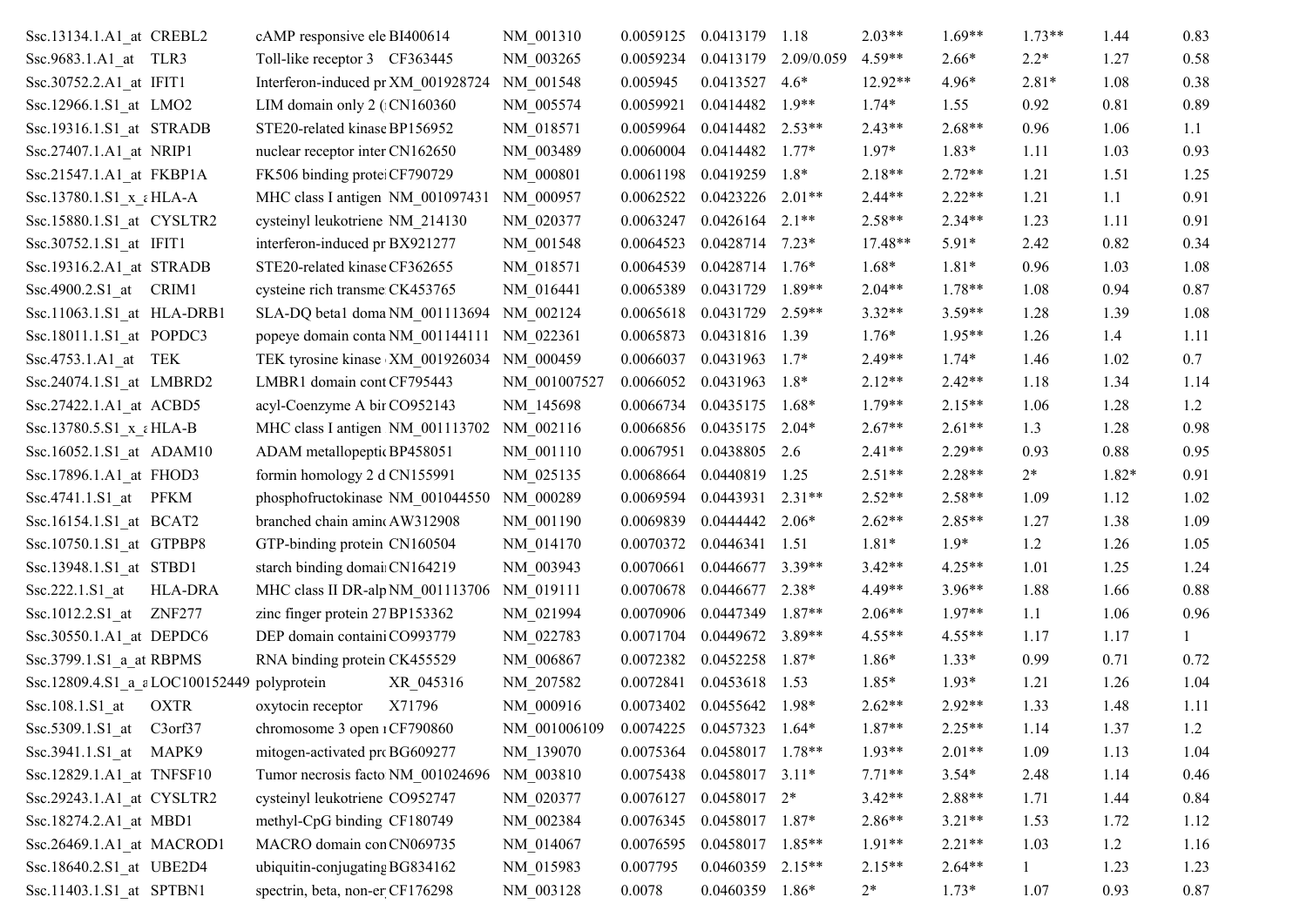| | | | | | | | | | | | | |
|---|---|---|---|---|---|---|---|---|---|---|---|---|
| Ssc.13134.1.A1_at | CREBL2 | cAMP responsive ele | BI400614 | NM_001310 | 0.0059125 | 0.0413179 | 1.18 | 2.03** | 1.69** | 1.73** | 1.44 | 0.83 |
| Ssc.9683.1.A1_at | TLR3 | Toll-like receptor 3 | CF363445 | NM_003265 | 0.0059234 | 0.0413179 | 2.09/0.059 | 4.59** | 2.66* | 2.2* | 1.27 | 0.58 |
| Ssc.30752.2.A1_at | IFIT1 | Interferon-induced pr | XM_001928724 | NM_001548 | 0.005945 | 0.0413527 | 4.6* | 12.92** | 4.96* | 2.81* | 1.08 | 0.38 |
| Ssc.12966.1.S1_at | LMO2 | LIM domain only 2 ( | CN160360 | NM_005574 | 0.0059921 | 0.0414482 | 1.9** | 1.74* | 1.55 | 0.92 | 0.81 | 0.89 |
| Ssc.19316.1.S1_at | STRADB | STE20-related kinase | BP156952 | NM_018571 | 0.0059964 | 0.0414482 | 2.53** | 2.43** | 2.68** | 0.96 | 1.06 | 1.1 |
| Ssc.27407.1.A1_at | NRIP1 | nuclear receptor inter | CN162650 | NM_003489 | 0.0060004 | 0.0414482 | 1.77* | 1.97* | 1.83* | 1.11 | 1.03 | 0.93 |
| Ssc.21547.1.A1_at | FKBP1A | FK506 binding protei | CF790729 | NM_000801 | 0.0061198 | 0.0419259 | 1.8* | 2.18** | 2.72** | 1.21 | 1.51 | 1.25 |
| Ssc.13780.1.S1_x_a | HLA-A | MHC class I antigen | NM_001097431 | NM_000957 | 0.0062522 | 0.0423226 | 2.01** | 2.44** | 2.22** | 1.21 | 1.1 | 0.91 |
| Ssc.15880.1.S1_at | CYSLTR2 | cysteinyl leukotriene | NM_214130 | NM_020377 | 0.0063247 | 0.0426164 | 2.1** | 2.58** | 2.34** | 1.23 | 1.11 | 0.91 |
| Ssc.30752.1.S1_at | IFIT1 | interferon-induced pr | BX921277 | NM_001548 | 0.0064523 | 0.0428714 | 7.23* | 17.48** | 5.91* | 2.42 | 0.82 | 0.34 |
| Ssc.19316.2.A1_at | STRADB | STE20-related kinase | CF362655 | NM_018571 | 0.0064539 | 0.0428714 | 1.76* | 1.68* | 1.81* | 0.96 | 1.03 | 1.08 |
| Ssc.4900.2.S1_at | CRIM1 | cysteine rich transme | CK453765 | NM_016441 | 0.0065389 | 0.0431729 | 1.89** | 2.04** | 1.78** | 1.08 | 0.94 | 0.87 |
| Ssc.11063.1.S1_at | HLA-DRB1 | SLA-DQ beta1 doma | NM_001113694 | NM_002124 | 0.0065618 | 0.0431729 | 2.59** | 3.32** | 3.59** | 1.28 | 1.39 | 1.08 |
| Ssc.18011.1.S1_at | POPDC3 | popeye domain conta | NM_001144111 | NM_022361 | 0.0065873 | 0.0431816 | 1.39 | 1.76* | 1.95** | 1.26 | 1.4 | 1.11 |
| Ssc.4753.1.A1_at | TEK | TEK tyrosine kinase | XM_001926034 | NM_000459 | 0.0066037 | 0.0431963 | 1.7* | 2.49** | 1.74* | 1.46 | 1.02 | 0.7 |
| Ssc.24074.1.S1_at | LMBRD2 | LMBR1 domain cont | CF795443 | NM_001007527 | 0.0066052 | 0.0431963 | 1.8* | 2.12** | 2.42** | 1.18 | 1.34 | 1.14 |
| Ssc.27422.1.A1_at | ACBD5 | acyl-Coenzyme A bir | CO952143 | NM_145698 | 0.0066734 | 0.0435175 | 1.68* | 1.79** | 2.15** | 1.06 | 1.28 | 1.2 |
| Ssc.13780.5.S1_x_a | HLA-B | MHC class I antigen | NM_001113702 | NM_002116 | 0.0066856 | 0.0435175 | 2.04* | 2.67** | 2.61** | 1.3 | 1.28 | 0.98 |
| Ssc.16052.1.S1_at | ADAM10 | ADAM metallopeptic | BP458051 | NM_001110 | 0.0067951 | 0.0438805 | 2.6 | 2.41** | 2.29** | 0.93 | 0.88 | 0.95 |
| Ssc.17896.1.A1_at | FHOD3 | formin homology 2 d | CN155991 | NM_025135 | 0.0068664 | 0.0440819 | 1.25 | 2.51** | 2.28** | 2* | 1.82* | 0.91 |
| Ssc.4741.1.S1_at | PFKM | phosphofructokinase | NM_001044550 | NM_000289 | 0.0069594 | 0.0443931 | 2.31** | 2.52** | 2.58** | 1.09 | 1.12 | 1.02 |
| Ssc.16154.1.S1_at | BCAT2 | branched chain aminc | AW312908 | NM_001190 | 0.0069839 | 0.0444442 | 2.06* | 2.62** | 2.85** | 1.27 | 1.38 | 1.09 |
| Ssc.10750.1.S1_at | GTPBP8 | GTP-binding protein | CN160504 | NM_014170 | 0.0070372 | 0.0446341 | 1.51 | 1.81* | 1.9* | 1.2 | 1.26 | 1.05 |
| Ssc.13948.1.S1_at | STBD1 | starch binding domai | CN164219 | NM_003943 | 0.0070661 | 0.0446677 | 3.39** | 3.42** | 4.25** | 1.01 | 1.25 | 1.24 |
| Ssc.222.1.S1_at | HLA-DRA | MHC class II DR-alp | NM_001113706 | NM_019111 | 0.0070678 | 0.0446677 | 2.38* | 4.49** | 3.96** | 1.88 | 1.66 | 0.88 |
| Ssc.1012.2.S1_at | ZNF277 | zinc finger protein 27 | BP153362 | NM_021994 | 0.0070906 | 0.0447349 | 1.87** | 2.06** | 1.97** | 1.1 | 1.06 | 0.96 |
| Ssc.30550.1.A1_at | DEPDC6 | DEP domain containi | CO993779 | NM_022783 | 0.0071704 | 0.0449672 | 3.89** | 4.55** | 4.55** | 1.17 | 1.17 | 1 |
| Ssc.3799.1.S1_a_at | RBPMS | RNA binding protein | CK455529 | NM_006867 | 0.0072382 | 0.0452258 | 1.87* | 1.86* | 1.33* | 0.99 | 0.71 | 0.72 |
| Ssc.12809.4.S1_a_a | LOC100152449 | polyprotein | XR_045316 | NM_207582 | 0.0072841 | 0.0453618 | 1.53 | 1.85* | 1.93* | 1.21 | 1.26 | 1.04 |
| Ssc.108.1.S1_at | OXTR | oxytocin receptor | X71796 | NM_000916 | 0.0073402 | 0.0455642 | 1.98* | 2.62** | 2.92** | 1.33 | 1.48 | 1.11 |
| Ssc.5309.1.S1_at | C3orf37 | chromosome 3 open r | CF790860 | NM_001006109 | 0.0074225 | 0.0457323 | 1.64* | 1.87** | 2.25** | 1.14 | 1.37 | 1.2 |
| Ssc.3941.1.S1_at | MAPK9 | mitogen-activated prc | BG609277 | NM_139070 | 0.0075364 | 0.0458017 | 1.78** | 1.93** | 2.01** | 1.09 | 1.13 | 1.04 |
| Ssc.12829.1.A1_at | TNFSF10 | Tumor necrosis facto | NM_001024696 | NM_003810 | 0.0075438 | 0.0458017 | 3.11* | 7.71** | 3.54* | 2.48 | 1.14 | 0.46 |
| Ssc.29243.1.A1_at | CYSLTR2 | cysteinyl leukotriene | CO952747 | NM_020377 | 0.0076127 | 0.0458017 | 2* | 3.42** | 2.88** | 1.71 | 1.44 | 0.84 |
| Ssc.18274.2.A1_at | MBD1 | methyl-CpG binding | CF180749 | NM_002384 | 0.0076345 | 0.0458017 | 1.87* | 2.86** | 3.21** | 1.53 | 1.72 | 1.12 |
| Ssc.26469.1.A1_at | MACROD1 | MACRO domain con | CN069735 | NM_014067 | 0.0076595 | 0.0458017 | 1.85** | 1.91** | 2.21** | 1.03 | 1.2 | 1.16 |
| Ssc.18640.2.S1_at | UBE2D4 | ubiquitin-conjugating | BG834162 | NM_015983 | 0.007795 | 0.0460359 | 2.15** | 2.15** | 2.64** | 1 | 1.23 | 1.23 |
| Ssc.11403.1.S1_at | SPTBN1 | spectrin, beta, non-er | CF176298 | NM_003128 | 0.0078 | 0.0460359 | 1.86* | 2* | 1.73* | 1.07 | 0.93 | 0.87 |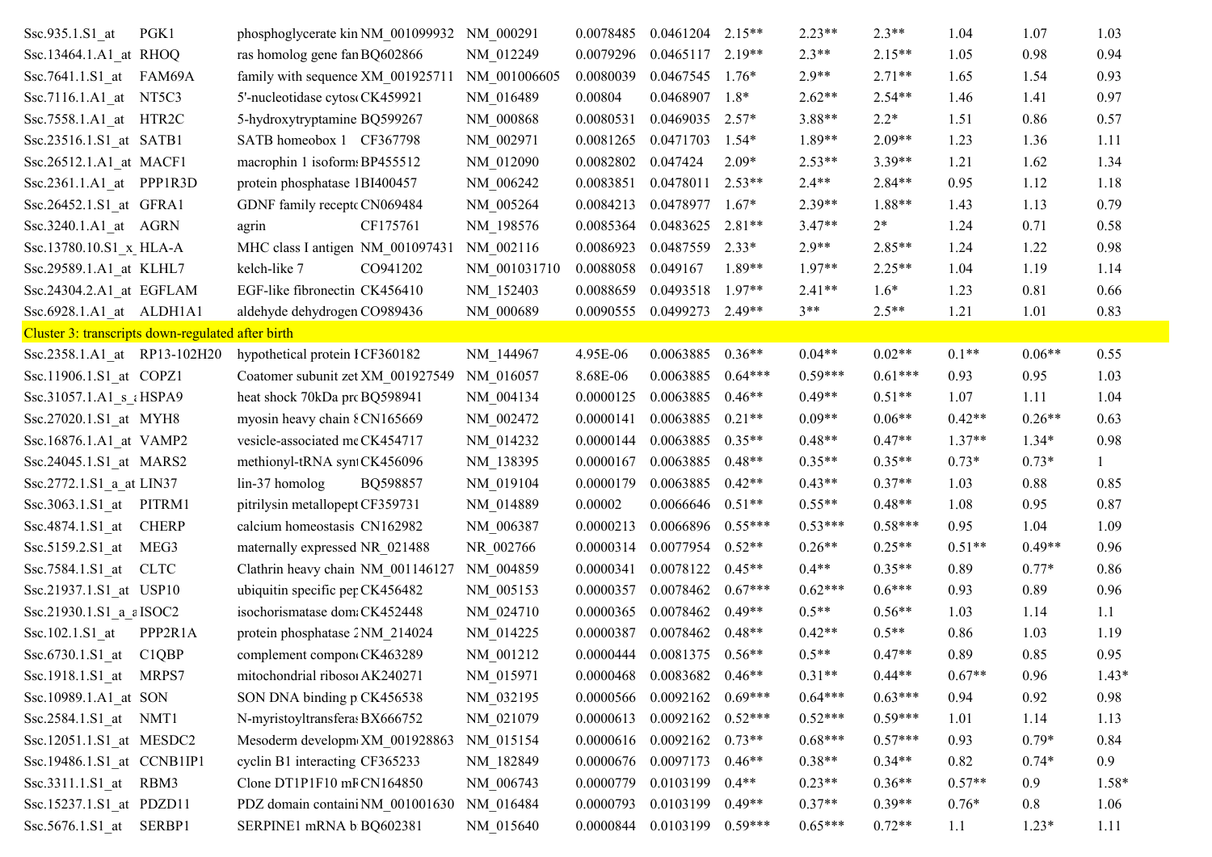| | | | | | | | | | | | | |
|---|---|---|---|---|---|---|---|---|---|---|---|---|
| Ssc.935.1.S1_at | PGK1 | phosphoglycerate kin | NM_001099932 | NM_000291 | 0.0078485 | 0.0461204 | 2.15** | 2.23** | 2.3** | 1.04 | 1.07 | 1.03 |
| Ssc.13464.1.A1_at | RHOQ | ras homolog gene fan | BQ602866 | NM_012249 | 0.0079296 | 0.0465117 | 2.19** | 2.3** | 2.15** | 1.05 | 0.98 | 0.94 |
| Ssc.7641.1.S1_at | FAM69A | family with sequence | XM_001925711 | NM_001006605 | 0.0080039 | 0.0467545 | 1.76* | 2.9** | 2.71** | 1.65 | 1.54 | 0.93 |
| Ssc.7116.1.A1_at | NT5C3 | 5'-nucleotidase cytos | CK459921 | NM_016489 | 0.00804 | 0.0468907 | 1.8* | 2.62** | 2.54** | 1.46 | 1.41 | 0.97 |
| Ssc.7558.1.A1_at | HTR2C | 5-hydroxytryptamine | BQ599267 | NM_000868 | 0.0080531 | 0.0469035 | 2.57* | 3.88** | 2.2* | 1.51 | 0.86 | 0.57 |
| Ssc.23516.1.S1_at | SATB1 | SATB homeobox 1 | CF367798 | NM_002971 | 0.0081265 | 0.0471703 | 1.54* | 1.89** | 2.09** | 1.23 | 1.36 | 1.11 |
| Ssc.26512.1.A1_at | MACF1 | macrophin 1 isoform | BP455512 | NM_012090 | 0.0082802 | 0.047424 | 2.09* | 2.53** | 3.39** | 1.21 | 1.62 | 1.34 |
| Ssc.2361.1.A1_at | PPP1R3D | protein phosphatase 1 | BI400457 | NM_006242 | 0.0083851 | 0.0478011 | 2.53** | 2.4** | 2.84** | 0.95 | 1.12 | 1.18 |
| Ssc.26452.1.S1_at | GFRA1 | GDNF family recepto | CN069484 | NM_005264 | 0.0084213 | 0.0478977 | 1.67* | 2.39** | 1.88** | 1.43 | 1.13 | 0.79 |
| Ssc.3240.1.A1_at | AGRN | agrin | CF175761 | NM_198576 | 0.0085364 | 0.0483625 | 2.81** | 3.47** | 2* | 1.24 | 0.71 | 0.58 |
| Ssc.13780.10.S1_x_ | HLA-A | MHC class I antigen | NM_001097431 | NM_002116 | 0.0086923 | 0.0487559 | 2.33* | 2.9** | 2.85** | 1.24 | 1.22 | 0.98 |
| Ssc.29589.1.A1_at | KLHL7 | kelch-like 7 | CO941202 | NM_001031710 | 0.0088058 | 0.049167 | 1.89** | 1.97** | 2.25** | 1.04 | 1.19 | 1.14 |
| Ssc.24304.2.A1_at | EGFLAM | EGF-like fibronectin | CK456410 | NM_152403 | 0.0088659 | 0.0493518 | 1.97** | 2.41** | 1.6* | 1.23 | 0.81 | 0.66 |
| Ssc.6928.1.A1_at | ALDH1A1 | aldehyde dehydrogen | CO989436 | NM_000689 | 0.0090555 | 0.0499273 | 2.49** | 3** | 2.5** | 1.21 | 1.01 | 0.83 |
| Cluster 3: transcripts down-regulated after birth | | | | | | | | | | | | |
| Ssc.2358.1.A1_at | RP13-102H20 | hypothetical protein I | CF360182 | NM_144967 | 4.95E-06 | 0.0063885 | 0.36** | 0.04** | 0.02** | 0.1** | 0.06** | 0.55 |
| Ssc.11906.1.S1_at | COPZ1 | Coatomer subunit zet | XM_001927549 | NM_016057 | 8.68E-06 | 0.0063885 | 0.64*** | 0.59*** | 0.61*** | 0.93 | 0.95 | 1.03 |
| Ssc.31057.1.A1_s_ | HSPA9 | heat shock 70kDa prc | BQ598941 | NM_004134 | 0.0000125 | 0.0063885 | 0.46** | 0.49** | 0.51** | 1.07 | 1.11 | 1.04 |
| Ssc.27020.1.S1_at | MYH8 | myosin heavy chain 8 | CN165669 | NM_002472 | 0.0000141 | 0.0063885 | 0.21** | 0.09** | 0.06** | 0.42** | 0.26** | 0.63 |
| Ssc.16876.1.A1_at | VAMP2 | vesicle-associated me | CK454717 | NM_014232 | 0.0000144 | 0.0063885 | 0.35** | 0.48** | 0.47** | 1.37** | 1.34* | 0.98 |
| Ssc.24045.1.S1_at | MARS2 | methionyl-tRNA synt | CK456096 | NM_138395 | 0.0000167 | 0.0063885 | 0.48** | 0.35** | 0.35** | 0.73* | 0.73* | 1 |
| Ssc.2772.1.S1_a_at | LIN37 | lin-37 homolog | BQ598857 | NM_019104 | 0.0000179 | 0.0063885 | 0.42** | 0.43** | 0.37** | 1.03 | 0.88 | 0.85 |
| Ssc.3063.1.S1_at | PITRM1 | pitrilysin metallopept | CF359731 | NM_014889 | 0.00002 | 0.0066646 | 0.51** | 0.55** | 0.48** | 1.08 | 0.95 | 0.87 |
| Ssc.4874.1.S1_at | CHERP | calcium homeostasis | CN162982 | NM_006387 | 0.0000213 | 0.0066896 | 0.55*** | 0.53*** | 0.58*** | 0.95 | 1.04 | 1.09 |
| Ssc.5159.2.S1_at | MEG3 | maternally expressed | NR_021488 | NR_002766 | 0.0000314 | 0.0077954 | 0.52** | 0.26** | 0.25** | 0.51** | 0.49** | 0.96 |
| Ssc.7584.1.S1_at | CLTC | Clathrin heavy chain | NM_001146127 | NM_004859 | 0.0000341 | 0.0078122 | 0.45** | 0.4** | 0.35** | 0.89 | 0.77* | 0.86 |
| Ssc.21937.1.S1_at | USP10 | ubiquitin specific pep | CK456482 | NM_005153 | 0.0000357 | 0.0078462 | 0.67*** | 0.62*** | 0.6*** | 0.93 | 0.89 | 0.96 |
| Ssc.21930.1.S1_a_a | ISOC2 | isochorismatase dom | CK452448 | NM_024710 | 0.0000365 | 0.0078462 | 0.49** | 0.5** | 0.56** | 1.03 | 1.14 | 1.1 |
| Ssc.102.1.S1_at | PPP2R1A | protein phosphatase 2 | NM_214024 | NM_014225 | 0.0000387 | 0.0078462 | 0.48** | 0.42** | 0.5** | 0.86 | 1.03 | 1.19 |
| Ssc.6730.1.S1_at | C1QBP | complement compon | CK463289 | NM_001212 | 0.0000444 | 0.0081375 | 0.56** | 0.5** | 0.47** | 0.89 | 0.85 | 0.95 |
| Ssc.1918.1.S1_at | MRPS7 | mitochondrial ribosor | AK240271 | NM_015971 | 0.0000468 | 0.0083682 | 0.46** | 0.31** | 0.44** | 0.67** | 0.96 | 1.43* |
| Ssc.10989.1.A1_at | SON | SON DNA binding p | CK456538 | NM_032195 | 0.0000566 | 0.0092162 | 0.69*** | 0.64*** | 0.63*** | 0.94 | 0.92 | 0.98 |
| Ssc.2584.1.S1_at | NMT1 | N-myristoyltransferas | BX666752 | NM_021079 | 0.0000613 | 0.0092162 | 0.52*** | 0.52*** | 0.59*** | 1.01 | 1.14 | 1.13 |
| Ssc.12051.1.S1_at | MESDC2 | Mesoderm developm | XM_001928863 | NM_015154 | 0.0000616 | 0.0092162 | 0.73** | 0.68*** | 0.57*** | 0.93 | 0.79* | 0.84 |
| Ssc.19486.1.S1_at | CCNB1IP1 | cyclin B1 interacting | CF365233 | NM_182849 | 0.0000676 | 0.0097173 | 0.46** | 0.38** | 0.34** | 0.82 | 0.74* | 0.9 |
| Ssc.3311.1.S1_at | RBM3 | Clone DT1P1F10 mF | CN164850 | NM_006743 | 0.0000779 | 0.0103199 | 0.4** | 0.23** | 0.36** | 0.57** | 0.9 | 1.58* |
| Ssc.15237.1.S1_at | PDZD11 | PDZ domain containi | NM_001001630 | NM_016484 | 0.0000793 | 0.0103199 | 0.49** | 0.37** | 0.39** | 0.76* | 0.8 | 1.06 |
| Ssc.5676.1.S1_at | SERBP1 | SERPINE1 mRNA b | BQ602381 | NM_015640 | 0.0000844 | 0.0103199 | 0.59*** | 0.65*** | 0.72** | 1.1 | 1.23* | 1.11 |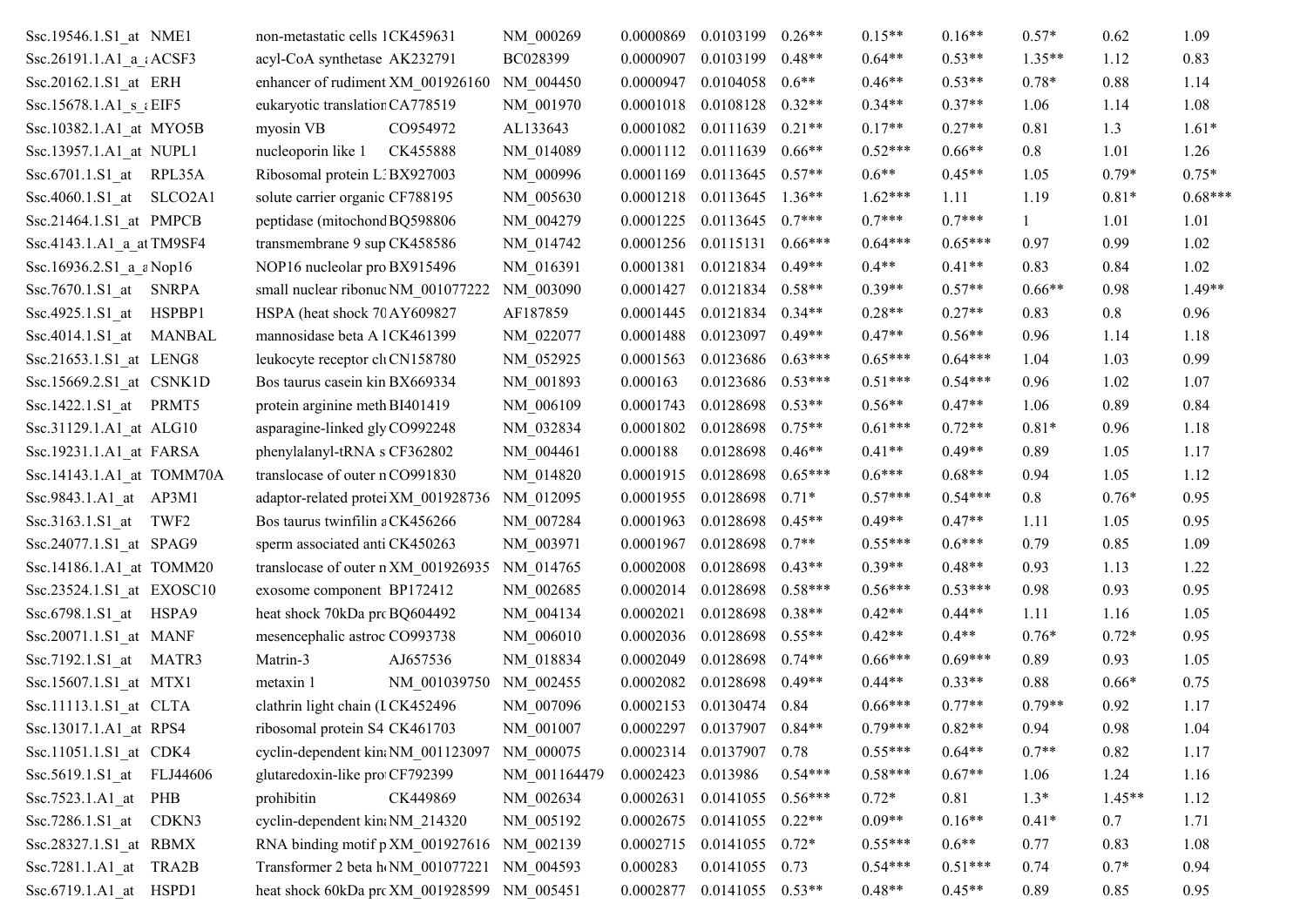| | | | | | | | | | | | | |
|---|---|---|---|---|---|---|---|---|---|---|---|---|
| Ssc.19546.1.S1_at | NME1 | non-metastatic cells 1 | CK459631 | NM_000269 | 0.0000869 | 0.0103199 | 0.26** | 0.15** | 0.16** | 0.57* | 0.62 | 1.09 |
| Ssc.26191.1.A1_a_a | ACSF3 | acyl-CoA synthetase | AK232791 | BC028399 | 0.0000907 | 0.0103199 | 0.48** | 0.64** | 0.53** | 1.35** | 1.12 | 0.83 |
| Ssc.20162.1.S1_at | ERH | enhancer of rudiment | XM_001926160 | NM_004450 | 0.0000947 | 0.0104058 | 0.6** | 0.46** | 0.53** | 0.78* | 0.88 | 1.14 |
| Ssc.15678.1.A1_s_a | EIF5 | eukaryotic translation | CA778519 | NM_001970 | 0.0001018 | 0.0108128 | 0.32** | 0.34** | 0.37** | 1.06 | 1.14 | 1.08 |
| Ssc.10382.1.A1_at | MYO5B | myosin VB | CO954972 | AL133643 | 0.0001082 | 0.0111639 | 0.21** | 0.17** | 0.27** | 0.81 | 1.3 | 1.61* |
| Ssc.13957.1.A1_at | NUPL1 | nucleoporin like 1 | CK455888 | NM_014089 | 0.0001112 | 0.0111639 | 0.66** | 0.52*** | 0.66** | 0.8 | 1.01 | 1.26 |
| Ssc.6701.1.S1_at | RPL35A | Ribosomal protein L3 | BX927003 | NM_000996 | 0.0001169 | 0.0113645 | 0.57** | 0.6** | 0.45** | 1.05 | 0.79* | 0.75* |
| Ssc.4060.1.S1_at | SLCO2A1 | solute carrier organic | CF788195 | NM_005630 | 0.0001218 | 0.0113645 | 1.36** | 1.62*** | 1.11 | 1.19 | 0.81* | 0.68*** |
| Ssc.21464.1.S1_at | PMPCB | peptidase (mitochond | BQ598806 | NM_004279 | 0.0001225 | 0.0113645 | 0.7*** | 0.7*** | 0.7*** | 1 | 1.01 | 1.01 |
| Ssc.4143.1.A1_a_at | TM9SF4 | transmembrane 9 sup | CK458586 | NM_014742 | 0.0001256 | 0.0115131 | 0.66*** | 0.64*** | 0.65*** | 0.97 | 0.99 | 1.02 |
| Ssc.16936.2.S1_a_a | Nop16 | NOP16 nucleolar pro | BX915496 | NM_016391 | 0.0001381 | 0.0121834 | 0.49** | 0.4** | 0.41** | 0.83 | 0.84 | 1.02 |
| Ssc.7670.1.S1_at | SNRPA | small nuclear ribonuc | NM_001077222 | NM_003090 | 0.0001427 | 0.0121834 | 0.58** | 0.39** | 0.57** | 0.66** | 0.98 | 1.49** |
| Ssc.4925.1.S1_at | HSPBP1 | HSPA (heat shock 70 | AY609827 | AF187859 | 0.0001445 | 0.0121834 | 0.34** | 0.28** | 0.27** | 0.83 | 0.8 | 0.96 |
| Ssc.4014.1.S1_at | MANBAL | mannosidase beta A 1 | CK461399 | NM_022077 | 0.0001488 | 0.0123097 | 0.49** | 0.47** | 0.56** | 0.96 | 1.14 | 1.18 |
| Ssc.21653.1.S1_at | LENG8 | leukocyte receptor cl | CN158780 | NM_052925 | 0.0001563 | 0.0123686 | 0.63*** | 0.65*** | 0.64*** | 1.04 | 1.03 | 0.99 |
| Ssc.15669.2.S1_at | CSNK1D | Bos taurus casein kin | BX669334 | NM_001893 | 0.000163 | 0.0123686 | 0.53*** | 0.51*** | 0.54*** | 0.96 | 1.02 | 1.07 |
| Ssc.1422.1.S1_at | PRMT5 | protein arginine meth | BI401419 | NM_006109 | 0.0001743 | 0.0128698 | 0.53** | 0.56** | 0.47** | 1.06 | 0.89 | 0.84 |
| Ssc.31129.1.A1_at | ALG10 | asparagine-linked gly | CO992248 | NM_032834 | 0.0001802 | 0.0128698 | 0.75** | 0.61*** | 0.72** | 0.81* | 0.96 | 1.18 |
| Ssc.19231.1.A1_at | FARSA | phenylalanyl-tRNA s | CF362802 | NM_004461 | 0.000188 | 0.0128698 | 0.46** | 0.41** | 0.49** | 0.89 | 1.05 | 1.17 |
| Ssc.14143.1.A1_at | TOMM70A | translocase of outer n | CO991830 | NM_014820 | 0.0001915 | 0.0128698 | 0.65*** | 0.6*** | 0.68** | 0.94 | 1.05 | 1.12 |
| Ssc.9843.1.A1_at | AP3M1 | adaptor-related protei | XM_001928736 | NM_012095 | 0.0001955 | 0.0128698 | 0.71* | 0.57*** | 0.54*** | 0.8 | 0.76* | 0.95 |
| Ssc.3163.1.S1_at | TWF2 | Bos taurus twinfilin a | CK456266 | NM_007284 | 0.0001963 | 0.0128698 | 0.45** | 0.49** | 0.47** | 1.11 | 1.05 | 0.95 |
| Ssc.24077.1.S1_at | SPAG9 | sperm associated anti | CK450263 | NM_003971 | 0.0001967 | 0.0128698 | 0.7** | 0.55*** | 0.6*** | 0.79 | 0.85 | 1.09 |
| Ssc.14186.1.A1_at | TOMM20 | translocase of outer n | XM_001926935 | NM_014765 | 0.0002008 | 0.0128698 | 0.43** | 0.39** | 0.48** | 0.93 | 1.13 | 1.22 |
| Ssc.23524.1.S1_at | EXOSC10 | exosome component | BP172412 | NM_002685 | 0.0002014 | 0.0128698 | 0.58*** | 0.56*** | 0.53*** | 0.98 | 0.93 | 0.95 |
| Ssc.6798.1.S1_at | HSPA9 | heat shock 70kDa pro | BQ604492 | NM_004134 | 0.0002021 | 0.0128698 | 0.38** | 0.42** | 0.44** | 1.11 | 1.16 | 1.05 |
| Ssc.20071.1.S1_at | MANF | mesencephalic astroc | CO993738 | NM_006010 | 0.0002036 | 0.0128698 | 0.55** | 0.42** | 0.4** | 0.76* | 0.72* | 0.95 |
| Ssc.7192.1.S1_at | MATR3 | Matrin-3 | AJ657536 | NM_018834 | 0.0002049 | 0.0128698 | 0.74** | 0.66*** | 0.69*** | 0.89 | 0.93 | 1.05 |
| Ssc.15607.1.S1_at | MTX1 | metaxin 1 | NM_001039750 | NM_002455 | 0.0002082 | 0.0128698 | 0.49** | 0.44** | 0.33** | 0.88 | 0.66* | 0.75 |
| Ssc.11113.1.S1_at | CLTA | clathrin light chain (L | CK452496 | NM_007096 | 0.0002153 | 0.0130474 | 0.84 | 0.66*** | 0.77** | 0.79** | 0.92 | 1.17 |
| Ssc.13017.1.A1_at | RPS4 | ribosomal protein S4 | CK461703 | NM_001007 | 0.0002297 | 0.0137907 | 0.84** | 0.79*** | 0.82** | 0.94 | 0.98 | 1.04 |
| Ssc.11051.1.S1_at | CDK4 | cyclin-dependent kin | NM_001123097 | NM_000075 | 0.0002314 | 0.0137907 | 0.78 | 0.55*** | 0.64** | 0.7** | 0.82 | 1.17 |
| Ssc.5619.1.S1_at | FLJ44606 | glutaredoxin-like pro | CF792399 | NM_001164479 | 0.0002423 | 0.013986 | 0.54*** | 0.58*** | 0.67** | 1.06 | 1.24 | 1.16 |
| Ssc.7523.1.A1_at | PHB | prohibitin | CK449869 | NM_002634 | 0.0002631 | 0.0141055 | 0.56*** | 0.72* | 0.81 | 1.3* | 1.45** | 1.12 |
| Ssc.7286.1.S1_at | CDKN3 | cyclin-dependent kin | NM_214320 | NM_005192 | 0.0002675 | 0.0141055 | 0.22** | 0.09** | 0.16** | 0.41* | 0.7 | 1.71 |
| Ssc.28327.1.S1_at | RBMX | RNA binding motif p | XM_001927616 | NM_002139 | 0.0002715 | 0.0141055 | 0.72* | 0.55*** | 0.6** | 0.77 | 0.83 | 1.08 |
| Ssc.7281.1.A1_at | TRA2B | Transformer 2 beta h | NM_001077221 | NM_004593 | 0.000283 | 0.0141055 | 0.73 | 0.54*** | 0.51*** | 0.74 | 0.7* | 0.94 |
| Ssc.6719.1.A1_at | HSPD1 | heat shock 60kDa pro | XM_001928599 | NM_005451 | 0.0002877 | 0.0141055 | 0.53** | 0.48** | 0.45** | 0.89 | 0.85 | 0.95 |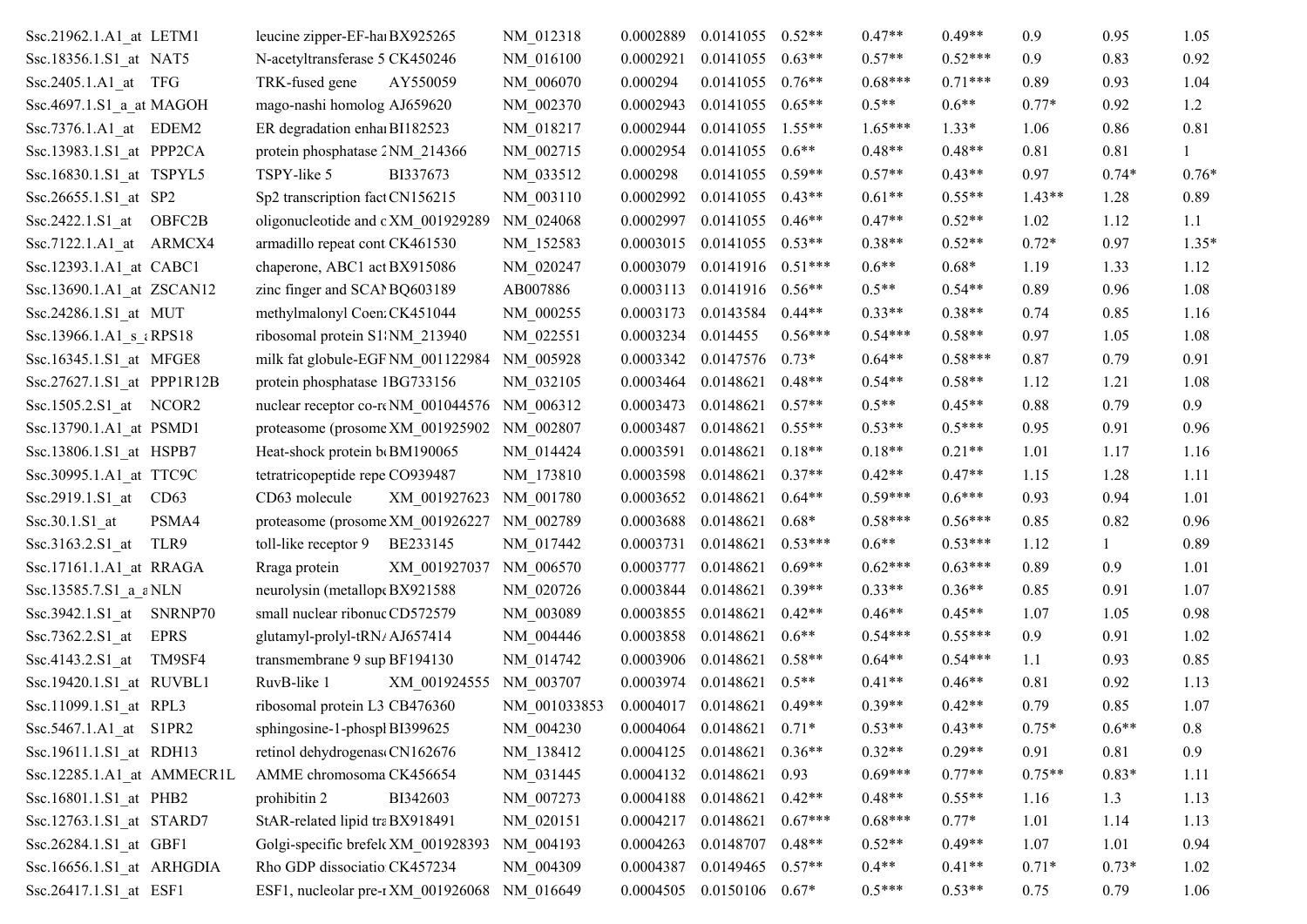| | | | | | | | | | | | | |
|---|---|---|---|---|---|---|---|---|---|---|---|---|
| Ssc.21962.1.A1_at | LETM1 | leucine zipper-EF-ha | BX925265 | NM_012318 | 0.0002889 | 0.0141055 | 0.52** | 0.47** | 0.49** | 0.9 | 0.95 | 1.05 |
| Ssc.18356.1.S1_at | NAT5 | N-acetyltransferase 5 | CK450246 | NM_016100 | 0.0002921 | 0.0141055 | 0.63** | 0.57** | 0.52*** | 0.9 | 0.83 | 0.92 |
| Ssc.2405.1.A1_at | TFG | TRK-fused gene | AY550059 | NM_006070 | 0.000294 | 0.0141055 | 0.76** | 0.68*** | 0.71*** | 0.89 | 0.93 | 1.04 |
| Ssc.4697.1.S1_a_at | MAGOH | mago-nashi homolog | AJ659620 | NM_002370 | 0.0002943 | 0.0141055 | 0.65** | 0.5** | 0.6** | 0.77* | 0.92 | 1.2 |
| Ssc.7376.1.A1_at | EDEM2 | ER degradation enha | BI182523 | NM_018217 | 0.0002944 | 0.0141055 | 1.55** | 1.65*** | 1.33* | 1.06 | 0.86 | 0.81 |
| Ssc.13983.1.S1_at | PPP2CA | protein phosphatase 2 | NM_214366 | NM_002715 | 0.0002954 | 0.0141055 | 0.6** | 0.48** | 0.48** | 0.81 | 0.81 | 1 |
| Ssc.16830.1.S1_at | TSPYL5 | TSPY-like 5 | BI337673 | NM_033512 | 0.000298 | 0.0141055 | 0.59** | 0.57** | 0.43** | 0.97 | 0.74* | 0.76* |
| Ssc.26655.1.S1_at | SP2 | Sp2 transcription fact | CN156215 | NM_003110 | 0.0002992 | 0.0141055 | 0.43** | 0.61** | 0.55** | 1.43** | 1.28 | 0.89 |
| Ssc.2422.1.S1_at | OBFC2B | oligonucleotide and c | XM_001929289 | NM_024068 | 0.0002997 | 0.0141055 | 0.46** | 0.47** | 0.52** | 1.02 | 1.12 | 1.1 |
| Ssc.7122.1.A1_at | ARMCX4 | armadillo repeat cont | CK461530 | NM_152583 | 0.0003015 | 0.0141055 | 0.53** | 0.38** | 0.52** | 0.72* | 0.97 | 1.35* |
| Ssc.12393.1.A1_at | CABC1 | chaperone, ABC1 act | BX915086 | NM_020247 | 0.0003079 | 0.0141916 | 0.51*** | 0.6** | 0.68* | 1.19 | 1.33 | 1.12 |
| Ssc.13690.1.A1_at | ZSCAN12 | zinc finger and SCAN | BQ603189 | AB007886 | 0.0003113 | 0.0141916 | 0.56** | 0.5** | 0.54** | 0.89 | 0.96 | 1.08 |
| Ssc.24286.1.S1_at | MUT | methylmalonyl Coenz | CK451044 | NM_000255 | 0.0003173 | 0.0143584 | 0.44** | 0.33** | 0.38** | 0.74 | 0.85 | 1.16 |
| Ssc.13966.1.A1_s_a | RPS18 | ribosomal protein S1 | NM_213940 | NM_022551 | 0.0003234 | 0.014455 | 0.56*** | 0.54*** | 0.58** | 0.97 | 1.05 | 1.08 |
| Ssc.16345.1.S1_at | MFGE8 | milk fat globule-EGF | NM_001122984 | NM_005928 | 0.0003342 | 0.0147576 | 0.73* | 0.64** | 0.58*** | 0.87 | 0.79 | 0.91 |
| Ssc.27627.1.S1_at | PPP1R12B | protein phosphatase 1 | BG733156 | NM_032105 | 0.0003464 | 0.0148621 | 0.48** | 0.54** | 0.58** | 1.12 | 1.21 | 1.08 |
| Ssc.1505.2.S1_at | NCOR2 | nuclear receptor co-r | NM_001044576 | NM_006312 | 0.0003473 | 0.0148621 | 0.57** | 0.5** | 0.45** | 0.88 | 0.79 | 0.9 |
| Ssc.13790.1.A1_at | PSMD1 | proteasome (prosome | XM_001925902 | NM_002807 | 0.0003487 | 0.0148621 | 0.55** | 0.53** | 0.5*** | 0.95 | 0.91 | 0.96 |
| Ssc.13806.1.S1_at | HSPB7 | Heat-shock protein b | BM190065 | NM_014424 | 0.0003591 | 0.0148621 | 0.18** | 0.18** | 0.21** | 1.01 | 1.17 | 1.16 |
| Ssc.30995.1.A1_at | TTC9C | tetratricopeptide repe | CO939487 | NM_173810 | 0.0003598 | 0.0148621 | 0.37** | 0.42** | 0.47** | 1.15 | 1.28 | 1.11 |
| Ssc.2919.1.S1_at | CD63 | CD63 molecule | XM_001927623 | NM_001780 | 0.0003652 | 0.0148621 | 0.64** | 0.59*** | 0.6*** | 0.93 | 0.94 | 1.01 |
| Ssc.30.1.S1_at | PSMA4 | proteasome (prosome | XM_001926227 | NM_002789 | 0.0003688 | 0.0148621 | 0.68* | 0.58*** | 0.56*** | 0.85 | 0.82 | 0.96 |
| Ssc.3163.2.S1_at | TLR9 | toll-like receptor 9 | BE233145 | NM_017442 | 0.0003731 | 0.0148621 | 0.53*** | 0.6** | 0.53*** | 1.12 | 1 | 0.89 |
| Ssc.17161.1.A1_at | RRAGA | Rraga protein | XM_001927037 | NM_006570 | 0.0003777 | 0.0148621 | 0.69** | 0.62*** | 0.63*** | 0.89 | 0.9 | 1.01 |
| Ssc.13585.7.S1_a_a | NLN | neurolysin (metallope | BX921588 | NM_020726 | 0.0003844 | 0.0148621 | 0.39** | 0.33** | 0.36** | 0.85 | 0.91 | 1.07 |
| Ssc.3942.1.S1_at | SNRNP70 | small nuclear ribonuc | CD572579 | NM_003089 | 0.0003855 | 0.0148621 | 0.42** | 0.46** | 0.45** | 1.07 | 1.05 | 0.98 |
| Ssc.7362.2.S1_at | EPRS | glutamyl-prolyl-tRNA | AJ657414 | NM_004446 | 0.0003858 | 0.0148621 | 0.6** | 0.54*** | 0.55*** | 0.9 | 0.91 | 1.02 |
| Ssc.4143.2.S1_at | TM9SF4 | transmembrane 9 sup | BF194130 | NM_014742 | 0.0003906 | 0.0148621 | 0.58** | 0.64** | 0.54*** | 1.1 | 0.93 | 0.85 |
| Ssc.19420.1.S1_at | RUVBL1 | RuvB-like 1 | XM_001924555 | NM_003707 | 0.0003974 | 0.0148621 | 0.5** | 0.41** | 0.46** | 0.81 | 0.92 | 1.13 |
| Ssc.11099.1.S1_at | RPL3 | ribosomal protein L3 | CB476360 | NM_001033853 | 0.0004017 | 0.0148621 | 0.49** | 0.39** | 0.42** | 0.79 | 0.85 | 1.07 |
| Ssc.5467.1.A1_at | S1PR2 | sphingosine-1-phospl | BI399625 | NM_004230 | 0.0004064 | 0.0148621 | 0.71* | 0.53** | 0.43** | 0.75* | 0.6** | 0.8 |
| Ssc.19611.1.S1_at | RDH13 | retinol dehydrogenas | CN162676 | NM_138412 | 0.0004125 | 0.0148621 | 0.36** | 0.32** | 0.29** | 0.91 | 0.81 | 0.9 |
| Ssc.12285.1.A1_at | AMMECR1L | AMME chromosoma | CK456654 | NM_031445 | 0.0004132 | 0.0148621 | 0.93 | 0.69*** | 0.77** | 0.75** | 0.83* | 1.11 |
| Ssc.16801.1.S1_at | PHB2 | prohibitin 2 | BI342603 | NM_007273 | 0.0004188 | 0.0148621 | 0.42** | 0.48** | 0.55** | 1.16 | 1.3 | 1.13 |
| Ssc.12763.1.S1_at | STARD7 | StAR-related lipid tra | BX918491 | NM_020151 | 0.0004217 | 0.0148621 | 0.67*** | 0.68*** | 0.77* | 1.01 | 1.14 | 1.13 |
| Ssc.26284.1.S1_at | GBF1 | Golgi-specific brefel | XM_001928393 | NM_004193 | 0.0004263 | 0.0148707 | 0.48** | 0.52** | 0.49** | 1.07 | 1.01 | 0.94 |
| Ssc.16656.1.S1_at | ARHGDIA | Rho GDP dissociatio | CK457234 | NM_004309 | 0.0004387 | 0.0149465 | 0.57** | 0.4** | 0.41** | 0.71* | 0.73* | 1.02 |
| Ssc.26417.1.S1_at | ESF1 | ESF1, nucleolar pre-r | XM_001926068 | NM_016649 | 0.0004505 | 0.0150106 | 0.67* | 0.5*** | 0.53** | 0.75 | 0.79 | 1.06 |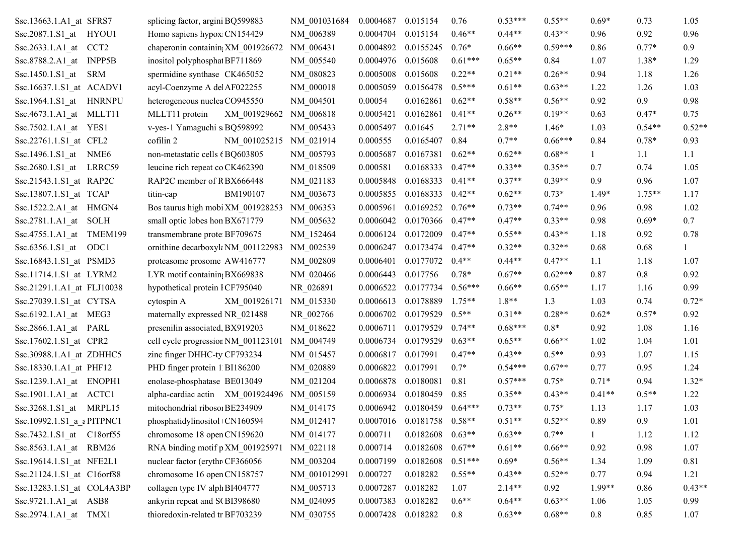| | | | | | | | | | | | | |
|---|---|---|---|---|---|---|---|---|---|---|---|---|
| Ssc.13663.1.A1_at | SFRS7 | splicing factor, argini | BQ599883 | NM_001031684 | 0.0004687 | 0.015154 | 0.76 | 0.53*** | 0.55** | 0.69* | 0.73 | 1.05 |
| Ssc.2087.1.S1_at | HYOU1 | Homo sapiens hypox | CN154429 | NM_006389 | 0.0004704 | 0.015154 | 0.46** | 0.44** | 0.43** | 0.96 | 0.92 | 0.96 |
| Ssc.2633.1.A1_at | CCT2 | chaperonin containin | XM_001926672 | NM_006431 | 0.0004892 | 0.0155245 | 0.76* | 0.66** | 0.59*** | 0.86 | 0.77* | 0.9 |
| Ssc.8788.2.A1_at | INPP5B | inositol polyphosphat | BF711869 | NM_005540 | 0.0004976 | 0.015608 | 0.61*** | 0.65** | 0.84 | 1.07 | 1.38* | 1.29 |
| Ssc.1450.1.S1_at | SRM | spermidine synthase | CK465052 | NM_080823 | 0.0005008 | 0.015608 | 0.22** | 0.21** | 0.26** | 0.94 | 1.18 | 1.26 |
| Ssc.16637.1.S1_at | ACADV1 | acyl-Coenzyme A del | AF022255 | NM_000018 | 0.0005059 | 0.0156478 | 0.5*** | 0.61** | 0.63** | 1.22 | 1.26 | 1.03 |
| Ssc.1964.1.S1_at | HNRNPU | heterogeneous nuclea | CO945550 | NM_004501 | 0.00054 | 0.0162861 | 0.62** | 0.58** | 0.56** | 0.92 | 0.9 | 0.98 |
| Ssc.4673.1.A1_at | MLLT11 | MLLT11 protein | XM_001929662 | NM_006818 | 0.0005421 | 0.0162861 | 0.41** | 0.26** | 0.19** | 0.63 | 0.47* | 0.75 |
| Ssc.7502.1.A1_at | YES1 | v-yes-1 Yamaguchi s | BQ598992 | NM_005433 | 0.0005497 | 0.01645 | 2.71** | 2.8** | 1.46* | 1.03 | 0.54** | 0.52** |
| Ssc.22761.1.S1_at | CFL2 | cofilin 2 | NM_001025215 | NM_021914 | 0.000555 | 0.0165407 | 0.84 | 0.7** | 0.66*** | 0.84 | 0.78* | 0.93 |
| Ssc.1496.1.S1_at | NME6 | non-metastatic cells ( | BQ603805 | NM_005793 | 0.0005687 | 0.0167381 | 0.62** | 0.62** | 0.68** | 1 | 1.1 | 1.1 |
| Ssc.2680.1.S1_at | LRRC59 | leucine rich repeat co | CK462390 | NM_018509 | 0.000581 | 0.0168333 | 0.47** | 0.33** | 0.35** | 0.7 | 0.74 | 1.05 |
| Ssc.21543.1.S1_at | RAP2C | RAP2C member of R | BX666448 | NM_021183 | 0.0005848 | 0.0168333 | 0.41** | 0.37** | 0.39** | 0.9 | 0.96 | 1.07 |
| Ssc.13807.1.S1_at | TCAP | titin-cap | BM190107 | NM_003673 | 0.0005855 | 0.0168333 | 0.42** | 0.62** | 0.73* | 1.49* | 1.75** | 1.17 |
| Ssc.1522.2.A1_at | HMGN4 | Bos taurus high mobi | XM_001928253 | NM_006353 | 0.0005961 | 0.0169252 | 0.76** | 0.73** | 0.74** | 0.96 | 0.98 | 1.02 |
| Ssc.2781.1.A1_at | SOLH | small optic lobes hon | BX671779 | NM_005632 | 0.0006042 | 0.0170366 | 0.47** | 0.47** | 0.33** | 0.98 | 0.69* | 0.7 |
| Ssc.4755.1.A1_at | TMEM199 | transmembrane prote | BF709675 | NM_152464 | 0.0006124 | 0.0172009 | 0.47** | 0.55** | 0.43** | 1.18 | 0.92 | 0.78 |
| Ssc.6356.1.S1_at | ODC1 | ornithine decarboxyla | NM_001122983 | NM_002539 | 0.0006247 | 0.0173474 | 0.47** | 0.32** | 0.32** | 0.68 | 0.68 | 1 |
| Ssc.16843.1.S1_at | PSMD3 | proteasome prosome | AW416777 | NM_002809 | 0.0006401 | 0.0177072 | 0.4** | 0.44** | 0.47** | 1.1 | 1.18 | 1.07 |
| Ssc.11714.1.S1_at | LYRM2 | LYR motif containin | BX669838 | NM_020466 | 0.0006443 | 0.017756 | 0.78* | 0.67** | 0.62*** | 0.87 | 0.8 | 0.92 |
| Ssc.21291.1.A1_at | FLJ10038 | hypothetical protein I | CF795040 | NR_026891 | 0.0006522 | 0.0177734 | 0.56*** | 0.66** | 0.65** | 1.17 | 1.16 | 0.99 |
| Ssc.27039.1.S1_at | CYTSA | cytospin A | XM_001926171 | NM_015330 | 0.0006613 | 0.0178889 | 1.75** | 1.8** | 1.3 | 1.03 | 0.74 | 0.72* |
| Ssc.6192.1.A1_at | MEG3 | maternally expressed | NR_021488 | NR_002766 | 0.0006702 | 0.0179529 | 0.5** | 0.31** | 0.28** | 0.62* | 0.57* | 0.92 |
| Ssc.2866.1.A1_at | PARL | presenilin associated, | BX919203 | NM_018622 | 0.0006711 | 0.0179529 | 0.74** | 0.68*** | 0.8* | 0.92 | 1.08 | 1.16 |
| Ssc.17602.1.S1_at | CPR2 | cell cycle progression | NM_001123101 | NM_004749 | 0.0006734 | 0.0179529 | 0.63** | 0.65** | 0.66** | 1.02 | 1.04 | 1.01 |
| Ssc.30988.1.A1_at | ZDHHC5 | zinc finger DHHC-ty | CF793234 | NM_015457 | 0.0006817 | 0.017991 | 0.47** | 0.43** | 0.5** | 0.93 | 1.07 | 1.15 |
| Ssc.18330.1.A1_at | PHF12 | PHD finger protein 1 | BI186200 | NM_020889 | 0.0006822 | 0.017991 | 0.7* | 0.54*** | 0.67** | 0.77 | 0.95 | 1.24 |
| Ssc.1239.1.A1_at | ENOPH1 | enolase-phosphatase | BE013049 | NM_021204 | 0.0006878 | 0.0180081 | 0.81 | 0.57*** | 0.75* | 0.71* | 0.94 | 1.32* |
| Ssc.1901.1.A1_at | ACTC1 | alpha-cardiac actin | XM_001924496 | NM_005159 | 0.0006934 | 0.0180459 | 0.85 | 0.35** | 0.43** | 0.41** | 0.5** | 1.22 |
| Ssc.3268.1.S1_at | MRPL15 | mitochondrial ribosoi | BE234909 | NM_014175 | 0.0006942 | 0.0180459 | 0.64*** | 0.73** | 0.75* | 1.13 | 1.17 | 1.03 |
| Ssc.10992.1.S1_a_a | PITPNC1 | phosphatidylinositol | CN160594 | NM_012417 | 0.0007016 | 0.0181758 | 0.58** | 0.51** | 0.52** | 0.89 | 0.9 | 1.01 |
| Ssc.7432.1.S1_at | C18orf55 | chromosome 18 open | CN159620 | NM_014177 | 0.000711 | 0.0182608 | 0.63** | 0.63** | 0.7** | 1 | 1.12 | 1.12 |
| Ssc.8563.1.A1_at | RBM26 | RNA binding motif p | XM_001925971 | NM_022118 | 0.000714 | 0.0182608 | 0.67** | 0.61** | 0.66** | 0.92 | 0.98 | 1.07 |
| Ssc.19614.1.S1_at | NFE2L1 | nuclear factor (erythr | CF366056 | NM_003204 | 0.0007199 | 0.0182608 | 0.51*** | 0.69* | 0.56** | 1.34 | 1.09 | 0.81 |
| Ssc.21124.1.S1_at | C16orf88 | chromosome 16 open | CN158757 | NM_001012991 | 0.000727 | 0.018282 | 0.55** | 0.43** | 0.52** | 0.77 | 0.94 | 1.21 |
| Ssc.13283.1.S1_at | COL4A3BP | collagen type IV alph | BI404777 | NM_005713 | 0.0007287 | 0.018282 | 1.07 | 2.14** | 0.92 | 1.99** | 0.86 | 0.43** |
| Ssc.9721.1.A1_at | ASB8 | ankyrin repeat and S( | BI398680 | NM_024095 | 0.0007383 | 0.018282 | 0.6** | 0.64** | 0.63** | 1.06 | 1.05 | 0.99 |
| Ssc.2974.1.A1_at | TMX1 | thioredoxin-related tr | BF703239 | NM_030755 | 0.0007428 | 0.018282 | 0.8 | 0.63** | 0.68** | 0.8 | 0.85 | 1.07 |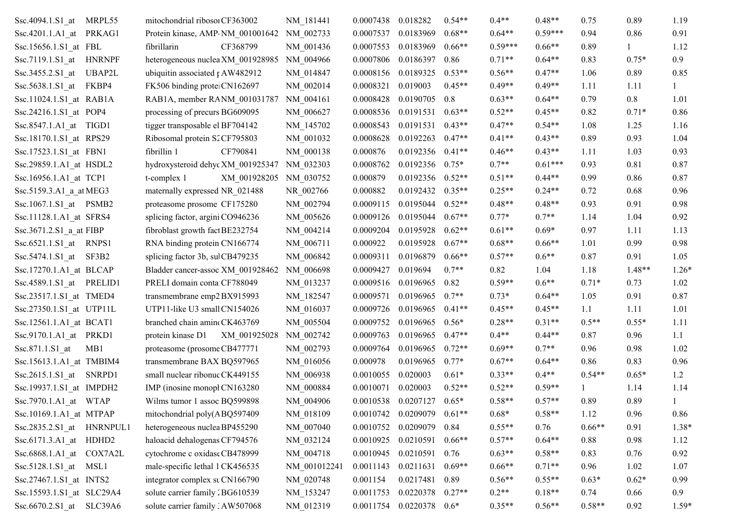| | | | | | | | | | | | | |
|---|---|---|---|---|---|---|---|---|---|---|---|---|
| Ssc.4094.1.S1_at | MRPL55 | mitochondrial ribosoı | CF363002 | NM_181441 | 0.0007438 | 0.018282 | 0.54** | 0.4** | 0.48** | 0.75 | 0.89 | 1.19 |
| Ssc.4201.1.A1_at | PRKAG1 | Protein kinase, AMP- | NM_001001642 | NM_002733 | 0.0007537 | 0.0183969 | 0.68** | 0.64** | 0.59*** | 0.94 | 0.86 | 0.91 |
| Ssc.15656.1.S1_at | FBL | fibrillarin | CF368799 | NM_001436 | 0.0007553 | 0.0183969 | 0.66** | 0.59*** | 0.66** | 0.89 | 1 | 1.12 |
| Ssc.7119.1.S1_at | HNRNPF | heterogeneous nuclea | XM_001928985 | NM_004966 | 0.0007806 | 0.0186397 | 0.86 | 0.71** | 0.64** | 0.83 | 0.75* | 0.9 |
| Ssc.3455.2.S1_at | UBAP2L | ubiquitin associated p | AW482912 | NM_014847 | 0.0008156 | 0.0189325 | 0.53** | 0.56** | 0.47** | 1.06 | 0.89 | 0.85 |
| Ssc.5638.1.S1_at | FKBP4 | FK506 binding protei | CN162697 | NM_002014 | 0.0008321 | 0.019003 | 0.45** | 0.49** | 0.49** | 1.11 | 1.11 | 1 |
| Ssc.11024.1.S1_at | RAB1A | RAB1A, member RA | NM_001031787 | NM_004161 | 0.0008428 | 0.0190705 | 0.8 | 0.63** | 0.64** | 0.79 | 0.8 | 1.01 |
| Ssc.24216.1.S1_at | POP4 | processing of precurs | BG609095 | NM_006627 | 0.0008536 | 0.0191531 | 0.63** | 0.52** | 0.45** | 0.82 | 0.71* | 0.86 |
| Ssc.8547.1.A1_at | TIGD1 | tigger transposable el | BF704142 | NM_145702 | 0.0008543 | 0.0191531 | 0.43** | 0.47** | 0.54** | 1.08 | 1.25 | 1.16 |
| Ssc.18170.1.S1_at | RPS29 | Ribosomal protein S2 | CF795803 | NM_001032 | 0.0008628 | 0.0192263 | 0.47** | 0.41** | 0.43** | 0.89 | 0.93 | 1.04 |
| Ssc.17523.1.S1_at | FBN1 | fibrillin 1 | CF790841 | NM_000138 | 0.000876 | 0.0192356 | 0.41** | 0.46** | 0.43** | 1.11 | 1.03 | 0.93 |
| Ssc.29859.1.A1_at | HSDL2 | hydroxysteroid dehyc | XM_001925347 | NM_032303 | 0.0008762 | 0.0192356 | 0.75* | 0.7** | 0.61*** | 0.93 | 0.81 | 0.87 |
| Ssc.16956.1.A1_at | TCP1 | t-complex 1 | XM_001928205 | NM_030752 | 0.000879 | 0.0192356 | 0.52** | 0.51** | 0.44** | 0.99 | 0.86 | 0.87 |
| Ssc.5159.3.A1_a_at | MEG3 | maternally expressed | NR_021488 | NR_002766 | 0.000882 | 0.0192432 | 0.35** | 0.25** | 0.24** | 0.72 | 0.68 | 0.96 |
| Ssc.1067.1.S1_at | PSMB2 | proteasome prosome | CF175280 | NM_002794 | 0.0009115 | 0.0195044 | 0.52** | 0.48** | 0.48** | 0.93 | 0.91 | 0.98 |
| Ssc.11128.1.A1_at | SFRS4 | splicing factor, argini | CO946236 | NM_005626 | 0.0009126 | 0.0195044 | 0.67** | 0.77* | 0.7** | 1.14 | 1.04 | 0.92 |
| Ssc.3671.2.S1_a_at | FIBP | fibroblast growth fact | BE232754 | NM_004214 | 0.0009204 | 0.0195928 | 0.62** | 0.61** | 0.69* | 0.97 | 1.11 | 1.13 |
| Ssc.6521.1.S1_at | RNPS1 | RNA binding protein | CN166774 | NM_006711 | 0.000922 | 0.0195928 | 0.67** | 0.68** | 0.66** | 1.01 | 0.99 | 0.98 |
| Ssc.5474.1.S1_at | SF3B2 | splicing factor 3b, sul | CB479235 | NM_006842 | 0.0009311 | 0.0196879 | 0.66** | 0.57** | 0.6** | 0.87 | 0.91 | 1.05 |
| Ssc.17270.1.A1_at | BLCAP | Bladder cancer-assoc | XM_001928462 | NM_006698 | 0.0009427 | 0.019694 | 0.7** | 0.82 | 1.04 | 1.18 | 1.48** | 1.26* |
| Ssc.4589.1.S1_at | PRELID1 | PRELI domain conta | CF788049 | NM_013237 | 0.0009516 | 0.0196965 | 0.82 | 0.59** | 0.6** | 0.71* | 0.73 | 1.02 |
| Ssc.23517.1.S1_at | TMED4 | transmembrane emp2 | BX915993 | NM_182547 | 0.0009571 | 0.0196965 | 0.7** | 0.73* | 0.64** | 1.05 | 0.91 | 0.87 |
| Ssc.27350.1.S1_at | UTP11L | UTP11-like U3 small | CN154026 | NM_016037 | 0.0009726 | 0.0196965 | 0.41** | 0.45** | 0.45** | 1.1 | 1.11 | 1.01 |
| Ssc.12561.1.A1_at | BCAT1 | branched chain amin | CK463769 | NM_005504 | 0.0009752 | 0.0196965 | 0.56* | 0.28** | 0.31** | 0.5** | 0.55* | 1.11 |
| Ssc.9170.1.A1_at | PRKD1 | protein kinase D1 | XM_001925028 | NM_002742 | 0.0009763 | 0.0196965 | 0.47** | 0.4** | 0.44** | 0.87 | 0.96 | 1.1 |
| Ssc.871.1.S1_at | MB1 | proteasome (prosome | CB477771 | NM_002793 | 0.0009764 | 0.0196965 | 0.72** | 0.69** | 0.7** | 0.96 | 0.98 | 1.02 |
| Ssc.15613.1.A1_at | TMBIM4 | transmembrane BAX | BQ597965 | NM_016056 | 0.000978 | 0.0196965 | 0.77* | 0.67** | 0.64** | 0.86 | 0.83 | 0.96 |
| Ssc.2615.1.S1_at | SNRPD1 | small nuclear ribonuc | CK449155 | NM_006938 | 0.0010055 | 0.020003 | 0.61* | 0.33** | 0.4** | 0.54** | 0.65* | 1.2 |
| Ssc.19937.1.S1_at | IMPDH2 | IMP (inosine monopl | CN163280 | NM_000884 | 0.0010071 | 0.020003 | 0.52** | 0.52** | 0.59** | 1 | 1.14 | 1.14 |
| Ssc.7970.1.A1_at | WTAP | Wilms tumor 1 assoc | BQ599898 | NM_004906 | 0.0010538 | 0.0207127 | 0.65* | 0.58** | 0.57** | 0.89 | 0.89 | 1 |
| Ssc.10169.1.A1_at | MTPAP | mitochondrial poly(A | BQ597409 | NM_018109 | 0.0010742 | 0.0209079 | 0.61** | 0.68* | 0.58** | 1.12 | 0.96 | 0.86 |
| Ssc.2835.2.S1_at | HNRNPUL1 | heterogeneous nuclea | BP455290 | NM_007040 | 0.0010752 | 0.0209079 | 0.84 | 0.55** | 0.76 | 0.66** | 0.91 | 1.38* |
| Ssc.6171.3.A1_at | HDHD2 | haloacid dehalogenas | CF794576 | NM_032124 | 0.0010925 | 0.0210591 | 0.66** | 0.57** | 0.64** | 0.88 | 0.98 | 1.12 |
| Ssc.6868.1.A1_at | COX7A2L | cytochrome c oxidase | CB478999 | NM_004718 | 0.0010945 | 0.0210591 | 0.76 | 0.63** | 0.58** | 0.83 | 0.76 | 0.92 |
| Ssc.5128.1.S1_at | MSL1 | male-specific lethal 1 | CK456535 | NM_001012241 | 0.0011143 | 0.0211631 | 0.69** | 0.66** | 0.71** | 0.96 | 1.02 | 1.07 |
| Ssc.27467.1.S1_at | INTS2 | integrator complex su | CN166790 | NM_020748 | 0.001154 | 0.0217481 | 0.89 | 0.56** | 0.55** | 0.63* | 0.62* | 0.99 |
| Ssc.15593.1.S1_at | SLC29A4 | solute carrier family 2 | BG610539 | NM_153247 | 0.0011753 | 0.0220378 | 0.27** | 0.2** | 0.18** | 0.74 | 0.66 | 0.9 |
| Ssc.6670.2.S1_at | SLC39A6 | solute carrier family 3 | AW507068 | NM_012319 | 0.0011754 | 0.0220378 | 0.6* | 0.35** | 0.56** | 0.58** | 0.92 | 1.59* |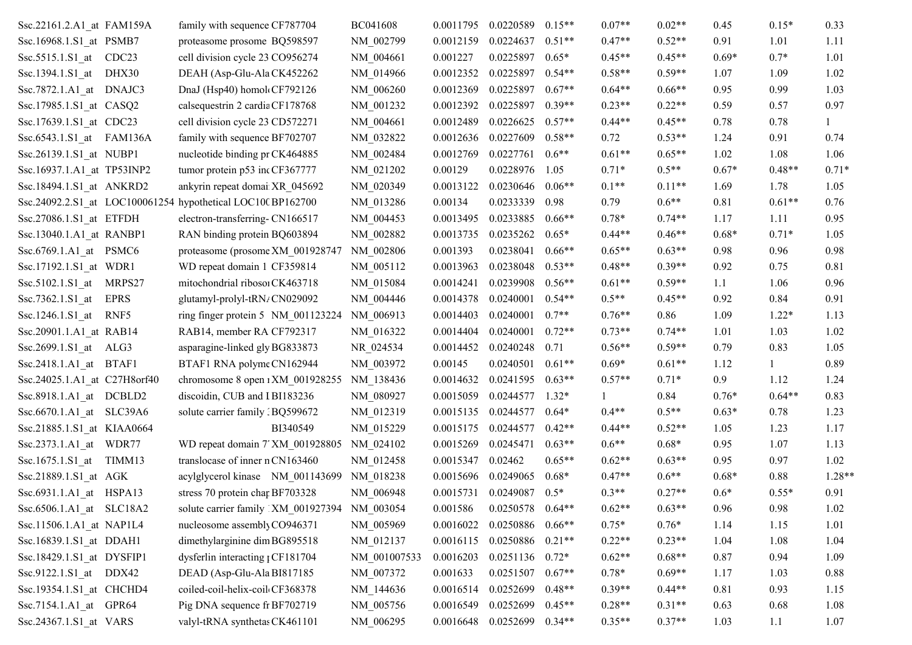| | | | | | | | | | | | | |
|---|---|---|---|---|---|---|---|---|---|---|---|---|
| Ssc.22161.2.A1_at | FAM159A | family with sequence | CF787704 | BC041608 | 0.0011795 | 0.0220589 | 0.15** | 0.07** | 0.02** | 0.45 | 0.15* | 0.33 |
| Ssc.16968.1.S1_at | PSMB7 | proteasome prosome | BQ598597 | NM_002799 | 0.0012159 | 0.0224637 | 0.51** | 0.47** | 0.52** | 0.91 | 1.01 | 1.11 |
| Ssc.5515.1.S1_at | CDC23 | cell division cycle 23 | CO956274 | NM_004661 | 0.001227 | 0.0225897 | 0.65* | 0.45** | 0.45** | 0.69* | 0.7* | 1.01 |
| Ssc.1394.1.S1_at | DHX30 | DEAH (Asp-Glu-Ala | CK452262 | NM_014966 | 0.0012352 | 0.0225897 | 0.54** | 0.58** | 0.59** | 1.07 | 1.09 | 1.02 |
| Ssc.7872.1.A1_at | DNAJC3 | DnaJ (Hsp40) homol | CF792126 | NM_006260 | 0.0012369 | 0.0225897 | 0.67** | 0.64** | 0.66** | 0.95 | 0.99 | 1.03 |
| Ssc.17985.1.S1_at | CASQ2 | calsequestrin 2 cardia | CF178768 | NM_001232 | 0.0012392 | 0.0225897 | 0.39** | 0.23** | 0.22** | 0.59 | 0.57 | 0.97 |
| Ssc.17639.1.S1_at | CDC23 | cell division cycle 23 | CD572271 | NM_004661 | 0.0012489 | 0.0226625 | 0.57** | 0.44** | 0.45** | 0.78 | 0.78 | 1 |
| Ssc.6543.1.S1_at | FAM136A | family with sequence | BF702707 | NM_032822 | 0.0012636 | 0.0227609 | 0.58** | 0.72 | 0.53** | 1.24 | 0.91 | 0.74 |
| Ssc.26139.1.S1_at | NUBP1 | nucleotide binding pr | CK464885 | NM_002484 | 0.0012769 | 0.0227761 | 0.6** | 0.61** | 0.65** | 1.02 | 1.08 | 1.06 |
| Ssc.16937.1.A1_at | TP53INP2 | tumor protein p53 inc | CF367777 | NM_021202 | 0.00129 | 0.0228976 | 1.05 | 0.71* | 0.5** | 0.67* | 0.48** | 0.71* |
| Ssc.18494.1.S1_at | ANKRD2 | ankyrin repeat domai | XR_045692 | NM_020349 | 0.0013122 | 0.0230646 | 0.06** | 0.1** | 0.11** | 1.69 | 1.78 | 1.05 |
| Ssc.24092.2.S1_at | LOC100061254 | hypothetical LOC100 | BP162700 | NM_013286 | 0.00134 | 0.0233339 | 0.98 | 0.79 | 0.6** | 0.81 | 0.61** | 0.76 |
| Ssc.27086.1.S1_at | ETFDH | electron-transferring- | CN166517 | NM_004453 | 0.0013495 | 0.0233885 | 0.66** | 0.78* | 0.74** | 1.17 | 1.11 | 0.95 |
| Ssc.13040.1.A1_at | RANBP1 | RAN binding protein | BQ603894 | NM_002882 | 0.0013735 | 0.0235262 | 0.65* | 0.44** | 0.46** | 0.68* | 0.71* | 1.05 |
| Ssc.6769.1.A1_at | PSMC6 | proteasome (prosome | XM_001928747 | NM_002806 | 0.001393 | 0.0238041 | 0.66** | 0.65** | 0.63** | 0.98 | 0.96 | 0.98 |
| Ssc.17192.1.S1_at | WDR1 | WD repeat domain 1 | CF359814 | NM_005112 | 0.0013963 | 0.0238048 | 0.53** | 0.48** | 0.39** | 0.92 | 0.75 | 0.81 |
| Ssc.5102.1.S1_at | MRPS27 | mitochondrial riboso | CK463718 | NM_015084 | 0.0014241 | 0.0239908 | 0.56** | 0.61** | 0.59** | 1.1 | 1.06 | 0.96 |
| Ssc.7362.1.S1_at | EPRS | glutamyl-prolyl-tRNA | CN029092 | NM_004446 | 0.0014378 | 0.0240001 | 0.54** | 0.5** | 0.45** | 0.92 | 0.84 | 0.91 |
| Ssc.1246.1.S1_at | RNF5 | ring finger protein 5 | NM_001123224 | NM_006913 | 0.0014403 | 0.0240001 | 0.7** | 0.76** | 0.86 | 1.09 | 1.22* | 1.13 |
| Ssc.20901.1.A1_at | RAB14 | RAB14, member RA | CF792317 | NM_016322 | 0.0014404 | 0.0240001 | 0.72** | 0.73** | 0.74** | 1.01 | 1.03 | 1.02 |
| Ssc.2699.1.S1_at | ALG3 | asparagine-linked gly | BG833873 | NR_024534 | 0.0014452 | 0.0240248 | 0.71 | 0.56** | 0.59** | 0.79 | 0.83 | 1.05 |
| Ssc.2418.1.A1_at | BTAF1 | BTAF1 RNA polyme | CN162944 | NM_003972 | 0.00145 | 0.0240501 | 0.61** | 0.69* | 0.61** | 1.12 | 1 | 0.89 |
| Ssc.24025.1.A1_at | C27H8orf40 | chromosome 8 open | XM_001928255 | NM_138436 | 0.0014632 | 0.0241595 | 0.63** | 0.57** | 0.71* | 0.9 | 1.12 | 1.24 |
| Ssc.8918.1.A1_at | DCBLD2 | discoidin, CUB and I | BI183236 | NM_080927 | 0.0015059 | 0.0244577 | 1.32* | 1 | 0.84 | 0.76* | 0.64** | 0.83 |
| Ssc.6670.1.A1_at | SLC39A6 | solute carrier family | BQ599672 | NM_012319 | 0.0015135 | 0.0244577 | 0.64* | 0.4** | 0.5** | 0.63* | 0.78 | 1.23 |
| Ssc.21885.1.S1_at | KIAA0664 | | BI340549 | NM_015229 | 0.0015175 | 0.0244577 | 0.42** | 0.44** | 0.52** | 1.05 | 1.23 | 1.17 |
| Ssc.2373.1.S1_at | WDR77 | WD repeat domain 7 | XM_001928805 | NM_024102 | 0.0015269 | 0.0245471 | 0.63** | 0.6** | 0.68* | 0.95 | 1.07 | 1.13 |
| Ssc.1675.1.S1_at | TIMM13 | translocase of inner n | CN163460 | NM_012458 | 0.0015347 | 0.02462 | 0.65** | 0.62** | 0.63** | 0.95 | 0.97 | 1.02 |
| Ssc.21889.1.S1_at | AGK | acylglycerol kinase | NM_001143699 | NM_018238 | 0.0015696 | 0.0249065 | 0.68* | 0.47** | 0.6** | 0.68* | 0.88 | 1.28** |
| Ssc.6931.1.A1_at | HSPA13 | stress 70 protein chap | BF703328 | NM_006948 | 0.0015731 | 0.0249087 | 0.5* | 0.3** | 0.27** | 0.6* | 0.55* | 0.91 |
| Ssc.6506.1.A1_at | SLC18A2 | solute carrier family | XM_001927394 | NM_003054 | 0.001586 | 0.0250578 | 0.64** | 0.62** | 0.63** | 0.96 | 0.98 | 1.02 |
| Ssc.11506.1.A1_at | NAP1L4 | nucleosome assembly | CO946371 | NM_005969 | 0.0016022 | 0.0250886 | 0.66** | 0.75* | 0.76* | 1.14 | 1.15 | 1.01 |
| Ssc.16839.1.S1_at | DDAH1 | dimethylarginine dim | BG895518 | NM_012137 | 0.0016115 | 0.0250886 | 0.21** | 0.22** | 0.23** | 1.04 | 1.08 | 1.04 |
| Ssc.18429.1.S1_at | DYSFIP1 | dysferlin interacting | CF181704 | NM_001007533 | 0.0016203 | 0.0251136 | 0.72* | 0.62** | 0.68** | 0.87 | 0.94 | 1.09 |
| Ssc.9122.1.S1_at | DDX42 | DEAD (Asp-Glu-Ala | BI817185 | NM_007372 | 0.001633 | 0.0251507 | 0.67** | 0.78* | 0.69** | 1.17 | 1.03 | 0.88 |
| Ssc.19354.1.S1_at | CHCHD4 | coiled-coil-helix-coil | CF368378 | NM_144636 | 0.0016514 | 0.0252699 | 0.48** | 0.39** | 0.44** | 0.81 | 0.93 | 1.15 |
| Ssc.7154.1.A1_at | GPR64 | Pig DNA sequence fr | BF702719 | NM_005756 | 0.0016549 | 0.0252699 | 0.45** | 0.28** | 0.31** | 0.63 | 0.68 | 1.08 |
| Ssc.24367.1.S1_at | VARS | valyl-tRNA synthetas | CK461101 | NM_006295 | 0.0016648 | 0.0252699 | 0.34** | 0.35** | 0.37** | 1.03 | 1.1 | 1.07 |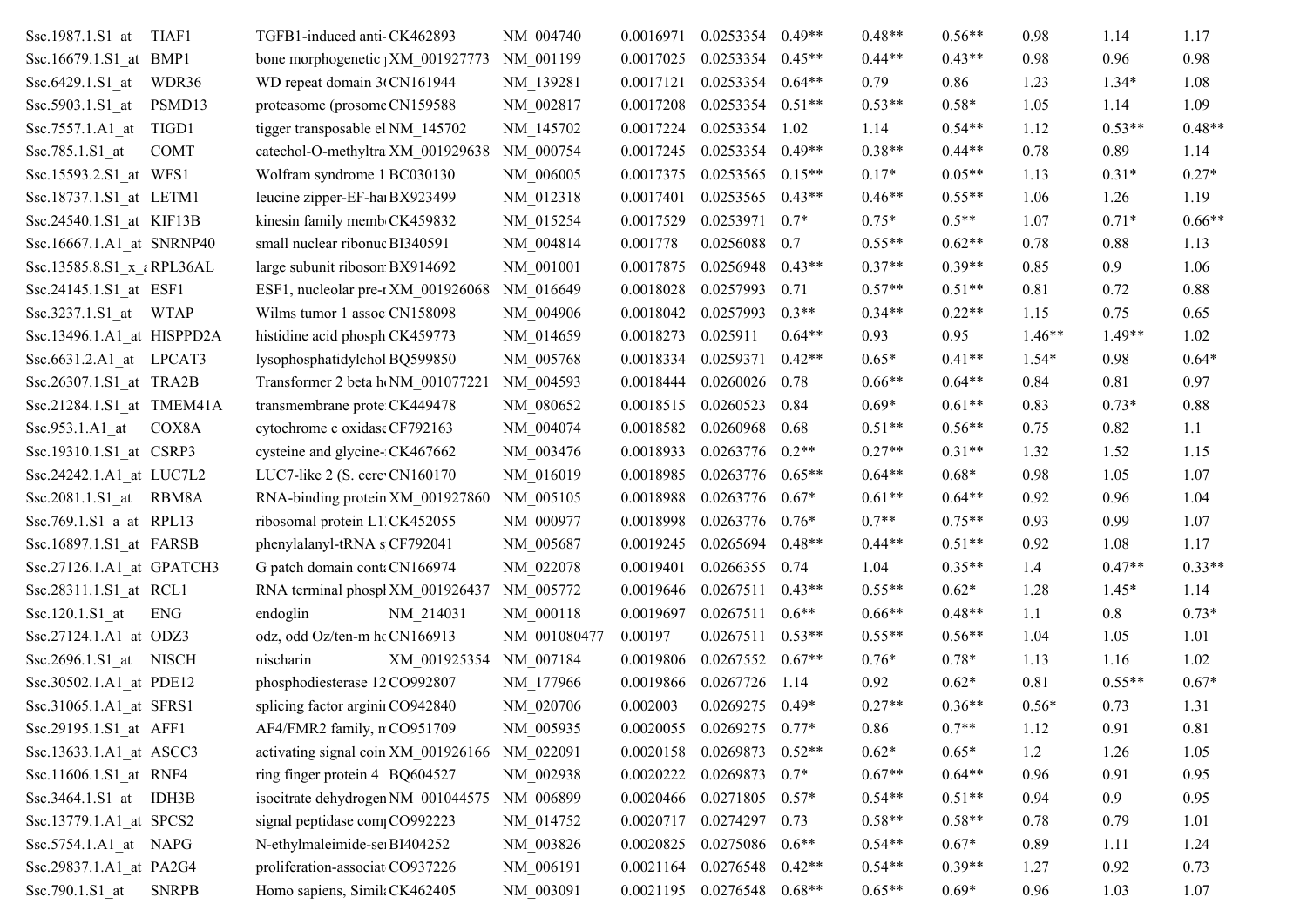| | | | | | | | | | | | | |
|---|---|---|---|---|---|---|---|---|---|---|---|---|
| Ssc.1987.1.S1_at | TIAF1 | TGFB1-induced anti- | CK462893 | NM_004740 | 0.0016971 | 0.0253354 | 0.49** | 0.48** | 0.56** | 0.98 | 1.14 | 1.17 |
| Ssc.16679.1.S1_at | BMP1 | bone morphogenetic | XM_001927773 | NM_001199 | 0.0017025 | 0.0253354 | 0.45** | 0.44** | 0.43** | 0.98 | 0.96 | 0.98 |
| Ssc.6429.1.S1_at | WDR36 | WD repeat domain 3 | CN161944 | NM_139281 | 0.0017121 | 0.0253354 | 0.64** | 0.79 | 0.86 | 1.23 | 1.34* | 1.08 |
| Ssc.5903.1.S1_at | PSMD13 | proteasome (prosome | CN159588 | NM_002817 | 0.0017208 | 0.0253354 | 0.51** | 0.53** | 0.58* | 1.05 | 1.14 | 1.09 |
| Ssc.7557.1.A1_at | TIGD1 | tigger transposable el | NM_145702 | NM_145702 | 0.0017224 | 0.0253354 | 1.02 | 1.14 | 0.54** | 1.12 | 0.53** | 0.48** |
| Ssc.785.1.S1_at | COMT | catechol-O-methyltra | XM_001929638 | NM_000754 | 0.0017245 | 0.0253354 | 0.49** | 0.38** | 0.44** | 0.78 | 0.89 | 1.14 |
| Ssc.15593.2.S1_at | WFS1 | Wolfram syndrome 1 | BC030130 | NM_006005 | 0.0017375 | 0.0253565 | 0.15** | 0.17* | 0.05** | 1.13 | 0.31* | 0.27* |
| Ssc.18737.1.S1_at | LETM1 | leucine zipper-EF-ha | BX923499 | NM_012318 | 0.0017401 | 0.0253565 | 0.43** | 0.46** | 0.55** | 1.06 | 1.26 | 1.19 |
| Ssc.24540.1.S1_at | KIF13B | kinesin family memb | CK459832 | NM_015254 | 0.0017529 | 0.0253971 | 0.7* | 0.75* | 0.5** | 1.07 | 0.71* | 0.66** |
| Ssc.16667.1.A1_at | SNRNP40 | small nuclear ribonuc | BI340591 | NM_004814 | 0.001778 | 0.0256088 | 0.7 | 0.55** | 0.62** | 0.78 | 0.88 | 1.13 |
| Ssc.13585.8.S1_x_a | RPL36AL | large subunit ribosom | BX914692 | NM_001001 | 0.0017875 | 0.0256948 | 0.43** | 0.37** | 0.39** | 0.85 | 0.9 | 1.06 |
| Ssc.24145.1.S1_at | ESF1 | ESF1, nucleolar pre-r | XM_001926068 | NM_016649 | 0.0018028 | 0.0257993 | 0.71 | 0.57** | 0.51** | 0.81 | 0.72 | 0.88 |
| Ssc.3237.1.S1_at | WTAP | Wilms tumor 1 assoc | CN158098 | NM_004906 | 0.0018042 | 0.0257993 | 0.3** | 0.34** | 0.22** | 1.15 | 0.75 | 0.65 |
| Ssc.13496.1.A1_at | HISPPD2A | histidine acid phosph | CK459773 | NM_014659 | 0.0018273 | 0.025911 | 0.64** | 0.93 | 0.95 | 1.46** | 1.49** | 1.02 |
| Ssc.6631.2.A1_at | LPCAT3 | lysophosphatidylchol | BQ599850 | NM_005768 | 0.0018334 | 0.0259371 | 0.42** | 0.65* | 0.41** | 1.54* | 0.98 | 0.64* |
| Ssc.26307.1.S1_at | TRA2B | Transformer 2 beta h | NM_001077221 | NM_004593 | 0.0018444 | 0.0260026 | 0.78 | 0.66** | 0.64** | 0.84 | 0.81 | 0.97 |
| Ssc.21284.1.S1_at | TMEM41A | transmembrane prote | CK449478 | NM_080652 | 0.0018515 | 0.0260523 | 0.84 | 0.69* | 0.61** | 0.83 | 0.73* | 0.88 |
| Ssc.953.1.A1_at | COX8A | cytochrome c oxidas | CF792163 | NM_004074 | 0.0018582 | 0.0260968 | 0.68 | 0.51** | 0.56** | 0.75 | 0.82 | 1.1 |
| Ssc.19310.1.S1_at | CSRP3 | cysteine and glycine- | CK467662 | NM_003476 | 0.0018933 | 0.0263776 | 0.2** | 0.27** | 0.31** | 1.32 | 1.52 | 1.15 |
| Ssc.24242.1.A1_at | LUC7L2 | LUC7-like 2 (S. cere | CN160170 | NM_016019 | 0.0018985 | 0.0263776 | 0.65** | 0.64** | 0.68* | 0.98 | 1.05 | 1.07 |
| Ssc.2081.1.S1_at | RBM8A | RNA-binding protein | XM_001927860 | NM_005105 | 0.0018988 | 0.0263776 | 0.67* | 0.61** | 0.64** | 0.92 | 0.96 | 1.04 |
| Ssc.769.1.S1_a_at | RPL13 | ribosomal protein L1 | CK452055 | NM_000977 | 0.0018998 | 0.0263776 | 0.76* | 0.7** | 0.75** | 0.93 | 0.99 | 1.07 |
| Ssc.16897.1.S1_at | FARSB | phenylalanyl-tRNA s | CF792041 | NM_005687 | 0.0019245 | 0.0265694 | 0.48** | 0.44** | 0.51** | 0.92 | 1.08 | 1.17 |
| Ssc.27126.1.A1_at | GPATCH3 | G patch domain conta | CN166974 | NM_022078 | 0.0019401 | 0.0266355 | 0.74 | 1.04 | 0.35** | 1.4 | 0.47** | 0.33** |
| Ssc.28311.1.S1_at | RCL1 | RNA terminal phospl | XM_001926437 | NM_005772 | 0.0019646 | 0.0267511 | 0.43** | 0.55** | 0.62* | 1.28 | 1.45* | 1.14 |
| Ssc.120.1.S1_at | ENG | endoglin | NM_214031 | NM_000118 | 0.0019697 | 0.0267511 | 0.6** | 0.66** | 0.48** | 1.1 | 0.8 | 0.73* |
| Ssc.27124.1.A1_at | ODZ3 | odz, odd Oz/ten-m h | CN166913 | NM_001080477 | 0.00197 | 0.0267511 | 0.53** | 0.55** | 0.56** | 1.04 | 1.05 | 1.01 |
| Ssc.2696.1.S1_at | NISCH | nischarin | XM_001925354 | NM_007184 | 0.0019806 | 0.0267552 | 0.67** | 0.76* | 0.78* | 1.13 | 1.16 | 1.02 |
| Ssc.30502.1.A1_at | PDE12 | phosphodiesterase 12 | CO992807 | NM_177966 | 0.0019866 | 0.0267726 | 1.14 | 0.92 | 0.62* | 0.81 | 0.55** | 0.67* |
| Ssc.31065.1.A1_at | SFRS1 | splicing factor argini | CO942840 | NM_020706 | 0.002003 | 0.0269275 | 0.49* | 0.27** | 0.36** | 0.56* | 0.73 | 1.31 |
| Ssc.29195.1.S1_at | AFF1 | AF4/FMR2 family, m | CO951709 | NM_005935 | 0.0020055 | 0.0269275 | 0.77* | 0.86 | 0.7** | 1.12 | 0.91 | 0.81 |
| Ssc.13633.1.A1_at | ASCC3 | activating signal coin | XM_001926166 | NM_022091 | 0.0020158 | 0.0269873 | 0.52** | 0.62* | 0.65* | 1.2 | 1.26 | 1.05 |
| Ssc.11606.1.S1_at | RNF4 | ring finger protein 4 | BQ604527 | NM_002938 | 0.0020222 | 0.0269873 | 0.7* | 0.67** | 0.64** | 0.96 | 0.91 | 0.95 |
| Ssc.3464.1.S1_at | IDH3B | isocitrate dehydrogen | NM_001044575 | NM_006899 | 0.0020466 | 0.0271805 | 0.57* | 0.54** | 0.51** | 0.94 | 0.9 | 0.95 |
| Ssc.13779.1.A1_at | SPCS2 | signal peptidase com | CO992223 | NM_014752 | 0.0020717 | 0.0274297 | 0.73 | 0.58** | 0.58** | 0.78 | 0.79 | 1.01 |
| Ssc.5754.1.A1_at | NAPG | N-ethylmaleimide-se | BI404252 | NM_003826 | 0.0020825 | 0.0275086 | 0.6** | 0.54** | 0.67* | 0.89 | 1.11 | 1.24 |
| Ssc.29837.1.A1_at | PA2G4 | proliferation-associat | CO937226 | NM_006191 | 0.0021164 | 0.0276548 | 0.42** | 0.54** | 0.39** | 1.27 | 0.92 | 0.73 |
| Ssc.790.1.S1_at | SNRPB | Homo sapiens, Simil | CK462405 | NM_003091 | 0.0021195 | 0.0276548 | 0.68** | 0.65** | 0.69* | 0.96 | 1.03 | 1.07 |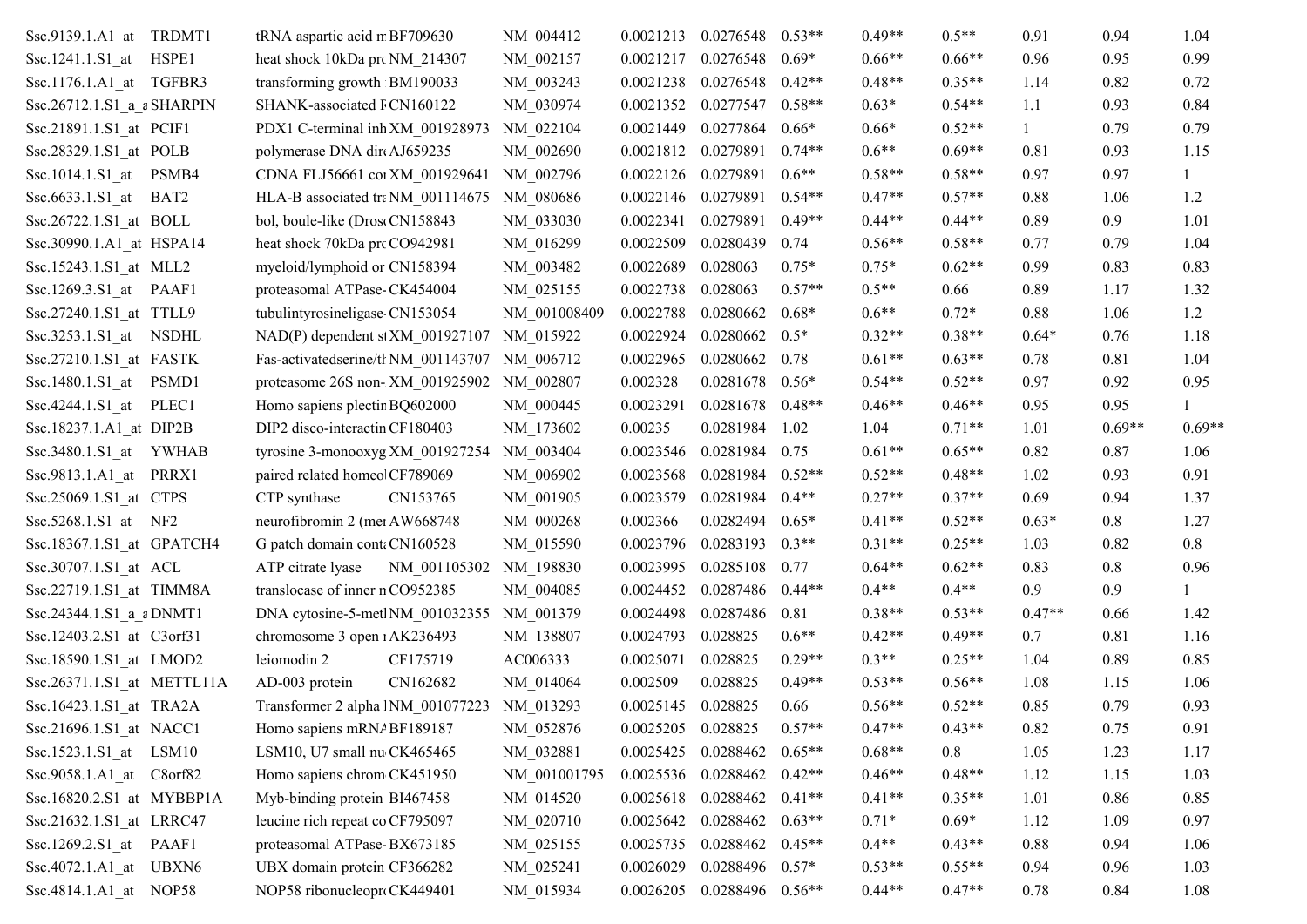| | | | | | | | | | | | | |
|---|---|---|---|---|---|---|---|---|---|---|---|---|
| Ssc.9139.1.A1_at | TRDMT1 | tRNA aspartic acid m | BF709630 | NM_004412 | 0.0021213 | 0.0276548 | 0.53** | 0.49** | 0.5** | 0.91 | 0.94 | 1.04 |
| Ssc.1241.1.S1_at | HSPE1 | heat shock 10kDa pro | NM_214307 | NM_002157 | 0.0021217 | 0.0276548 | 0.69* | 0.66** | 0.66** | 0.96 | 0.95 | 0.99 |
| Ssc.1176.1.A1_at | TGFBR3 | transforming growth | BM190033 | NM_003243 | 0.0021238 | 0.0276548 | 0.42** | 0.48** | 0.35** | 1.14 | 0.82 | 0.72 |
| Ssc.26712.1.S1_a_a | SHARPIN | SHANK-associated R | CN160122 | NM_030974 | 0.0021352 | 0.0277547 | 0.58** | 0.63* | 0.54** | 1.1 | 0.93 | 0.84 |
| Ssc.21891.1.S1_at | PCIF1 | PDX1 C-terminal inh | XM_001928973 | NM_022104 | 0.0021449 | 0.0277864 | 0.66* | 0.66* | 0.52** | 1 | 0.79 | 0.79 |
| Ssc.28329.1.S1_at | POLB | polymerase DNA dire | AJ659235 | NM_002690 | 0.0021812 | 0.0279891 | 0.74** | 0.6** | 0.69** | 0.81 | 0.93 | 1.15 |
| Ssc.1014.1.S1_at | PSMB4 | CDNA FLJ56661 co | XM_001929641 | NM_002796 | 0.0022126 | 0.0279891 | 0.6** | 0.58** | 0.58** | 0.97 | 0.97 | 1 |
| Ssc.6633.1.S1_at | BAT2 | HLA-B associated tra | NM_001114675 | NM_080686 | 0.0022146 | 0.0279891 | 0.54** | 0.47** | 0.57** | 0.88 | 1.06 | 1.2 |
| Ssc.26722.1.S1_at | BOLL | bol, boule-like (Dros | CN158843 | NM_033030 | 0.0022341 | 0.0279891 | 0.49** | 0.44** | 0.44** | 0.89 | 0.9 | 1.01 |
| Ssc.30990.1.A1_at | HSPA14 | heat shock 70kDa pro | CO942981 | NM_016299 | 0.0022509 | 0.0280439 | 0.74 | 0.56** | 0.58** | 0.77 | 0.79 | 1.04 |
| Ssc.15243.1.S1_at | MLL2 | myeloid/lymphoid or | CN158394 | NM_003482 | 0.0022689 | 0.028063 | 0.75* | 0.75* | 0.62** | 0.99 | 0.83 | 0.83 |
| Ssc.1269.3.S1_at | PAAF1 | proteasomal ATPase- | CK454004 | NM_025155 | 0.0022738 | 0.028063 | 0.57** | 0.5** | 0.66 | 0.89 | 1.17 | 1.32 |
| Ssc.27240.1.S1_at | TTLL9 | tubulintyrosineligase- | CN153054 | NM_001008409 | 0.0022788 | 0.0280662 | 0.68* | 0.6** | 0.72* | 0.88 | 1.06 | 1.2 |
| Ssc.3253.1.S1_at | NSDHL | NAD(P) dependent st | XM_001927107 | NM_015922 | 0.0022924 | 0.0280662 | 0.5* | 0.32** | 0.38** | 0.64* | 0.76 | 1.18 |
| Ssc.27210.1.S1_at | FASTK | Fas-activatedserine/th | NM_001143707 | NM_006712 | 0.0022965 | 0.0280662 | 0.78 | 0.61** | 0.63** | 0.78 | 0.81 | 1.04 |
| Ssc.1480.1.S1_at | PSMD1 | proteasome 26S non- | XM_001925902 | NM_002807 | 0.002328 | 0.0281678 | 0.56* | 0.54** | 0.52** | 0.97 | 0.92 | 0.95 |
| Ssc.4244.1.S1_at | PLEC1 | Homo sapiens plectin | BQ602000 | NM_000445 | 0.0023291 | 0.0281678 | 0.48** | 0.46** | 0.46** | 0.95 | 0.95 | 1 |
| Ssc.18237.1.A1_at | DIP2B | DIP2 disco-interactin | CF180403 | NM_173602 | 0.00235 | 0.0281984 | 1.02 | 1.04 | 0.71** | 1.01 | 0.69** | 0.69** |
| Ssc.3480.1.S1_at | YWHAB | tyrosine 3-monooxyg | XM_001927254 | NM_003404 | 0.0023546 | 0.0281984 | 0.75 | 0.61** | 0.65** | 0.82 | 0.87 | 1.06 |
| Ssc.9813.1.A1_at | PRRX1 | paired related homeo | CF789069 | NM_006902 | 0.0023568 | 0.0281984 | 0.52** | 0.52** | 0.48** | 1.02 | 0.93 | 0.91 |
| Ssc.25069.1.S1_at | CTPS | CTP synthase | CN153765 | NM_001905 | 0.0023579 | 0.0281984 | 0.4** | 0.27** | 0.37** | 0.69 | 0.94 | 1.37 |
| Ssc.5268.1.S1_at | NF2 | neurofibromin 2 (mer | AW668748 | NM_000268 | 0.002366 | 0.0282494 | 0.65* | 0.41** | 0.52** | 0.63* | 0.8 | 1.27 |
| Ssc.18367.1.S1_at | GPATCH4 | G patch domain conta | CN160528 | NM_015590 | 0.0023796 | 0.0283193 | 0.3** | 0.31** | 0.25** | 1.03 | 0.82 | 0.8 |
| Ssc.30707.1.S1_at | ACL | ATP citrate lyase | NM_001105302 | NM_198830 | 0.0023995 | 0.0285108 | 0.77 | 0.64** | 0.62** | 0.83 | 0.8 | 0.96 |
| Ssc.22719.1.S1_at | TIMM8A | translocase of inner m | CO952385 | NM_004085 | 0.0024452 | 0.0287486 | 0.44** | 0.4** | 0.4** | 0.9 | 0.9 | 1 |
| Ssc.24344.1.S1_a_a | DNMT1 | DNA cytosine-5-meth | NM_001032355 | NM_001379 | 0.0024498 | 0.0287486 | 0.81 | 0.38** | 0.53** | 0.47** | 0.66 | 1.42 |
| Ssc.12403.2.S1_at | C3orf31 | chromosome 3 open r | AK236493 | NM_138807 | 0.0024793 | 0.028825 | 0.6** | 0.42** | 0.49** | 0.7 | 0.81 | 1.16 |
| Ssc.18590.1.S1_at | LMOD2 | leiomodin 2 | CF175719 | AC006333 | 0.0025071 | 0.028825 | 0.29** | 0.3** | 0.25** | 1.04 | 0.89 | 0.85 |
| Ssc.26371.1.S1_at | METTL11A | AD-003 protein | CN162682 | NM_014064 | 0.002509 | 0.028825 | 0.49** | 0.53** | 0.56** | 1.08 | 1.15 | 1.06 |
| Ssc.16423.1.S1_at | TRA2A | Transformer 2 alpha h | NM_001077223 | NM_013293 | 0.0025145 | 0.028825 | 0.66 | 0.56** | 0.52** | 0.85 | 0.79 | 0.93 |
| Ssc.21696.1.S1_at | NACC1 | Homo sapiens mRNA | BF189187 | NM_052876 | 0.0025205 | 0.028825 | 0.57** | 0.47** | 0.43** | 0.82 | 0.75 | 0.91 |
| Ssc.1523.1.S1_at | LSM10 | LSM10, U7 small nu | CK465465 | NM_032881 | 0.0025425 | 0.0288462 | 0.65** | 0.68** | 0.8 | 1.05 | 1.23 | 1.17 |
| Ssc.9058.1.A1_at | C8orf82 | Homo sapiens chrom | CK451950 | NM_001001795 | 0.0025536 | 0.0288462 | 0.42** | 0.46** | 0.48** | 1.12 | 1.15 | 1.03 |
| Ssc.16820.2.S1_at | MYBBP1A | Myb-binding protein | BI467458 | NM_014520 | 0.0025618 | 0.0288462 | 0.41** | 0.41** | 0.35** | 1.01 | 0.86 | 0.85 |
| Ssc.21632.1.S1_at | LRRC47 | leucine rich repeat co | CF795097 | NM_020710 | 0.0025642 | 0.0288462 | 0.63** | 0.71* | 0.69* | 1.12 | 1.09 | 0.97 |
| Ssc.1269.2.S1_at | PAAF1 | proteasomal ATPase- | BX673185 | NM_025155 | 0.0025735 | 0.0288462 | 0.45** | 0.4** | 0.43** | 0.88 | 0.94 | 1.06 |
| Ssc.4072.1.A1_at | UBXN6 | UBX domain protein | CF366282 | NM_025241 | 0.0026029 | 0.0288496 | 0.57* | 0.53** | 0.55** | 0.94 | 0.96 | 1.03 |
| Ssc.4814.1.A1_at | NOP58 | NOP58 ribonucleopro | CK449401 | NM_015934 | 0.0026205 | 0.0288496 | 0.56** | 0.44** | 0.47** | 0.78 | 0.84 | 1.08 |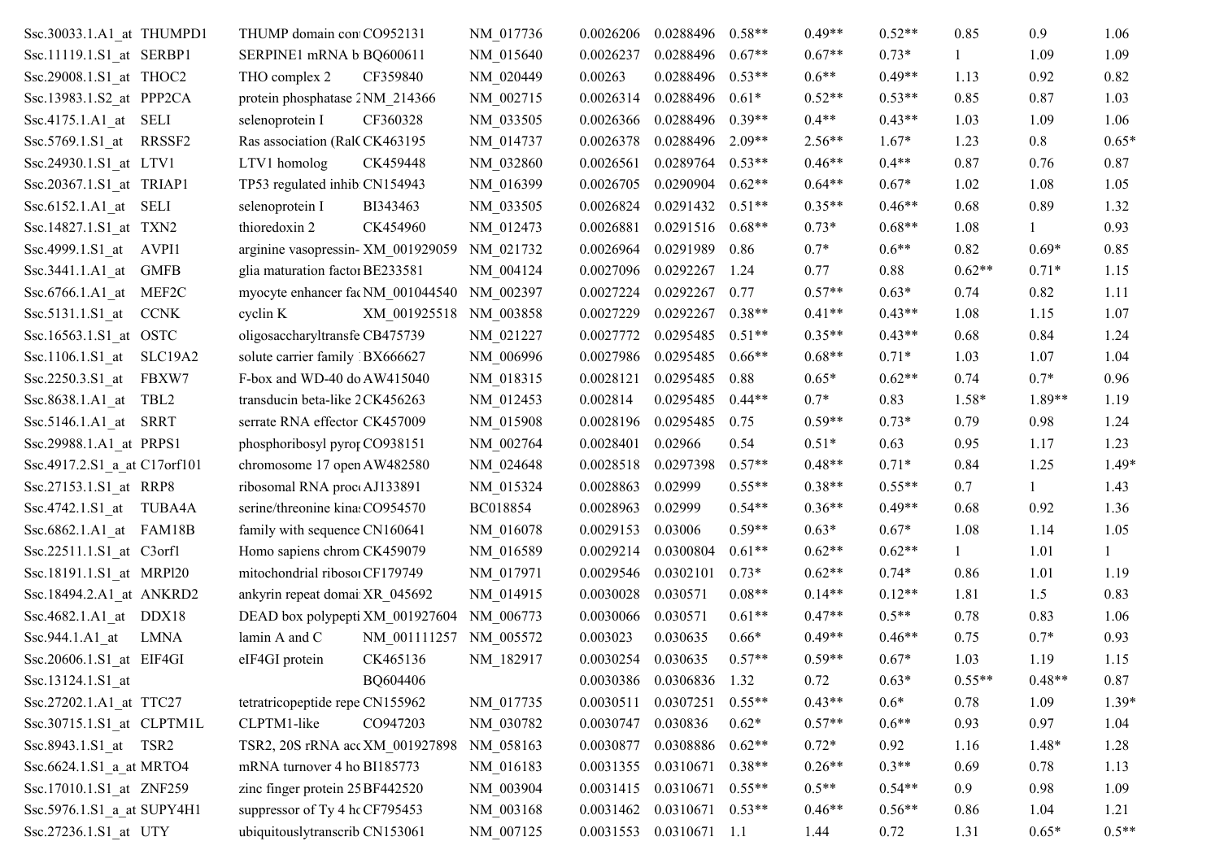| | | | | | | | | | | | | |
|---|---|---|---|---|---|---|---|---|---|---|---|---|
| Ssc.30033.1.A1_at | THUMPD1 | THUMP domain con | CO952131 | NM_017736 | 0.0026206 | 0.0288496 | 0.58** | 0.49** | 0.52** | 0.85 | 0.9 | 1.06 |
| Ssc.11119.1.S1_at | SERBP1 | SERPINE1 mRNA b | BQ600611 | NM_015640 | 0.0026237 | 0.0288496 | 0.67** | 0.67** | 0.73* | 1 | 1.09 | 1.09 |
| Ssc.29008.1.S1_at | THOC2 | THO complex 2 | CF359840 | NM_020449 | 0.00263 | 0.0288496 | 0.53** | 0.6** | 0.49** | 1.13 | 0.92 | 0.82 |
| Ssc.13983.1.S2_at | PPP2CA | protein phosphatase 2 | NM_214366 | NM_002715 | 0.0026314 | 0.0288496 | 0.61* | 0.52** | 0.53** | 0.85 | 0.87 | 1.03 |
| Ssc.4175.1.A1_at | SELI | selenoprotein I | CF360328 | NM_033505 | 0.0026366 | 0.0288496 | 0.39** | 0.4** | 0.43** | 1.03 | 1.09 | 1.06 |
| Ssc.5769.1.S1_at | RRSSF2 | Ras association (Ral( | CK463195 | NM_014737 | 0.0026378 | 0.0288496 | 2.09** | 2.56** | 1.67* | 1.23 | 0.8 | 0.65* |
| Ssc.24930.1.S1_at | LTV1 | LTV1 homolog | CK459448 | NM_032860 | 0.0026561 | 0.0289764 | 0.53** | 0.46** | 0.4** | 0.87 | 0.76 | 0.87 |
| Ssc.20367.1.S1_at | TRIAP1 | TP53 regulated inhib | CN154943 | NM_016399 | 0.0026705 | 0.0290904 | 0.62** | 0.64** | 0.67* | 1.02 | 1.08 | 1.05 |
| Ssc.6152.1.A1_at | SELI | selenoprotein I | BI343463 | NM_033505 | 0.0026824 | 0.0291432 | 0.51** | 0.35** | 0.46** | 0.68 | 0.89 | 1.32 |
| Ssc.14827.1.S1_at | TXN2 | thioredoxin 2 | CK454960 | NM_012473 | 0.0026881 | 0.0291516 | 0.68** | 0.73* | 0.68** | 1.08 | 1 | 0.93 |
| Ssc.4999.1.S1_at | AVPI1 | arginine vasopressin- | XM_001929059 | NM_021732 | 0.0026964 | 0.0291989 | 0.86 | 0.7* | 0.6** | 0.82 | 0.69* | 0.85 |
| Ssc.3441.1.A1_at | GMFB | glia maturation factor | BE233581 | NM_004124 | 0.0027096 | 0.0292267 | 1.24 | 0.77 | 0.88 | 0.62** | 0.71* | 1.15 |
| Ssc.6766.1.A1_at | MEF2C | myocyte enhancer fac | NM_001044540 | NM_002397 | 0.0027224 | 0.0292267 | 0.77 | 0.57** | 0.63* | 0.74 | 0.82 | 1.11 |
| Ssc.5131.1.S1_at | CCNK | cyclin K | XM_001925518 | NM_003858 | 0.0027229 | 0.0292267 | 0.38** | 0.41** | 0.43** | 1.08 | 1.15 | 1.07 |
| Ssc.16563.1.S1_at | OSTC | oligosaccharyltransfe | CB475739 | NM_021227 | 0.0027772 | 0.0295485 | 0.51** | 0.35** | 0.43** | 0.68 | 0.84 | 1.24 |
| Ssc.1106.1.S1_at | SLC19A2 | solute carrier family | BX666627 | NM_006996 | 0.0027986 | 0.0295485 | 0.66** | 0.68** | 0.71* | 1.03 | 1.07 | 1.04 |
| Ssc.2250.3.S1_at | FBXW7 | F-box and WD-40 do | AW415040 | NM_018315 | 0.0028121 | 0.0295485 | 0.88 | 0.65* | 0.62** | 0.74 | 0.7* | 0.96 |
| Ssc.8638.1.A1_at | TBL2 | transducin beta-like 2 | CK456263 | NM_012453 | 0.002814 | 0.0295485 | 0.44** | 0.7* | 0.83 | 1.58* | 1.89** | 1.19 |
| Ssc.5146.1.A1_at | SRRT | serrate RNA effector | CK457009 | NM_015908 | 0.0028196 | 0.0295485 | 0.75 | 0.59** | 0.73* | 0.79 | 0.98 | 1.24 |
| Ssc.29988.1.A1_at | PRPS1 | phosphoribosyl pyrop | CO938151 | NM_002764 | 0.0028401 | 0.02966 | 0.54 | 0.51* | 0.63 | 0.95 | 1.17 | 1.23 |
| Ssc.4917.2.S1_a_at | C17orf101 | chromosome 17 open | AW482580 | NM_024648 | 0.0028518 | 0.0297398 | 0.57** | 0.48** | 0.71* | 0.84 | 1.25 | 1.49* |
| Ssc.27153.1.S1_at | RRP8 | ribosomal RNA proc | AJ133891 | NM_015324 | 0.0028863 | 0.02999 | 0.55** | 0.38** | 0.55** | 0.7 | 1 | 1.43 |
| Ssc.4742.1.S1_at | TUBA4A | serine/threonine kina | CO954570 | BC018854 | 0.0028963 | 0.02999 | 0.54** | 0.36** | 0.49** | 0.68 | 0.92 | 1.36 |
| Ssc.6862.1.A1_at | FAM18B | family with sequence | CN160641 | NM_016078 | 0.0029153 | 0.03006 | 0.59** | 0.63* | 0.67* | 1.08 | 1.14 | 1.05 |
| Ssc.22511.1.S1_at | C3orf1 | Homo sapiens chrom | CK459079 | NM_016589 | 0.0029214 | 0.0300804 | 0.61** | 0.62** | 0.62** | 1 | 1.01 | 1 |
| Ssc.18191.1.S1_at | MRPl20 | mitochondrial ribosor | CF179749 | NM_017971 | 0.0029546 | 0.0302101 | 0.73* | 0.62** | 0.74* | 0.86 | 1.01 | 1.19 |
| Ssc.18494.2.A1_at | ANKRD2 | ankyrin repeat domai | XR_045692 | NM_014915 | 0.0030028 | 0.030571 | 0.08** | 0.14** | 0.12** | 1.81 | 1.5 | 0.83 |
| Ssc.4682.1.A1_at | DDX18 | DEAD box polypepti | XM_001927604 | NM_006773 | 0.0030066 | 0.030571 | 0.61** | 0.47** | 0.5** | 0.78 | 0.83 | 1.06 |
| Ssc.944.1.A1_at | LMNA | lamin A and C | NM_001111257 | NM_005572 | 0.003023 | 0.030635 | 0.66* | 0.49** | 0.46** | 0.75 | 0.7* | 0.93 |
| Ssc.20606.1.S1_at | EIF4GI | eIF4GI protein | CK465136 | NM_182917 | 0.0030254 | 0.030635 | 0.57** | 0.59** | 0.67* | 1.03 | 1.19 | 1.15 |
| Ssc.13124.1.S1_at | | | BQ604406 | | 0.0030386 | 0.0306836 | 1.32 | 0.72 | 0.63* | 0.55** | 0.48** | 0.87 |
| Ssc.27202.1.A1_at | TTC27 | tetratricopeptide repe | CN155962 | NM_017735 | 0.0030511 | 0.0307251 | 0.55** | 0.43** | 0.6* | 0.78 | 1.09 | 1.39* |
| Ssc.30715.1.S1_at | CLPTM1L | CLPTM1-like | CO947203 | NM_030782 | 0.0030747 | 0.030836 | 0.62* | 0.57** | 0.6** | 0.93 | 0.97 | 1.04 |
| Ssc.8943.1.S1_at | TSR2 | TSR2, 20S rRNA acc | XM_001927898 | NM_058163 | 0.0030877 | 0.0308886 | 0.62** | 0.72* | 0.92 | 1.16 | 1.48* | 1.28 |
| Ssc.6624.1.S1_a_at | MRTO4 | mRNA turnover 4 ho | BI185773 | NM_016183 | 0.0031355 | 0.0310671 | 0.38** | 0.26** | 0.3** | 0.69 | 0.78 | 1.13 |
| Ssc.17010.1.S1_at | ZNF259 | zinc finger protein 25 | BF442520 | NM_003904 | 0.0031415 | 0.0310671 | 0.55** | 0.5** | 0.54** | 0.9 | 0.98 | 1.09 |
| Ssc.5976.1.S1_a_at | SUPY4H1 | suppressor of Ty 4 hc | CF795453 | NM_003168 | 0.0031462 | 0.0310671 | 0.53** | 0.46** | 0.56** | 0.86 | 1.04 | 1.21 |
| Ssc.27236.1.S1_at | UTY | ubiquitouslytranscrib | CN153061 | NM_007125 | 0.0031553 | 0.0310671 | 1.1 | 1.44 | 0.72 | 1.31 | 0.65* | 0.5** |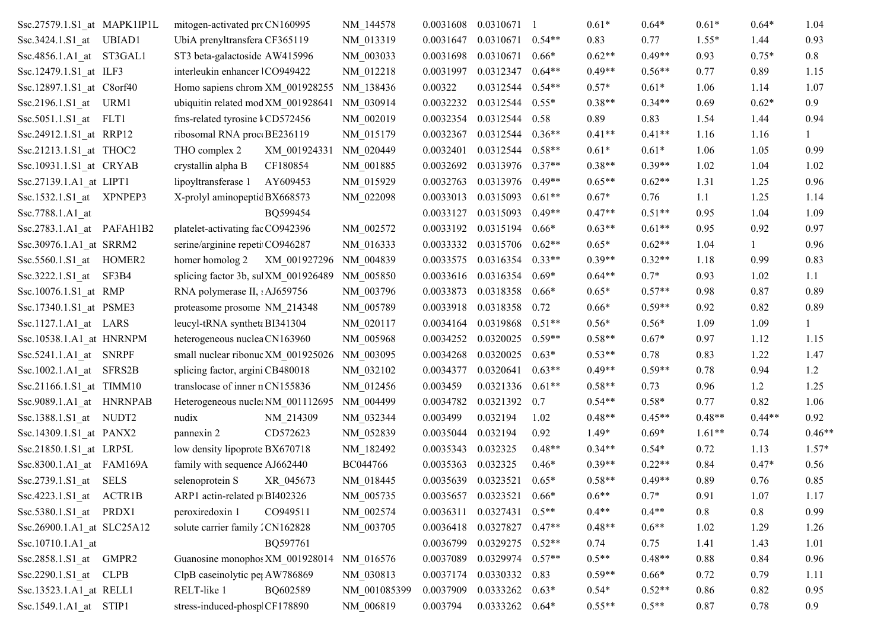| | | | | | | | | | | | | |
|---|---|---|---|---|---|---|---|---|---|---|---|---|
| Ssc.27579.1.S1_at | MAPK1IP1L | mitogen-activated pro | CN160995 | NM_144578 | 0.0031608 | 0.0310671 | 1 | 0.61* | 0.64* | 0.61* | 0.64* | 1.04 |
| Ssc.3424.1.S1_at | UBIAD1 | UbiA prenyltransfera | CF365119 | NM_013319 | 0.0031647 | 0.0310671 | 0.54** | 0.83 | 0.77 | 1.55* | 1.44 | 0.93 |
| Ssc.4856.1.A1_at | ST3GAL1 | ST3 beta-galactoside | AW415996 | NM_003033 | 0.0031698 | 0.0310671 | 0.66* | 0.62** | 0.49** | 0.93 | 0.75* | 0.8 |
| Ssc.12479.1.S1_at | ILF3 | interleukin enhancer | CO949422 | NM_012218 | 0.0031997 | 0.0312347 | 0.64** | 0.49** | 0.56** | 0.77 | 0.89 | 1.15 |
| Ssc.12897.1.S1_at | C8orf40 | Homo sapiens chrom | XM_001928255 | NM_138436 | 0.00322 | 0.0312544 | 0.54** | 0.57* | 0.61* | 1.06 | 1.14 | 1.07 |
| Ssc.2196.1.S1_at | URM1 | ubiquitin related mod | XM_001928641 | NM_030914 | 0.0032232 | 0.0312544 | 0.55* | 0.38** | 0.34** | 0.69 | 0.62* | 0.9 |
| Ssc.5051.1.S1_at | FLT1 | fms-related tyrosine k | CD572456 | NM_002019 | 0.0032354 | 0.0312544 | 0.58 | 0.89 | 0.83 | 1.54 | 1.44 | 0.94 |
| Ssc.24912.1.S1_at | RRP12 | ribosomal RNA proce | BE236119 | NM_015179 | 0.0032367 | 0.0312544 | 0.36** | 0.41** | 0.41** | 1.16 | 1.16 | 1 |
| Ssc.21213.1.S1_at | THOC2 | THO complex 2 | XM_001924331 | NM_020449 | 0.0032401 | 0.0312544 | 0.58** | 0.61* | 0.61* | 1.06 | 1.05 | 0.99 |
| Ssc.10931.1.S1_at | CRYAB | crystallin alpha B | CF180854 | NM_001885 | 0.0032692 | 0.0313976 | 0.37** | 0.38** | 0.39** | 1.02 | 1.04 | 1.02 |
| Ssc.27139.1.A1_at | LIPT1 | lipoyltransferase 1 | AY609453 | NM_015929 | 0.0032763 | 0.0313976 | 0.49** | 0.65** | 0.62** | 1.31 | 1.25 | 0.96 |
| Ssc.1532.1.S1_at | XPNPEP3 | X-prolyl aminopeptid | BX668573 | NM_022098 | 0.0033013 | 0.0315093 | 0.61** | 0.67* | 0.76 | 1.1 | 1.25 | 1.14 |
| Ssc.7788.1.A1_at | | | BQ599454 | | 0.0033127 | 0.0315093 | 0.49** | 0.47** | 0.51** | 0.95 | 1.04 | 1.09 |
| Ssc.2783.1.A1_at | PAFAH1B2 | platelet-activating fac | CO942396 | NM_002572 | 0.0033192 | 0.0315194 | 0.66* | 0.63** | 0.61** | 0.95 | 0.92 | 0.97 |
| Ssc.30976.1.A1_at | SRRM2 | serine/arginine repeti | CO946287 | NM_016333 | 0.0033332 | 0.0315706 | 0.62** | 0.65* | 0.62** | 1.04 | 1 | 0.96 |
| Ssc.5560.1.S1_at | HOMER2 | homer homolog 2 | XM_001927296 | NM_004839 | 0.0033575 | 0.0316354 | 0.33** | 0.39** | 0.32** | 1.18 | 0.99 | 0.83 |
| Ssc.3222.1.S1_at | SF3B4 | splicing factor 3b, sul | XM_001926489 | NM_005850 | 0.0033616 | 0.0316354 | 0.69* | 0.64** | 0.7* | 0.93 | 1.02 | 1.1 |
| Ssc.10076.1.S1_at | RMP | RNA polymerase II, s | AJ659756 | NM_003796 | 0.0033873 | 0.0318358 | 0.66* | 0.65* | 0.57** | 0.98 | 0.87 | 0.89 |
| Ssc.17340.1.S1_at | PSME3 | proteasome prosome | NM_214348 | NM_005789 | 0.0033918 | 0.0318358 | 0.72 | 0.66* | 0.59** | 0.92 | 0.82 | 0.89 |
| Ssc.1127.1.A1_at | LARS | leucyl-tRNA syntheta | BI341304 | NM_020117 | 0.0034164 | 0.0319868 | 0.51** | 0.56* | 0.56* | 1.09 | 1.09 | 1 |
| Ssc.10538.1.A1_at | HNRNPM | heterogeneous nuclea | CN163960 | NM_005968 | 0.0034252 | 0.0320025 | 0.59** | 0.58** | 0.67* | 0.97 | 1.12 | 1.15 |
| Ssc.5241.1.A1_at | SNRPF | small nuclear ribonuc | XM_001925026 | NM_003095 | 0.0034268 | 0.0320025 | 0.63* | 0.53** | 0.78 | 0.83 | 1.22 | 1.47 |
| Ssc.1002.1.A1_at | SFRS2B | splicing factor, argini | CB480018 | NM_032102 | 0.0034377 | 0.0320641 | 0.63** | 0.49** | 0.59** | 0.78 | 0.94 | 1.2 |
| Ssc.21166.1.S1_at | TIMM10 | translocase of inner n | CN155836 | NM_012456 | 0.003459 | 0.0321336 | 0.61** | 0.58** | 0.73 | 0.96 | 1.2 | 1.25 |
| Ssc.9089.1.A1_at | HNRNPAB | Heterogeneous nucle | NM_001112695 | NM_004499 | 0.0034782 | 0.0321392 | 0.7 | 0.54** | 0.58* | 0.77 | 0.82 | 1.06 |
| Ssc.1388.1.S1_at | NUDT2 | nudix | NM_214309 | NM_032344 | 0.003499 | 0.032194 | 1.02 | 0.48** | 0.45** | 0.48** | 0.44** | 0.92 |
| Ssc.14309.1.S1_at | PANX2 | pannexin 2 | CD572623 | NM_052839 | 0.0035044 | 0.032194 | 0.92 | 1.49* | 0.69* | 1.61** | 0.74 | 0.46** |
| Ssc.21850.1.S1_at | LRP5L | low density lipoprote | BX670718 | NM_182492 | 0.0035343 | 0.032325 | 0.48** | 0.34** | 0.54* | 0.72 | 1.13 | 1.57* |
| Ssc.8300.1.A1_at | FAM169A | family with sequence | AJ662440 | BC044766 | 0.0035363 | 0.032325 | 0.46* | 0.39** | 0.22** | 0.84 | 0.47* | 0.56 |
| Ssc.2739.1.S1_at | SELS | selenoprotein S | XR_045673 | NM_018445 | 0.0035639 | 0.0323521 | 0.65* | 0.58** | 0.49** | 0.89 | 0.76 | 0.85 |
| Ssc.4223.1.S1_at | ACTR1B | ARP1 actin-related p | BI402326 | NM_005735 | 0.0035657 | 0.0323521 | 0.66* | 0.6** | 0.7* | 0.91 | 1.07 | 1.17 |
| Ssc.5380.1.S1_at | PRDX1 | peroxiredoxin 1 | CO949511 | NM_002574 | 0.0036311 | 0.0327431 | 0.5** | 0.4** | 0.4** | 0.8 | 0.8 | 0.99 |
| Ssc.26900.1.A1_at | SLC25A12 | solute carrier family | CN162828 | NM_003705 | 0.0036418 | 0.0327827 | 0.47** | 0.48** | 0.6** | 1.02 | 1.29 | 1.26 |
| Ssc.10710.1.A1_at | | | BQ597761 | | 0.0036799 | 0.0329275 | 0.52** | 0.74 | 0.75 | 1.41 | 1.43 | 1.01 |
| Ssc.2858.1.S1_at | GMPR2 | Guanosine monophos | XM_001928014 | NM_016576 | 0.0037089 | 0.0329974 | 0.57** | 0.5** | 0.48** | 0.88 | 0.84 | 0.96 |
| Ssc.2290.1.S1_at | CLPB | ClpB caseinolytic pep | AW786869 | NM_030813 | 0.0037174 | 0.0330332 | 0.83 | 0.59** | 0.66* | 0.72 | 0.79 | 1.11 |
| Ssc.13523.1.A1_at | RELL1 | RELT-like 1 | BQ602589 | NM_001085399 | 0.0037909 | 0.0333262 | 0.63* | 0.54* | 0.52** | 0.86 | 0.82 | 0.95 |
| Ssc.1549.1.A1_at | STIP1 | stress-induced-phospl | CF178890 | NM_006819 | 0.003794 | 0.0333262 | 0.64* | 0.55** | 0.5** | 0.87 | 0.78 | 0.9 |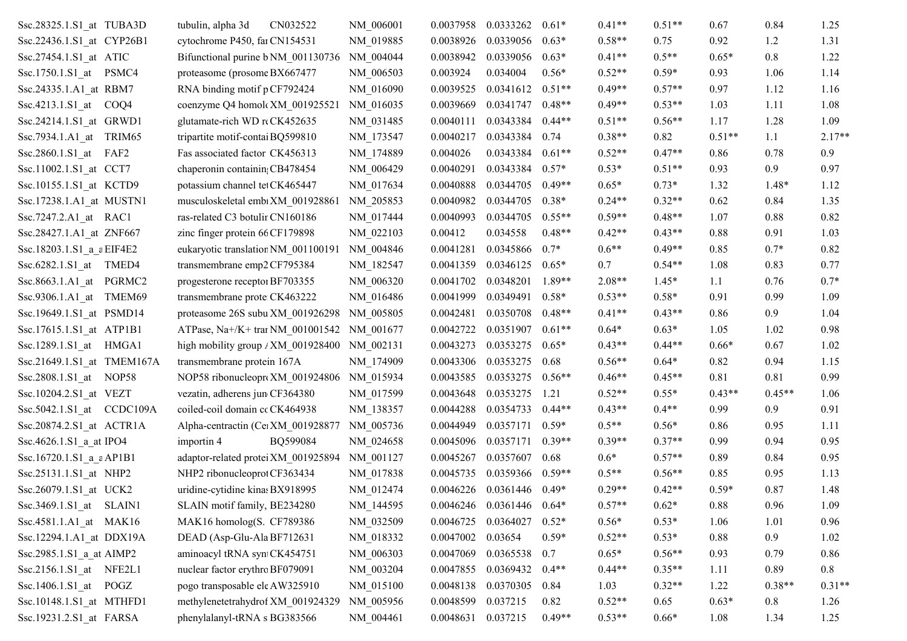| | | | | | | | | | | | | |
|---|---|---|---|---|---|---|---|---|---|---|---|---|
| Ssc.28325.1.S1_at | TUBA3D | tubulin, alpha 3d | CN032522 | NM_006001 | 0.0037958 | 0.0333262 | 0.61* | 0.41** | 0.51** | 0.67 | 0.84 | 1.25 |
| Ssc.22436.1.S1_at | CYP26B1 | cytochrome P450, fai | CN154531 | NM_019885 | 0.0038926 | 0.0339056 | 0.63* | 0.58** | 0.75 | 0.92 | 1.2 | 1.31 |
| Ssc.27454.1.S1_at | ATIC | Bifunctional purine b | NM_001130736 | NM_004044 | 0.0038942 | 0.0339056 | 0.63* | 0.41** | 0.5** | 0.65* | 0.8 | 1.22 |
| Ssc.1750.1.S1_at | PSMC4 | proteasome (prosome | BX667477 | NM_006503 | 0.003924 | 0.034004 | 0.56* | 0.52** | 0.59* | 0.93 | 1.06 | 1.14 |
| Ssc.24335.1.A1_at | RBM7 | RNA binding motif p | CF792424 | NM_016090 | 0.0039525 | 0.0341612 | 0.51** | 0.49** | 0.57** | 0.97 | 1.12 | 1.16 |
| Ssc.4213.1.S1_at | COQ4 | coenzyme Q4 homolo | XM_001925521 | NM_016035 | 0.0039669 | 0.0341747 | 0.48** | 0.49** | 0.53** | 1.03 | 1.11 | 1.08 |
| Ssc.24214.1.S1_at | GRWD1 | glutamate-rich WD re | CK452635 | NM_031485 | 0.0040111 | 0.0343384 | 0.44** | 0.51** | 0.56** | 1.17 | 1.28 | 1.09 |
| Ssc.7934.1.A1_at | TRIM65 | tripartite motif-contai | BQ599810 | NM_173547 | 0.0040217 | 0.0343384 | 0.74 | 0.38** | 0.82 | 0.51** | 1.1 | 2.17** |
| Ssc.2860.1.S1_at | FAF2 | Fas associated factor | CK456313 | NM_174889 | 0.004026 | 0.0343384 | 0.61** | 0.52** | 0.47** | 0.86 | 0.78 | 0.9 |
| Ssc.11002.1.S1_at | CCT7 | chaperonin containin | CB478454 | NM_006429 | 0.0040291 | 0.0343384 | 0.57* | 0.53* | 0.51** | 0.93 | 0.9 | 0.97 |
| Ssc.10155.1.S1_at | KCTD9 | potassium channel tet | CK465447 | NM_017634 | 0.0040888 | 0.0344705 | 0.49** | 0.65* | 0.73* | 1.32 | 1.48* | 1.12 |
| Ssc.17238.1.A1_at | MUSTN1 | musculoskeletal emb | XM_001928861 | NM_205853 | 0.0040982 | 0.0344705 | 0.38* | 0.24** | 0.32** | 0.62 | 0.84 | 1.35 |
| Ssc.7247.2.A1_at | RAC1 | ras-related C3 botulir | CN160186 | NM_017444 | 0.0040993 | 0.0344705 | 0.55** | 0.59** | 0.48** | 1.07 | 0.88 | 0.82 |
| Ssc.28427.1.A1_at | ZNF667 | zinc finger protein 66 | CF179898 | NM_022103 | 0.00412 | 0.034558 | 0.48** | 0.42** | 0.43** | 0.88 | 0.91 | 1.03 |
| Ssc.18203.1.S1_a_a | EIF4E2 | eukaryotic translation | NM_001100191 | NM_004846 | 0.0041281 | 0.0345866 | 0.7* | 0.6** | 0.49** | 0.85 | 0.7* | 0.82 |
| Ssc.6282.1.S1_at | TMED4 | transmembrane emp2 | CF795384 | NM_182547 | 0.0041359 | 0.0346125 | 0.65* | 0.7 | 0.54** | 1.08 | 0.83 | 0.77 |
| Ssc.8663.1.A1_at | PGRMC2 | progesterone receptor | BF703355 | NM_006320 | 0.0041702 | 0.0348201 | 1.89** | 2.08** | 1.45* | 1.1 | 0.76 | 0.7* |
| Ssc.9306.1.A1_at | TMEM69 | transmembrane prote | CK463222 | NM_016486 | 0.0041999 | 0.0349491 | 0.58* | 0.53** | 0.58* | 0.91 | 0.99 | 1.09 |
| Ssc.19649.1.S1_at | PSMD14 | proteasome 26S subu | XM_001926298 | NM_005805 | 0.0042481 | 0.0350708 | 0.48** | 0.41** | 0.43** | 0.86 | 0.9 | 1.04 |
| Ssc.17615.1.S1_at | ATP1B1 | ATPase, Na+/K+ tran | NM_001001542 | NM_001677 | 0.0042722 | 0.0351907 | 0.61** | 0.64* | 0.63* | 1.05 | 1.02 | 0.98 |
| Ssc.1289.1.S1_at | HMGA1 | high mobility group A | XM_001928400 | NM_002131 | 0.0043273 | 0.0353275 | 0.65* | 0.43** | 0.44** | 0.66* | 0.67 | 1.02 |
| Ssc.21649.1.S1_at | TMEM167A | transmembrane protein 167A | | NM_174909 | 0.0043306 | 0.0353275 | 0.68 | 0.56** | 0.64* | 0.82 | 0.94 | 1.15 |
| Ssc.2808.1.S1_at | NOP58 | NOP58 ribonucleopro | XM_001924806 | NM_015934 | 0.0043585 | 0.0353275 | 0.56** | 0.46** | 0.45** | 0.81 | 0.81 | 0.99 |
| Ssc.10204.2.S1_at | VEZT | vezatin, adherens jun | CF364380 | NM_017599 | 0.0043648 | 0.0353275 | 1.21 | 0.52** | 0.55* | 0.43** | 0.45** | 1.06 |
| Ssc.5042.1.S1_at | CCDC109A | coiled-coil domain cc | CK464938 | NM_138357 | 0.0044288 | 0.0354733 | 0.44** | 0.43** | 0.4** | 0.99 | 0.9 | 0.91 |
| Ssc.20874.2.S1_at | ACTR1A | Alpha-centractin (Ce | XM_001928877 | NM_005736 | 0.0044949 | 0.0357171 | 0.59* | 0.5** | 0.56* | 0.86 | 0.95 | 1.11 |
| Ssc.4626.1.S1_a_at | IPO4 | importin 4 | BQ599084 | NM_024658 | 0.0045096 | 0.0357171 | 0.39** | 0.39** | 0.37** | 0.99 | 0.94 | 0.95 |
| Ssc.16720.1.S1_a_a | AP1B1 | adaptor-related protei | XM_001925894 | NM_001127 | 0.0045267 | 0.0357607 | 0.68 | 0.6* | 0.57** | 0.89 | 0.84 | 0.95 |
| Ssc.25131.1.S1_at | NHP2 | NHP2 ribonucleoprot | CF363434 | NM_017838 | 0.0045735 | 0.0359366 | 0.59** | 0.5** | 0.56** | 0.85 | 0.95 | 1.13 |
| Ssc.26079.1.S1_at | UCK2 | uridine-cytidine kinas | BX918995 | NM_012474 | 0.0046226 | 0.0361446 | 0.49* | 0.29** | 0.42** | 0.59* | 0.87 | 1.48 |
| Ssc.3469.1.S1_at | SLAIN1 | SLAIN motif family, | BE234280 | NM_144595 | 0.0046246 | 0.0361446 | 0.64* | 0.57** | 0.62* | 0.88 | 0.96 | 1.09 |
| Ssc.4581.1.A1_at | MAK16 | MAK16 homolog(S. | CF789386 | NM_032509 | 0.0046725 | 0.0364027 | 0.52* | 0.56* | 0.53* | 1.06 | 1.01 | 0.96 |
| Ssc.12294.1.A1_at | DDX19A | DEAD (Asp-Glu-Ala | BF712631 | NM_018332 | 0.0047002 | 0.03654 | 0.59* | 0.52** | 0.53* | 0.88 | 0.9 | 1.02 |
| Ssc.2985.1.S1_a_at | AIMP2 | aminoacyl tRNA syn | CK454751 | NM_006303 | 0.0047069 | 0.0365538 | 0.7 | 0.65* | 0.56** | 0.93 | 0.79 | 0.86 |
| Ssc.2156.1.S1_at | NFE2L1 | nuclear factor erythro | BF079091 | NM_003204 | 0.0047855 | 0.0369432 | 0.4** | 0.44** | 0.35** | 1.11 | 0.89 | 0.8 |
| Ssc.1406.1.S1_at | POGZ | pogo transposable ele | AW325910 | NM_015100 | 0.0048138 | 0.0370305 | 0.84 | 1.03 | 0.32** | 1.22 | 0.38** | 0.31** |
| Ssc.10148.1.S1_at | MTHFD1 | methylenetetrahydrof | XM_001924329 | NM_005956 | 0.0048599 | 0.037215 | 0.82 | 0.52** | 0.65 | 0.63* | 0.8 | 1.26 |
| Ssc.19231.2.S1_at | FARSA | phenylalanyl-tRNA s | BG383566 | NM_004461 | 0.0048631 | 0.037215 | 0.49** | 0.53** | 0.66* | 1.08 | 1.34 | 1.25 |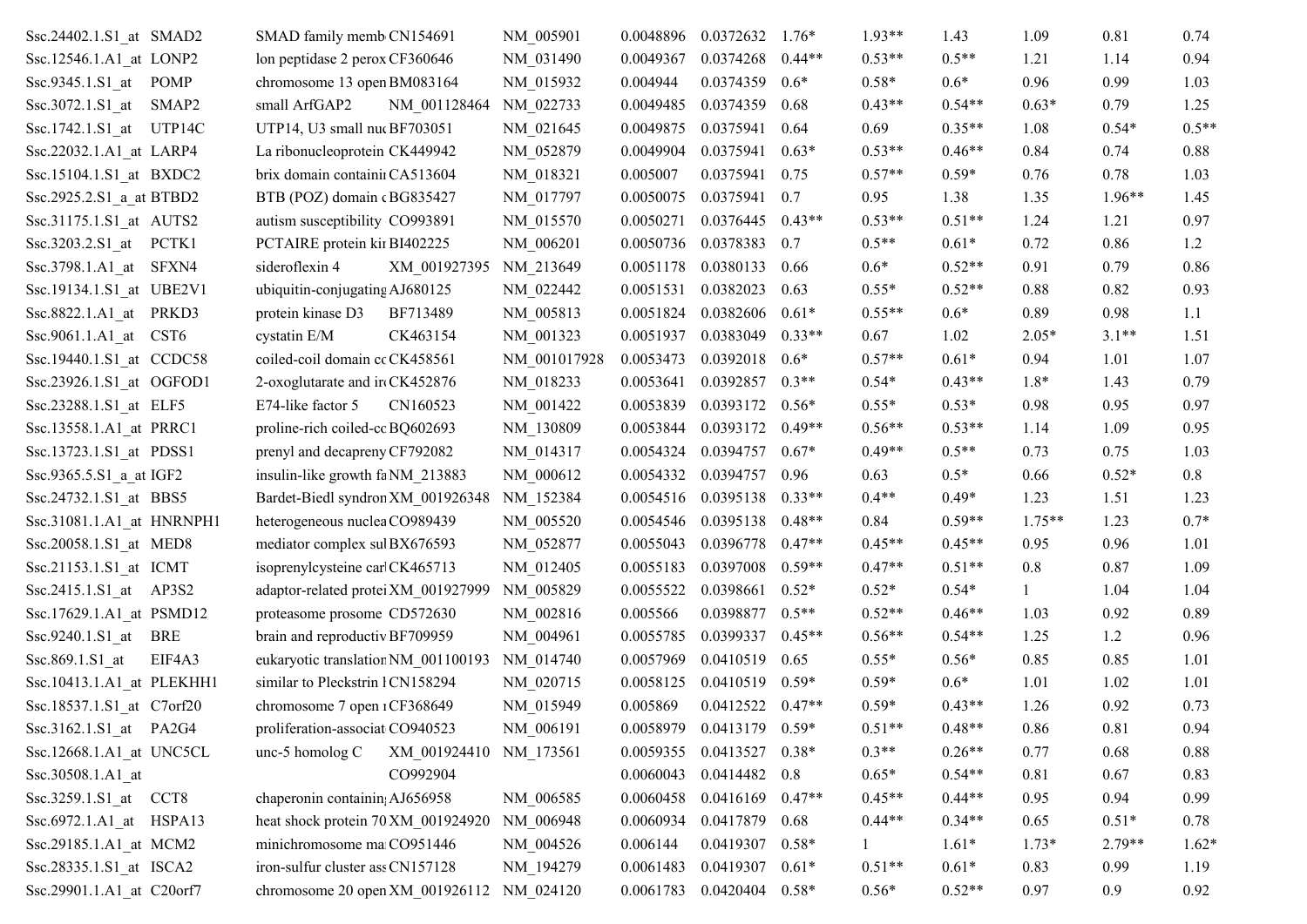| | | | | | | | | | | | | |
|---|---|---|---|---|---|---|---|---|---|---|---|---|
| Ssc.24402.1.S1_at | SMAD2 | SMAD family memb | CN154691 | NM_005901 | 0.0048896 | 0.0372632 | 1.76* | 1.93** | 1.43 | 1.09 | 0.81 | 0.74 |
| Ssc.12546.1.A1_at | LONP2 | lon peptidase 2 perox | CF360646 | NM_031490 | 0.0049367 | 0.0374268 | 0.44** | 0.53** | 0.5** | 1.21 | 1.14 | 0.94 |
| Ssc.9345.1.S1_at | POMP | chromosome 13 open | BM083164 | NM_015932 | 0.004944 | 0.0374359 | 0.6* | 0.58* | 0.6* | 0.96 | 0.99 | 1.03 |
| Ssc.3072.1.S1_at | SMAP2 | small ArfGAP2 | NM_001128464 | NM_022733 | 0.0049485 | 0.0374359 | 0.68 | 0.43** | 0.54** | 0.63* | 0.79 | 1.25 |
| Ssc.1742.1.S1_at | UTP14C | UTP14, U3 small nuc | BF703051 | NM_021645 | 0.0049875 | 0.0375941 | 0.64 | 0.69 | 0.35** | 1.08 | 0.54* | 0.5** |
| Ssc.22032.1.A1_at | LARP4 | La ribonucleoprotein | CK449942 | NM_052879 | 0.0049904 | 0.0375941 | 0.63* | 0.53** | 0.46** | 0.84 | 0.74 | 0.88 |
| Ssc.15104.1.S1_at | BXDC2 | brix domain containi | CA513604 | NM_018321 | 0.005007 | 0.0375941 | 0.75 | 0.57** | 0.59* | 0.76 | 0.78 | 1.03 |
| Ssc.2925.2.S1_a_at | BTBD2 | BTB (POZ) domain c | BG835427 | NM_017797 | 0.0050075 | 0.0375941 | 0.7 | 0.95 | 1.38 | 1.35 | 1.96** | 1.45 |
| Ssc.31175.1.S1_at | AUTS2 | autism susceptibility | CO993891 | NM_015570 | 0.0050271 | 0.0376445 | 0.43** | 0.53** | 0.51** | 1.24 | 1.21 | 0.97 |
| Ssc.3203.2.S1_at | PCTK1 | PCTAIRE protein kin | BI402225 | NM_006201 | 0.0050736 | 0.0378383 | 0.7 | 0.5** | 0.61* | 0.72 | 0.86 | 1.2 |
| Ssc.3798.1.A1_at | SFXN4 | sideroflexin 4 | XM_001927395 | NM_213649 | 0.0051178 | 0.0380133 | 0.66 | 0.6* | 0.52** | 0.91 | 0.79 | 0.86 |
| Ssc.19134.1.S1_at | UBE2V1 | ubiquitin-conjugating | AJ680125 | NM_022442 | 0.0051531 | 0.0382023 | 0.63 | 0.55* | 0.52** | 0.88 | 0.82 | 0.93 |
| Ssc.8822.1.A1_at | PRKD3 | protein kinase D3 | BF713489 | NM_005813 | 0.0051824 | 0.0382606 | 0.61* | 0.55** | 0.6* | 0.89 | 0.98 | 1.1 |
| Ssc.9061.1.A1_at | CST6 | cystatin E/M | CK463154 | NM_001323 | 0.0051937 | 0.0383049 | 0.33** | 0.67 | 1.02 | 2.05* | 3.1** | 1.51 |
| Ssc.19440.1.S1_at | CCDC58 | coiled-coil domain cc | CK458561 | NM_001017928 | 0.0053473 | 0.0392018 | 0.6* | 0.57** | 0.61* | 0.94 | 1.01 | 1.07 |
| Ssc.23926.1.S1_at | OGFOD1 | 2-oxoglutarate and irc | CK452876 | NM_018233 | 0.0053641 | 0.0392857 | 0.3** | 0.54* | 0.43** | 1.8* | 1.43 | 0.79 |
| Ssc.23288.1.S1_at | ELF5 | E74-like factor 5 | CN160523 | NM_001422 | 0.0053839 | 0.0393172 | 0.56* | 0.55* | 0.53* | 0.98 | 0.95 | 0.97 |
| Ssc.13558.1.A1_at | PRRC1 | proline-rich coiled-cc | BQ602693 | NM_130809 | 0.0053844 | 0.0393172 | 0.49** | 0.56** | 0.53** | 1.14 | 1.09 | 0.95 |
| Ssc.13723.1.S1_at | PDSS1 | prenyl and decapreny | CF792082 | NM_014317 | 0.0054324 | 0.0394757 | 0.67* | 0.49** | 0.5** | 0.73 | 0.75 | 1.03 |
| Ssc.9365.5.S1_a_at | IGF2 | insulin-like growth fa | NM_213883 | NM_000612 | 0.0054332 | 0.0394757 | 0.96 | 0.63 | 0.5* | 0.66 | 0.52* | 0.8 |
| Ssc.24732.1.S1_at | BBS5 | Bardet-Biedl syndron | XM_001926348 | NM_152384 | 0.0054516 | 0.0395138 | 0.33** | 0.4** | 0.49* | 1.23 | 1.51 | 1.23 |
| Ssc.31081.1.A1_at | HNRNPH1 | heterogeneous nuclea | CO989439 | NM_005520 | 0.0054546 | 0.0395138 | 0.48** | 0.84 | 0.59** | 1.75** | 1.23 | 0.7* |
| Ssc.20058.1.S1_at | MED8 | mediator complex sul | BX676593 | NM_052877 | 0.0055043 | 0.0396778 | 0.47** | 0.45** | 0.45** | 0.95 | 0.96 | 1.01 |
| Ssc.21153.1.S1_at | ICMT | isoprenylcysteine carl | CK465713 | NM_012405 | 0.0055183 | 0.0397008 | 0.59** | 0.47** | 0.51** | 0.8 | 0.87 | 1.09 |
| Ssc.2415.1.S1_at | AP3S2 | adaptor-related protei | XM_001927999 | NM_005829 | 0.0055522 | 0.0398661 | 0.52* | 0.52* | 0.54* | 1 | 1.04 | 1.04 |
| Ssc.17629.1.A1_at | PSMD12 | proteasome prosome | CD572630 | NM_002816 | 0.005566 | 0.0398877 | 0.5** | 0.52** | 0.46** | 1.03 | 0.92 | 0.89 |
| Ssc.9240.1.S1_at | BRE | brain and reproductiv | BF709959 | NM_004961 | 0.0055785 | 0.0399337 | 0.45** | 0.56** | 0.54** | 1.25 | 1.2 | 0.96 |
| Ssc.869.1.S1_at | EIF4A3 | eukaryotic translation | NM_001100193 | NM_014740 | 0.0057969 | 0.0410519 | 0.65 | 0.55* | 0.56* | 0.85 | 0.85 | 1.01 |
| Ssc.10413.1.A1_at | PLEKHH1 | similar to Pleckstrin l | CN158294 | NM_020715 | 0.0058125 | 0.0410519 | 0.59* | 0.59* | 0.6* | 1.01 | 1.02 | 1.01 |
| Ssc.18537.1.S1_at | C7orf20 | chromosome 7 open r | CF368649 | NM_015949 | 0.005869 | 0.0412522 | 0.47** | 0.59* | 0.43** | 1.26 | 0.92 | 0.73 |
| Ssc.3162.1.S1_at | PA2G4 | proliferation-associat | CO940523 | NM_006191 | 0.0058979 | 0.0413179 | 0.59* | 0.51** | 0.48** | 0.86 | 0.81 | 0.94 |
| Ssc.12668.1.A1_at | UNC5CL | unc-5 homolog C | XM_001924410 | NM_173561 | 0.0059355 | 0.0413527 | 0.38* | 0.3** | 0.26** | 0.77 | 0.68 | 0.88 |
| Ssc.30508.1.A1_at | | | CO992904 | | 0.0060043 | 0.0414482 | 0.8 | 0.65* | 0.54** | 0.81 | 0.67 | 0.83 |
| Ssc.3259.1.S1_at | CCT8 | chaperonin containin | AJ656958 | NM_006585 | 0.0060458 | 0.0416169 | 0.47** | 0.45** | 0.44** | 0.95 | 0.94 | 0.99 |
| Ssc.6972.1.A1_at | HSPA13 | heat shock protein 70 | XM_001924920 | NM_006948 | 0.0060934 | 0.0417879 | 0.68 | 0.44** | 0.34** | 0.65 | 0.51* | 0.78 |
| Ssc.29185.1.A1_at | MCM2 | minichromosome mai | CO951446 | NM_004526 | 0.006144 | 0.0419307 | 0.58* | 1 | 1.61* | 1.73* | 2.79** | 1.62* |
| Ssc.28335.1.S1_at | ISCA2 | iron-sulfur cluster ass | CN157128 | NM_194279 | 0.0061483 | 0.0419307 | 0.61* | 0.51** | 0.61* | 0.83 | 0.99 | 1.19 |
| Ssc.29901.1.A1_at | C20orf7 | chromosome 20 open | XM_001926112 | NM_024120 | 0.0061783 | 0.0420404 | 0.58* | 0.56* | 0.52** | 0.97 | 0.9 | 0.92 |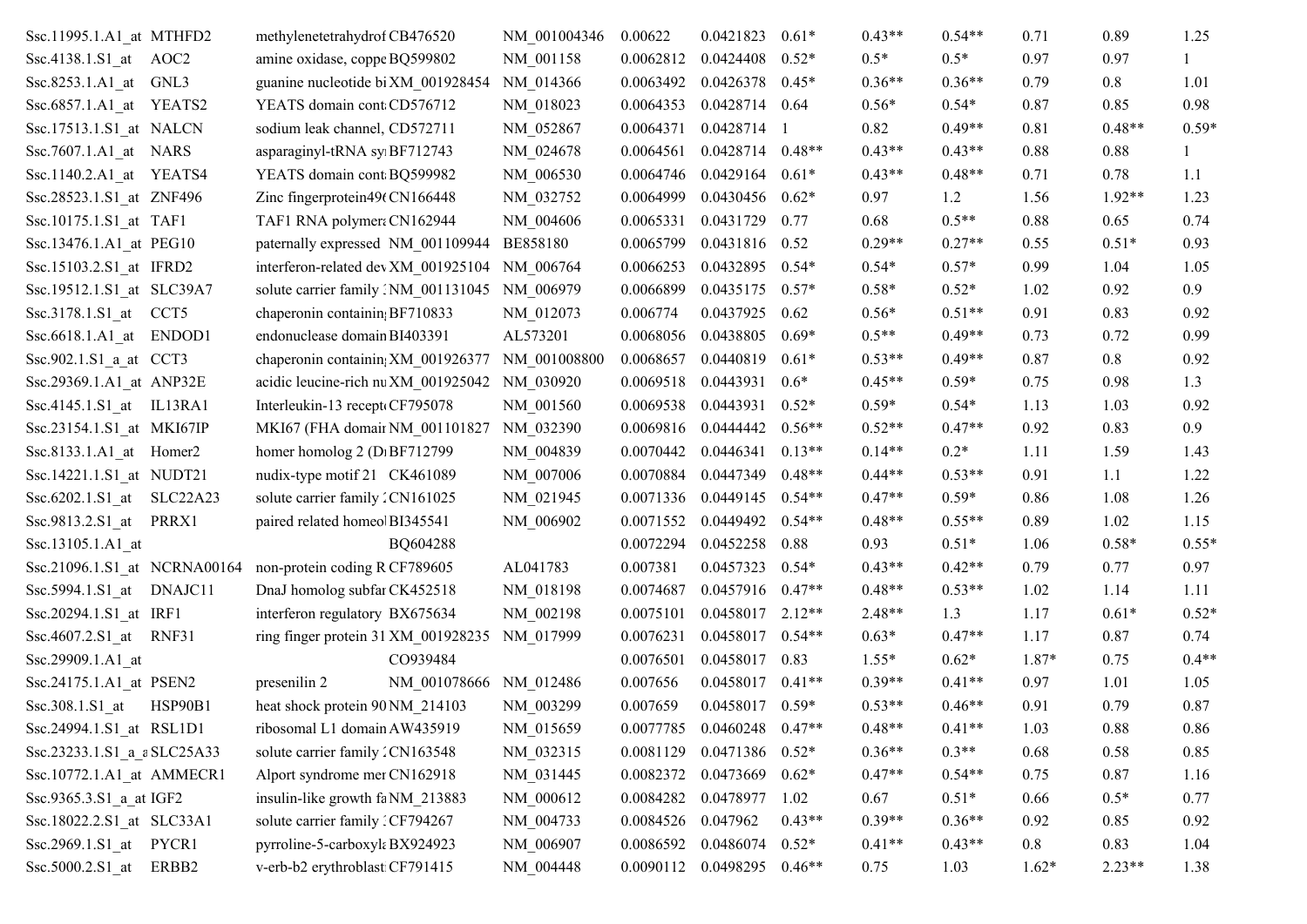| | | | | | | | | | | | | |
|---|---|---|---|---|---|---|---|---|---|---|---|---|
| Ssc.11995.1.A1_at | MTHFD2 | methylenetetrahydrof | CB476520 | NM_001004346 | 0.00622 | 0.0421823 | 0.61* | 0.43** | 0.54** | 0.71 | 0.89 | 1.25 |
| Ssc.4138.1.S1_at | AOC2 | amine oxidase, coppe | BQ599802 | NM_001158 | 0.0062812 | 0.0424408 | 0.52* | 0.5* | 0.5* | 0.97 | 0.97 | 1 |
| Ssc.8253.1.A1_at | GNL3 | guanine nucleotide bi | XM_001928454 | NM_014366 | 0.0063492 | 0.0426378 | 0.45* | 0.36** | 0.36** | 0.79 | 0.8 | 1.01 |
| Ssc.6857.1.A1_at | YEATS2 | YEATS domain cont | CD576712 | NM_018023 | 0.0064353 | 0.0428714 | 0.64 | 0.56* | 0.54* | 0.87 | 0.85 | 0.98 |
| Ssc.17513.1.S1_at | NALCN | sodium leak channel, | CD572711 | NM_052867 | 0.0064371 | 0.0428714 | 1 | 0.82 | 0.49** | 0.81 | 0.48** | 0.59* |
| Ssc.7607.1.A1_at | NARS | asparaginyl-tRNA sy | BF712743 | NM_024678 | 0.0064561 | 0.0428714 | 0.48** | 0.43** | 0.43** | 0.88 | 0.88 | 1 |
| Ssc.1140.2.A1_at | YEATS4 | YEATS domain cont | BQ599982 | NM_006530 | 0.0064746 | 0.0429164 | 0.61* | 0.43** | 0.48** | 0.71 | 0.78 | 1.1 |
| Ssc.28523.1.S1_at | ZNF496 | Zinc fingerprotein49 | CN166448 | NM_032752 | 0.0064999 | 0.0430456 | 0.62* | 0.97 | 1.2 | 1.56 | 1.92** | 1.23 |
| Ssc.10175.1.S1_at | TAF1 | TAF1 RNA polymera | CN162944 | NM_004606 | 0.0065331 | 0.0431729 | 0.77 | 0.68 | 0.5** | 0.88 | 0.65 | 0.74 |
| Ssc.13476.1.A1_at | PEG10 | paternally expressed | NM_001109944 | BE858180 | 0.0065799 | 0.0431816 | 0.52 | 0.29** | 0.27** | 0.55 | 0.51* | 0.93 |
| Ssc.15103.2.S1_at | IFRD2 | interferon-related dev | XM_001925104 | NM_006764 | 0.0066253 | 0.0432895 | 0.54* | 0.54* | 0.57* | 0.99 | 1.04 | 1.05 |
| Ssc.19512.1.S1_at | SLC39A7 | solute carrier family | NM_001131045 | NM_006979 | 0.0066899 | 0.0435175 | 0.57* | 0.58* | 0.52* | 1.02 | 0.92 | 0.9 |
| Ssc.3178.1.S1_at | CCT5 | chaperonin containin | BF710833 | NM_012073 | 0.006774 | 0.0437925 | 0.62 | 0.56* | 0.51** | 0.91 | 0.83 | 0.92 |
| Ssc.6618.1.A1_at | ENDOD1 | endonuclease domain | BI403391 | AL573201 | 0.0068056 | 0.0438805 | 0.69* | 0.5** | 0.49** | 0.73 | 0.72 | 0.99 |
| Ssc.902.1.S1_a_at | CCT3 | chaperonin containin | XM_001926377 | NM_001008800 | 0.0068657 | 0.0440819 | 0.61* | 0.53** | 0.49** | 0.87 | 0.8 | 0.92 |
| Ssc.29369.1.A1_at | ANP32E | acidic leucine-rich nu | XM_001925042 | NM_030920 | 0.0069518 | 0.0443931 | 0.6* | 0.45** | 0.59* | 0.75 | 0.98 | 1.3 |
| Ssc.4145.1.S1_at | IL13RA1 | Interleukin-13 recept | CF795078 | NM_001560 | 0.0069538 | 0.0443931 | 0.52* | 0.59* | 0.54* | 1.13 | 1.03 | 0.92 |
| Ssc.23154.1.S1_at | MKI67IP | MKI67 (FHA domair | NM_001101827 | NM_032390 | 0.0069816 | 0.0444442 | 0.56** | 0.52** | 0.47** | 0.92 | 0.83 | 0.9 |
| Ssc.8133.1.A1_at | Homer2 | homer homolog 2 (D | BF712799 | NM_004839 | 0.0070442 | 0.0446341 | 0.13** | 0.14** | 0.2* | 1.11 | 1.59 | 1.43 |
| Ssc.14221.1.S1_at | NUDT21 | nudix-type motif 21 | CK461089 | NM_007006 | 0.0070884 | 0.0447349 | 0.48** | 0.44** | 0.53** | 0.91 | 1.1 | 1.22 |
| Ssc.6202.1.S1_at | SLC22A23 | solute carrier family | CN161025 | NM_021945 | 0.0071336 | 0.0449145 | 0.54** | 0.47** | 0.59* | 0.86 | 1.08 | 1.26 |
| Ssc.9813.2.S1_at | PRRX1 | paired related homeo | BI345541 | NM_006902 | 0.0071552 | 0.0449492 | 0.54** | 0.48** | 0.55** | 0.89 | 1.02 | 1.15 |
| Ssc.13105.1.A1_at | | | BQ604288 | | 0.0072294 | 0.0452258 | 0.88 | 0.93 | 0.51* | 1.06 | 0.58* | 0.55* |
| Ssc.21096.1.S1_at | NCRNA00164 | non-protein coding R | CF789605 | AL041783 | 0.007381 | 0.0457323 | 0.54* | 0.43** | 0.42** | 0.79 | 0.77 | 0.97 |
| Ssc.5994.1.S1_at | DNAJC11 | DnaJ homolog subfar | CK452518 | NM_018198 | 0.0074687 | 0.0457916 | 0.47** | 0.48** | 0.53** | 1.02 | 1.14 | 1.11 |
| Ssc.20294.1.S1_at | IRF1 | interferon regulatory | BX675634 | NM_002198 | 0.0075101 | 0.0458017 | 2.12** | 2.48** | 1.3 | 1.17 | 0.61* | 0.52* |
| Ssc.4607.2.S1_at | RNF31 | ring finger protein 31 | XM_001928235 | NM_017999 | 0.0076231 | 0.0458017 | 0.54** | 0.63* | 0.47** | 1.17 | 0.87 | 0.74 |
| Ssc.29909.1.A1_at | | | CO939484 | | 0.0076501 | 0.0458017 | 0.83 | 1.55* | 0.62* | 1.87* | 0.75 | 0.4** |
| Ssc.24175.1.A1_at | PSEN2 | presenilin 2 | NM_001078666 | NM_012486 | 0.007656 | 0.0458017 | 0.41** | 0.39** | 0.41** | 0.97 | 1.01 | 1.05 |
| Ssc.308.1.S1_at | HSP90B1 | heat shock protein 90 | NM_214103 | NM_003299 | 0.007659 | 0.0458017 | 0.59* | 0.53** | 0.46** | 0.91 | 0.79 | 0.87 |
| Ssc.24994.1.S1_at | RSL1D1 | ribosomal L1 domain | AW435919 | NM_015659 | 0.0077785 | 0.0460248 | 0.47** | 0.48** | 0.41** | 1.03 | 0.88 | 0.86 |
| Ssc.23233.1.S1_a_a | SLC25A33 | solute carrier family | CN163548 | NM_032315 | 0.0081129 | 0.0471386 | 0.52* | 0.36** | 0.3** | 0.68 | 0.58 | 0.85 |
| Ssc.10772.1.A1_at | AMMECR1 | Alport syndrome mer | CN162918 | NM_031445 | 0.0082372 | 0.0473669 | 0.62* | 0.47** | 0.54** | 0.75 | 0.87 | 1.16 |
| Ssc.9365.3.S1_a_at | IGF2 | insulin-like growth fa | NM_213883 | NM_000612 | 0.0084282 | 0.0478977 | 1.02 | 0.67 | 0.51* | 0.66 | 0.5* | 0.77 |
| Ssc.18022.2.S1_at | SLC33A1 | solute carrier family | CF794267 | NM_004733 | 0.0084526 | 0.047962 | 0.43** | 0.39** | 0.36** | 0.92 | 0.85 | 0.92 |
| Ssc.2969.1.S1_at | PYCR1 | pyrroline-5-carboxyla | BX924923 | NM_006907 | 0.0086592 | 0.0486074 | 0.52* | 0.41** | 0.43** | 0.8 | 0.83 | 1.04 |
| Ssc.5000.2.S1_at | ERBB2 | v-erb-b2 erythroblast | CF791415 | NM_004448 | 0.0090112 | 0.0498295 | 0.46** | 0.75 | 1.03 | 1.62* | 2.23** | 1.38 |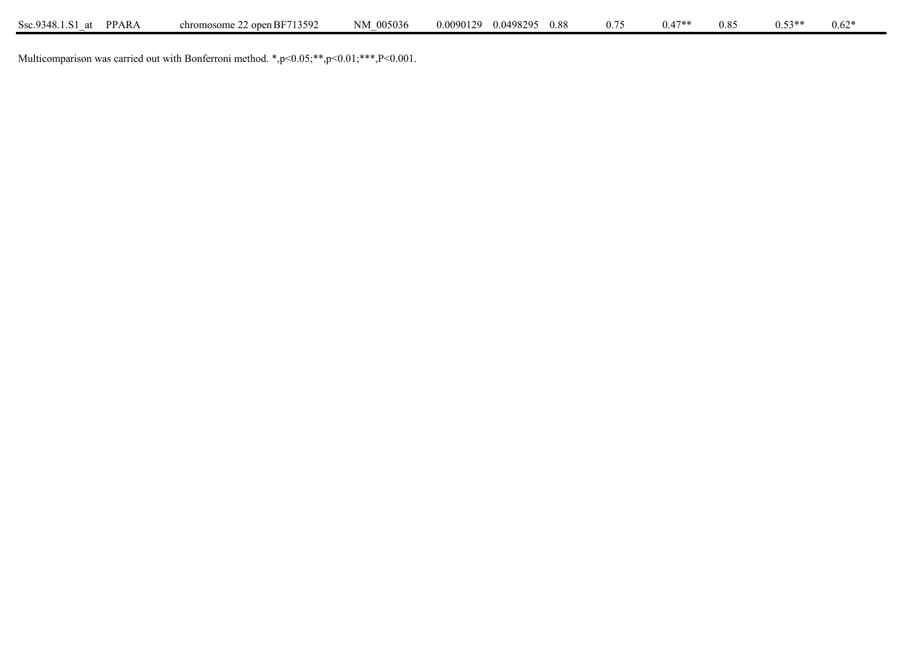| | | | | | | | | | | | | |
|---|---|---|---|---|---|---|---|---|---|---|---|---|
| Ssc.9348.1.S1_at | PPARA | chromosome 22 open | BF713592 | NM_005036 | 0.0090129 | 0.0498295 | 0.88 | 0.75 | 0.47** | 0.85 | 0.53** | 0.62* |

Multicomparison was carried out with Bonferroni method. *,p<0.05;**,p<0.01;***,P<0.001.